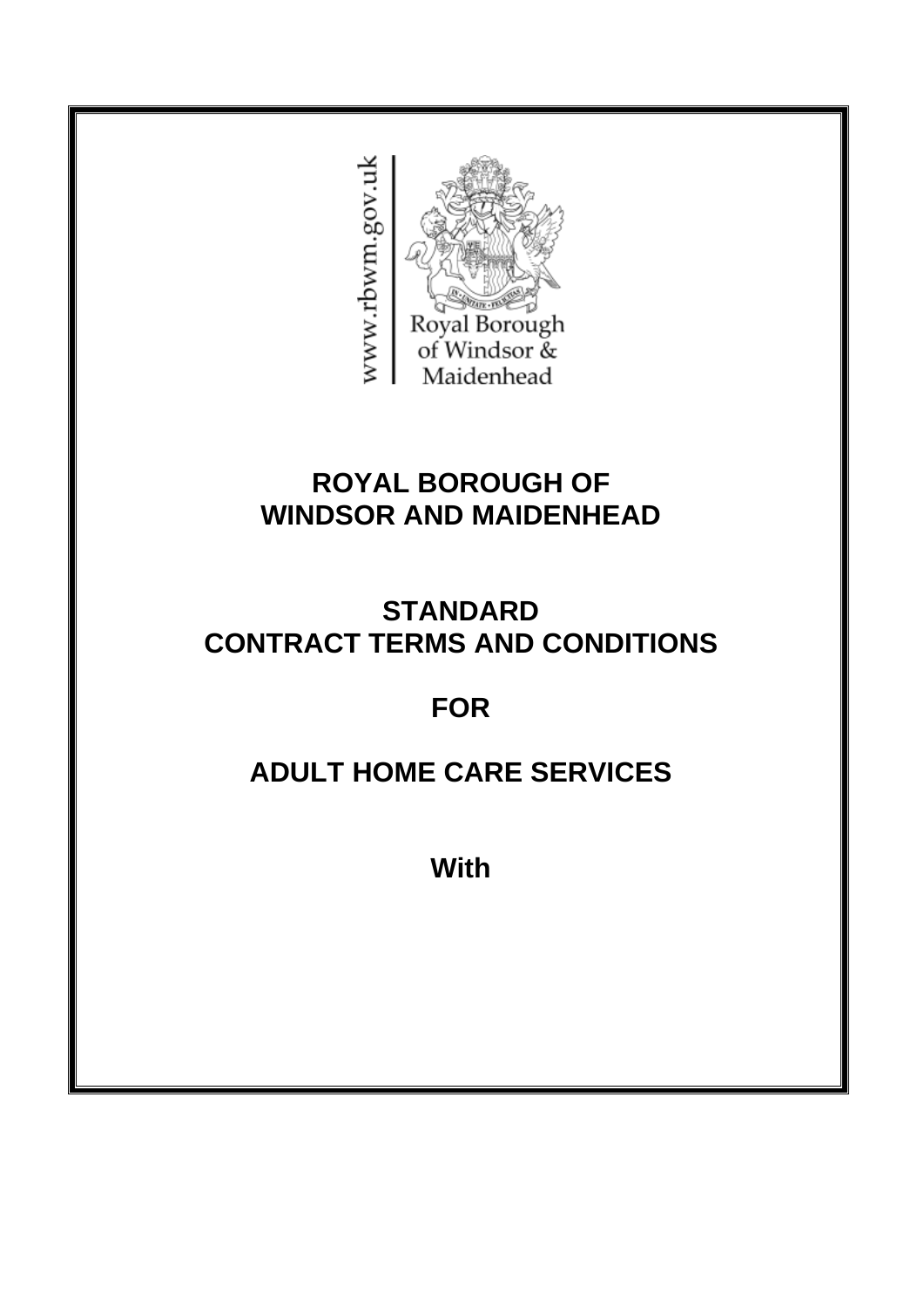www.rbwm.gov.uk

Royal Borough of Windsor & Maidenhead

# ROYAL BOROUGH OF WINDSOR AND MAIDENHEAD

# STANDARD CONTRACT TERMS AND CONDITIONS

# FOR

# ADULT HOME CARE SERVICES

# With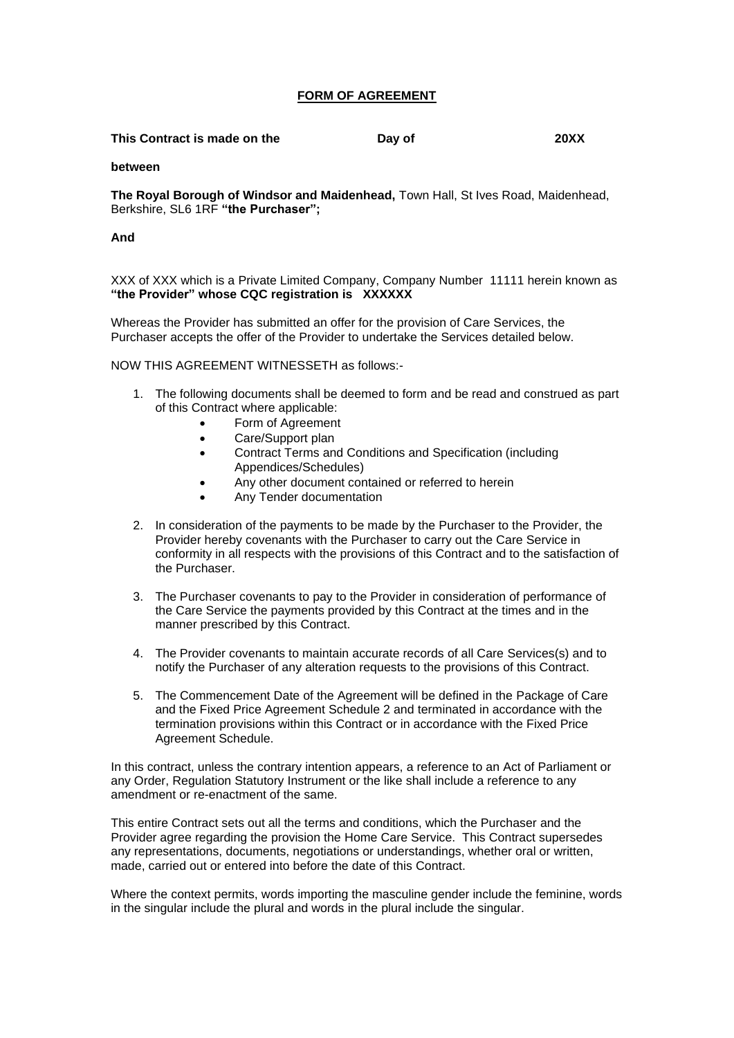# FORM OF AGREEMENT

**This Contract is made on the Day of 20XX**

**between**

**The Royal Borough of Windsor and Maidenhead,** Town Hall, St Ives Road, Maidenhead, Berkshire, SL6 1RF **"the Purchaser";**

**And**

XXX of XXX which is a Private Limited Company, Company Number 11111 herein known as **"the Provider" whose CQC registration is XXXXXX**

Whereas the Provider has submitted an offer for the provision of Care Services, the Purchaser accepts the offer of the Provider to undertake the Services detailed below.

NOW THIS AGREEMENT WITNESSETH as follows:-

1. The following documents shall be deemed to form and be read and construed as part of this Contract where applicable:
   - Form of Agreement
   - Care/Support plan
   - Contract Terms and Conditions and Specification (including Appendices/Schedules)
   - Any other document contained or referred to herein
   - Any Tender documentation
2. In consideration of the payments to be made by the Purchaser to the Provider, the Provider hereby covenants with the Purchaser to carry out the Care Service in conformity in all respects with the provisions of this Contract and to the satisfaction of the Purchaser.
3. The Purchaser covenants to pay to the Provider in consideration of performance of the Care Service the payments provided by this Contract at the times and in the manner prescribed by this Contract.
4. The Provider covenants to maintain accurate records of all Care Services(s) and to notify the Purchaser of any alteration requests to the provisions of this Contract.
5. The Commencement Date of the Agreement will be defined in the Package of Care and the Fixed Price Agreement Schedule 2 and terminated in accordance with the termination provisions within this Contract or in accordance with the Fixed Price Agreement Schedule.

In this contract, unless the contrary intention appears, a reference to an Act of Parliament or any Order, Regulation Statutory Instrument or the like shall include a reference to any amendment or re-enactment of the same.

This entire Contract sets out all the terms and conditions, which the Purchaser and the Provider agree regarding the provision the Home Care Service. This Contract supersedes any representations, documents, negotiations or understandings, whether oral or written, made, carried out or entered into before the date of this Contract.

Where the context permits, words importing the masculine gender include the feminine, words in the singular include the plural and words in the plural include the singular.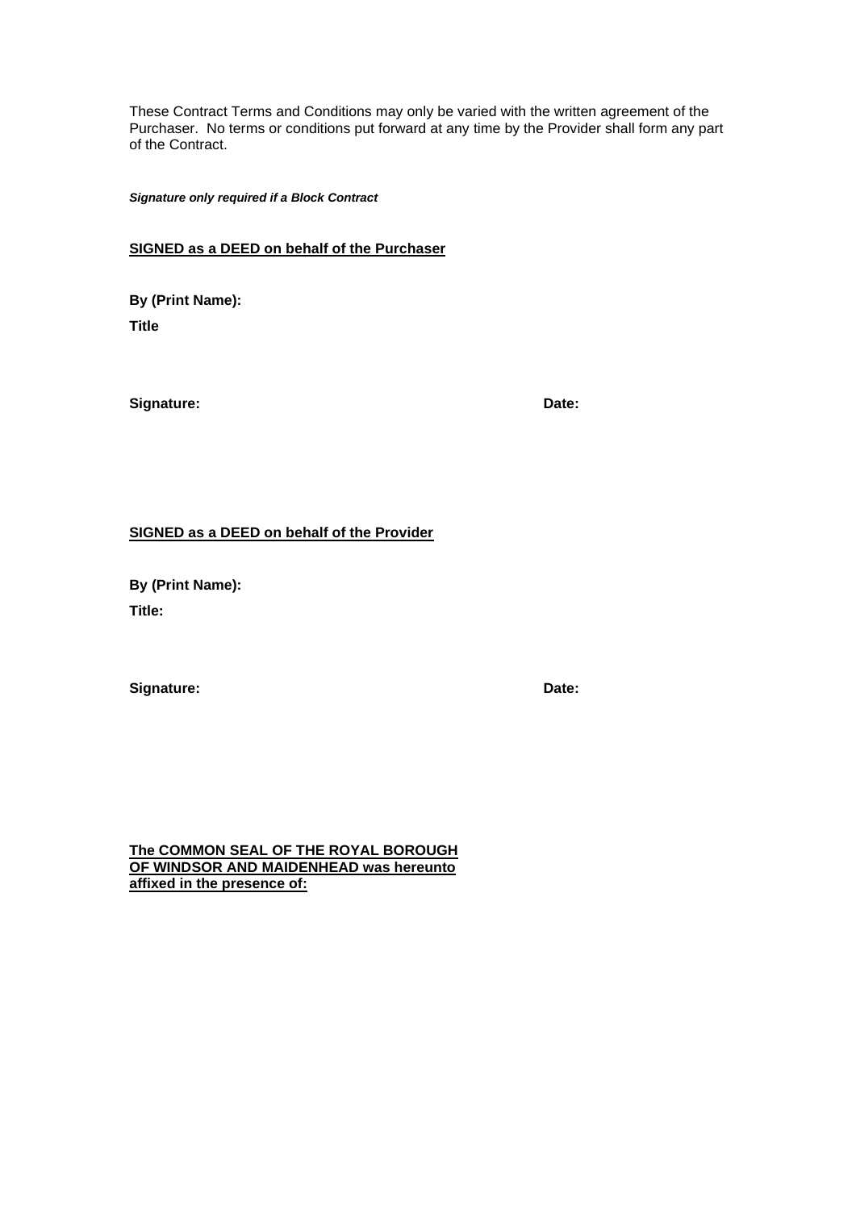These Contract Terms and Conditions may only be varied with the written agreement of the Purchaser. No terms or conditions put forward at any time by the Provider shall form any part of the Contract.

***Signature only required if a Block Contract***

**<u>SIGNED as a DEED on behalf of the Purchaser</u>**

**By (Print Name):**

**Title**

**Signature:** **Date:**

**<u>SIGNED as a DEED on behalf of the Provider</u>**

**By (Print Name):**

**Title:**

**Signature:** **Date:**

**<u>The COMMON SEAL OF THE ROYAL BOROUGH OF WINDSOR AND MAIDENHEAD was hereunto affixed in the presence of:</u>**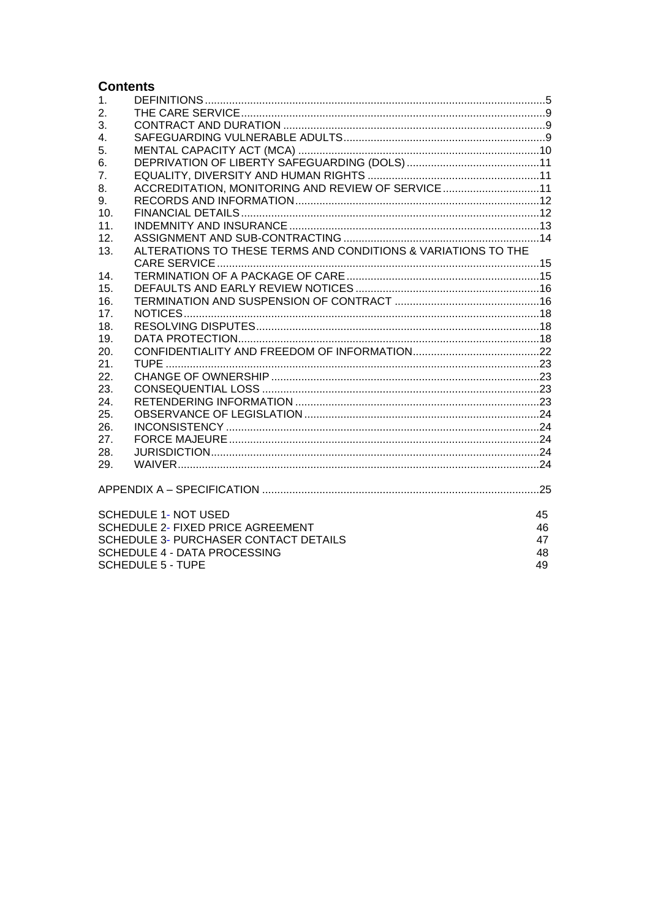## Contents

| | | |
|---|---|---|
| 1. | DEFINITIONS | 5 |
| 2. | THE CARE SERVICE | 9 |
| 3. | CONTRACT AND DURATION | 9 |
| 4. | SAFEGUARDING VULNERABLE ADULTS | 9 |
| 5. | MENTAL CAPACITY ACT (MCA) | 10 |
| 6. | DEPRIVATION OF LIBERTY SAFEGUARDING (DOLS) | 11 |
| 7. | EQUALITY, DIVERSITY AND HUMAN RIGHTS | 11 |
| 8. | ACCREDITATION, MONITORING AND REVIEW OF SERVICE | 11 |
| 9. | RECORDS AND INFORMATION | 12 |
| 10. | FINANCIAL DETAILS | 12 |
| 11. | INDEMNITY AND INSURANCE | 13 |
| 12. | ASSIGNMENT AND SUB-CONTRACTING | 14 |
| 13. | ALTERATIONS TO THESE TERMS AND CONDITIONS & VARIATIONS TO THE CARE SERVICE | 15 |
| 14. | TERMINATION OF A PACKAGE OF CARE | 15 |
| 15. | DEFAULTS AND EARLY REVIEW NOTICES | 16 |
| 16. | TERMINATION AND SUSPENSION OF CONTRACT | 16 |
| 17. | NOTICES | 18 |
| 18. | RESOLVING DISPUTES | 18 |
| 19. | DATA PROTECTION | 18 |
| 20. | CONFIDENTIALITY AND FREEDOM OF INFORMATION | 22 |
| 21. | TUPE | 23 |
| 22. | CHANGE OF OWNERSHIP | 23 |
| 23. | CONSEQUENTIAL LOSS | 23 |
| 24. | RETENDERING INFORMATION | 23 |
| 25. | OBSERVANCE OF LEGISLATION | 24 |
| 26. | INCONSISTENCY | 24 |
| 27. | FORCE MAJEURE | 24 |
| 28. | JURISDICTION | 24 |
| 29. | WAIVER | 24 |

| | |
|---|---|
| APPENDIX A – SPECIFICATION | 25 |
| SCHEDULE 1- NOT USED | 45 |
| SCHEDULE 2- FIXED PRICE AGREEMENT | 46 |
| SCHEDULE 3- PURCHASER CONTACT DETAILS | 47 |
| SCHEDULE 4 - DATA PROCESSING | 48 |
| SCHEDULE 5 - TUPE | 49 |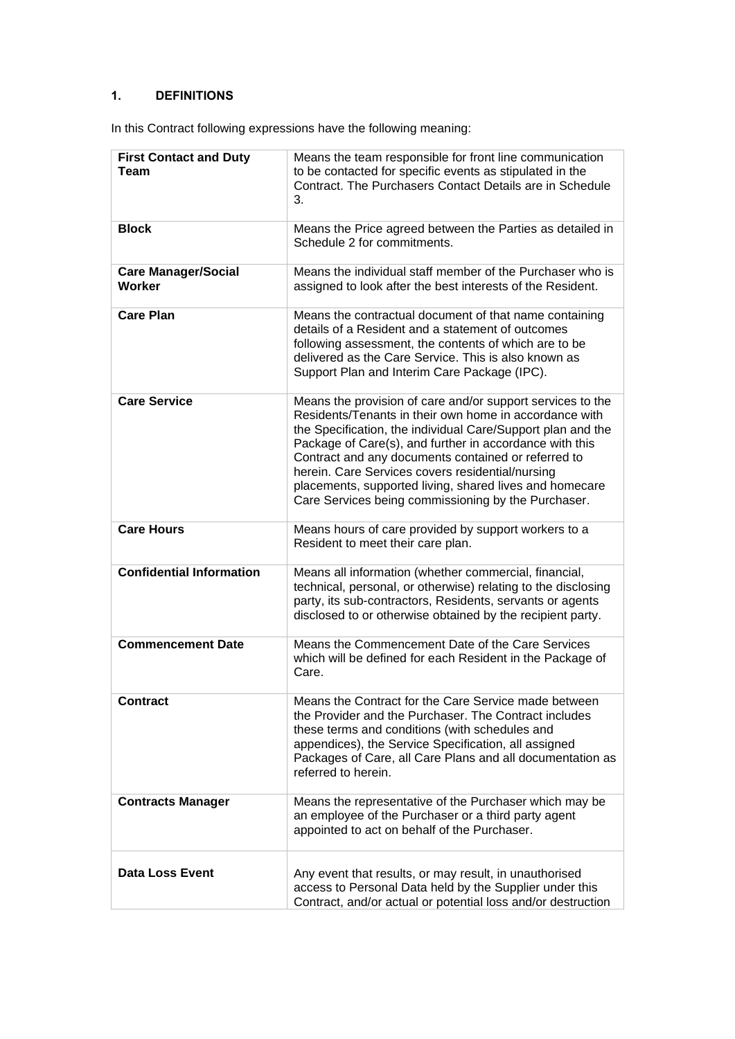## 1. DEFINITIONS

In this Contract following expressions have the following meaning:

| | |
|---|---|
| **First Contact and Duty Team** | Means the team responsible for front line communication to be contacted for specific events as stipulated in the Contract. The Purchasers Contact Details are in Schedule 3. |
| **Block** | Means the Price agreed between the Parties as detailed in Schedule 2 for commitments. |
| **Care Manager/Social Worker** | Means the individual staff member of the Purchaser who is assigned to look after the best interests of the Resident. |
| **Care Plan** | Means the contractual document of that name containing details of a Resident and a statement of outcomes following assessment, the contents of which are to be delivered as the Care Service. This is also known as Support Plan and Interim Care Package (IPC). |
| **Care Service** | Means the provision of care and/or support services to the Residents/Tenants in their own home in accordance with the Specification, the individual Care/Support plan and the Package of Care(s), and further in accordance with this Contract and any documents contained or referred to herein. Care Services covers residential/nursing placements, supported living, shared lives and homecare Care Services being commissioning by the Purchaser. |
| **Care Hours** | Means hours of care provided by support workers to a Resident to meet their care plan. |
| **Confidential Information** | Means all information (whether commercial, financial, technical, personal, or otherwise) relating to the disclosing party, its sub-contractors, Residents, servants or agents disclosed to or otherwise obtained by the recipient party. |
| **Commencement Date** | Means the Commencement Date of the Care Services which will be defined for each Resident in the Package of Care. |
| **Contract** | Means the Contract for the Care Service made between the Provider and the Purchaser. The Contract includes these terms and conditions (with schedules and appendices), the Service Specification, all assigned Packages of Care, all Care Plans and all documentation as referred to herein. |
| **Contracts Manager** | Means the representative of the Purchaser which may be an employee of the Purchaser or a third party agent appointed to act on behalf of the Purchaser. |
| **Data Loss Event** | Any event that results, or may result, in unauthorised access to Personal Data held by the Supplier under this Contract, and/or actual or potential loss and/or destruction |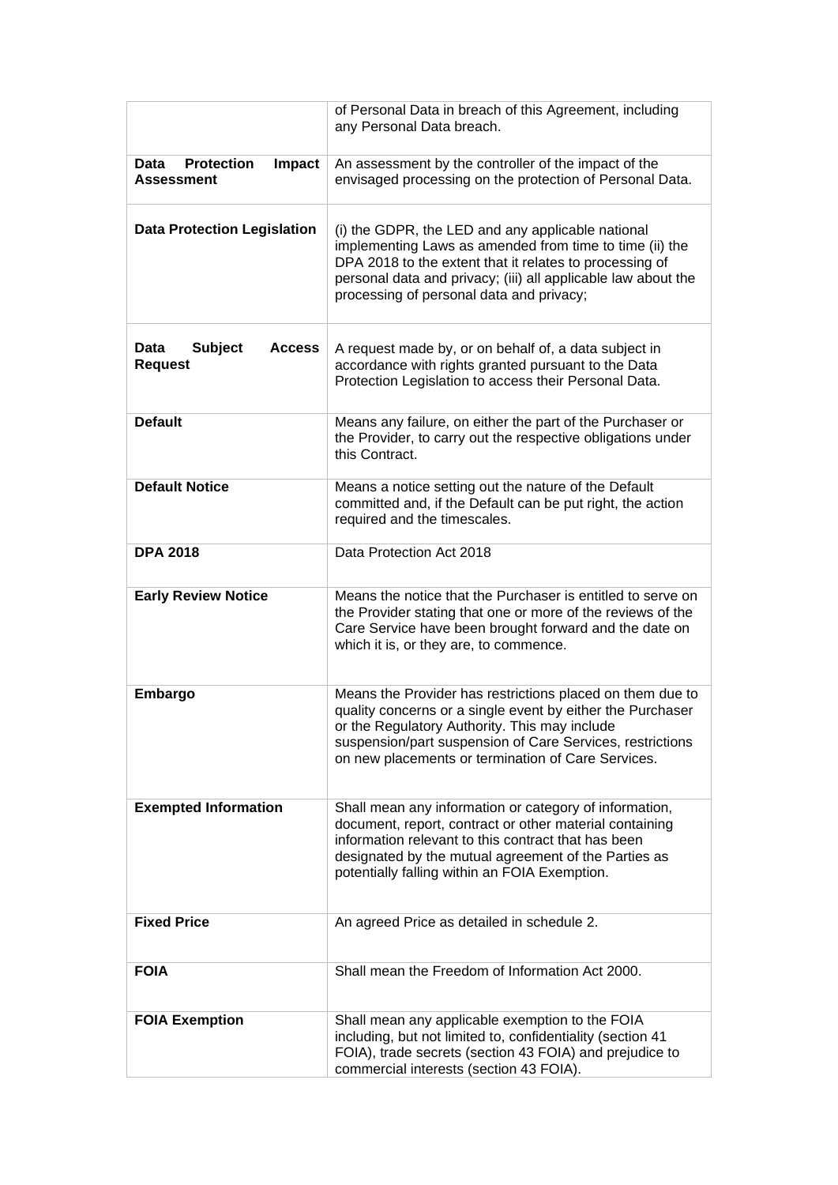| | |
|---|---|
| | of Personal Data in breach of this Agreement, including any Personal Data breach. |
| **Data Protection Impact Assessment** | An assessment by the controller of the impact of the envisaged processing on the protection of Personal Data. |
| **Data Protection Legislation** | (i) the GDPR, the LED and any applicable national implementing Laws as amended from time to time (ii) the DPA 2018 to the extent that it relates to processing of personal data and privacy; (iii) all applicable law about the processing of personal data and privacy; |
| **Data Subject Access Request** | A request made by, or on behalf of, a data subject in accordance with rights granted pursuant to the Data Protection Legislation to access their Personal Data. |
| **Default** | Means any failure, on either the part of the Purchaser or the Provider, to carry out the respective obligations under this Contract. |
| **Default Notice** | Means a notice setting out the nature of the Default committed and, if the Default can be put right, the action required and the timescales. |
| **DPA 2018** | Data Protection Act 2018 |
| **Early Review Notice** | Means the notice that the Purchaser is entitled to serve on the Provider stating that one or more of the reviews of the Care Service have been brought forward and the date on which it is, or they are, to commence. |
| **Embargo** | Means the Provider has restrictions placed on them due to quality concerns or a single event by either the Purchaser or the Regulatory Authority. This may include suspension/part suspension of Care Services, restrictions on new placements or termination of Care Services. |
| **Exempted Information** | Shall mean any information or category of information, document, report, contract or other material containing information relevant to this contract that has been designated by the mutual agreement of the Parties as potentially falling within an FOIA Exemption. |
| **Fixed Price** | An agreed Price as detailed in schedule 2. |
| **FOIA** | Shall mean the Freedom of Information Act 2000. |
| **FOIA Exemption** | Shall mean any applicable exemption to the FOIA including, but not limited to, confidentiality (section 41 FOIA), trade secrets (section 43 FOIA) and prejudice to commercial interests (section 43 FOIA). |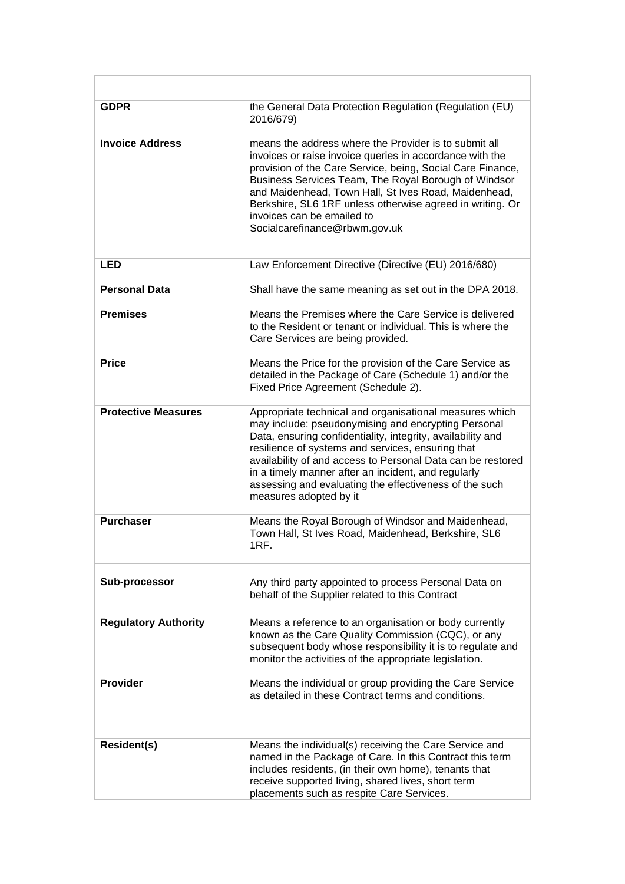| | |
|---|---|
| **GDPR** | the General Data Protection Regulation (Regulation (EU) 2016/679) |
| **Invoice Address** | means the address where the Provider is to submit all invoices or raise invoice queries in accordance with the provision of the Care Service, being, Social Care Finance, Business Services Team, The Royal Borough of Windsor and Maidenhead, Town Hall, St Ives Road, Maidenhead, Berkshire, SL6 1RF unless otherwise agreed in writing. Or invoices can be emailed to Socialcarefinance@rbwm.gov.uk |
| **LED** | Law Enforcement Directive (Directive (EU) 2016/680) |
| **Personal Data** | Shall have the same meaning as set out in the DPA 2018. |
| **Premises** | Means the Premises where the Care Service is delivered to the Resident or tenant or individual. This is where the Care Services are being provided. |
| **Price** | Means the Price for the provision of the Care Service as detailed in the Package of Care (Schedule 1) and/or the Fixed Price Agreement (Schedule 2). |
| **Protective Measures** | Appropriate technical and organisational measures which may include: pseudonymising and encrypting Personal Data, ensuring confidentiality, integrity, availability and resilience of systems and services, ensuring that availability of and access to Personal Data can be restored in a timely manner after an incident, and regularly assessing and evaluating the effectiveness of the such measures adopted by it |
| **Purchaser** | Means the Royal Borough of Windsor and Maidenhead, Town Hall, St Ives Road, Maidenhead, Berkshire, SL6 1RF. |
| **Sub-processor** | Any third party appointed to process Personal Data on behalf of the Supplier related to this Contract |
| **Regulatory Authority** | Means a reference to an organisation or body currently known as the Care Quality Commission (CQC), or any subsequent body whose responsibility it is to regulate and monitor the activities of the appropriate legislation. |
| **Provider** | Means the individual or group providing the Care Service as detailed in these Contract terms and conditions. |
| | |
| **Resident(s)** | Means the individual(s) receiving the Care Service and named in the Package of Care. In this Contract this term includes residents, (in their own home), tenants that receive supported living, shared lives, short term placements such as respite Care Services. |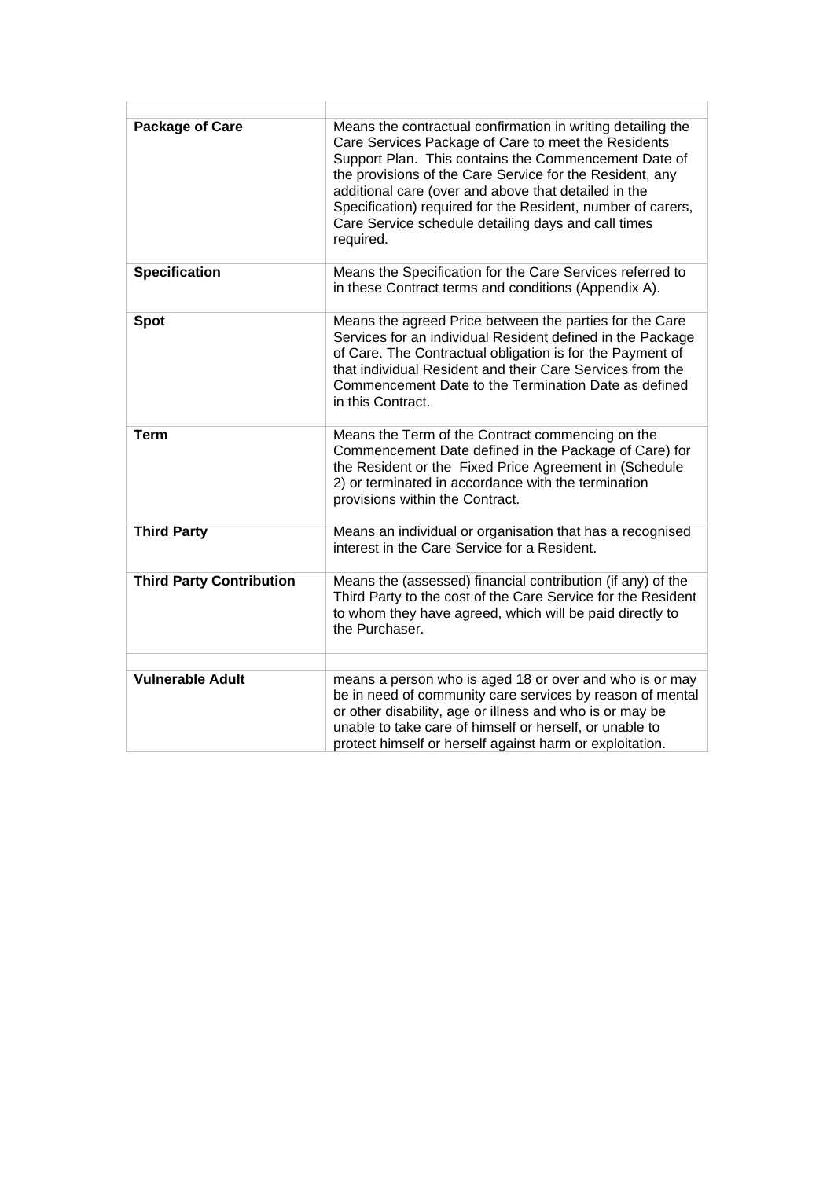| | |
|---|---|
| **Package of Care** | Means the contractual confirmation in writing detailing the Care Services Package of Care to meet the Residents Support Plan. This contains the Commencement Date of the provisions of the Care Service for the Resident, any additional care (over and above that detailed in the Specification) required for the Resident, number of carers, Care Service schedule detailing days and call times required. |
| **Specification** | Means the Specification for the Care Services referred to in these Contract terms and conditions (Appendix A). |
| **Spot** | Means the agreed Price between the parties for the Care Services for an individual Resident defined in the Package of Care. The Contractual obligation is for the Payment of that individual Resident and their Care Services from the Commencement Date to the Termination Date as defined in this Contract. |
| **Term** | Means the Term of the Contract commencing on the Commencement Date defined in the Package of Care) for the Resident or the Fixed Price Agreement in (Schedule 2) or terminated in accordance with the termination provisions within the Contract. |
| **Third Party** | Means an individual or organisation that has a recognised interest in the Care Service for a Resident. |
| **Third Party Contribution** | Means the (assessed) financial contribution (if any) of the Third Party to the cost of the Care Service for the Resident to whom they have agreed, which will be paid directly to the Purchaser. |
| | |
| **Vulnerable Adult** | means a person who is aged 18 or over and who is or may be in need of community care services by reason of mental or other disability, age or illness and who is or may be unable to take care of himself or herself, or unable to protect himself or herself against harm or exploitation. |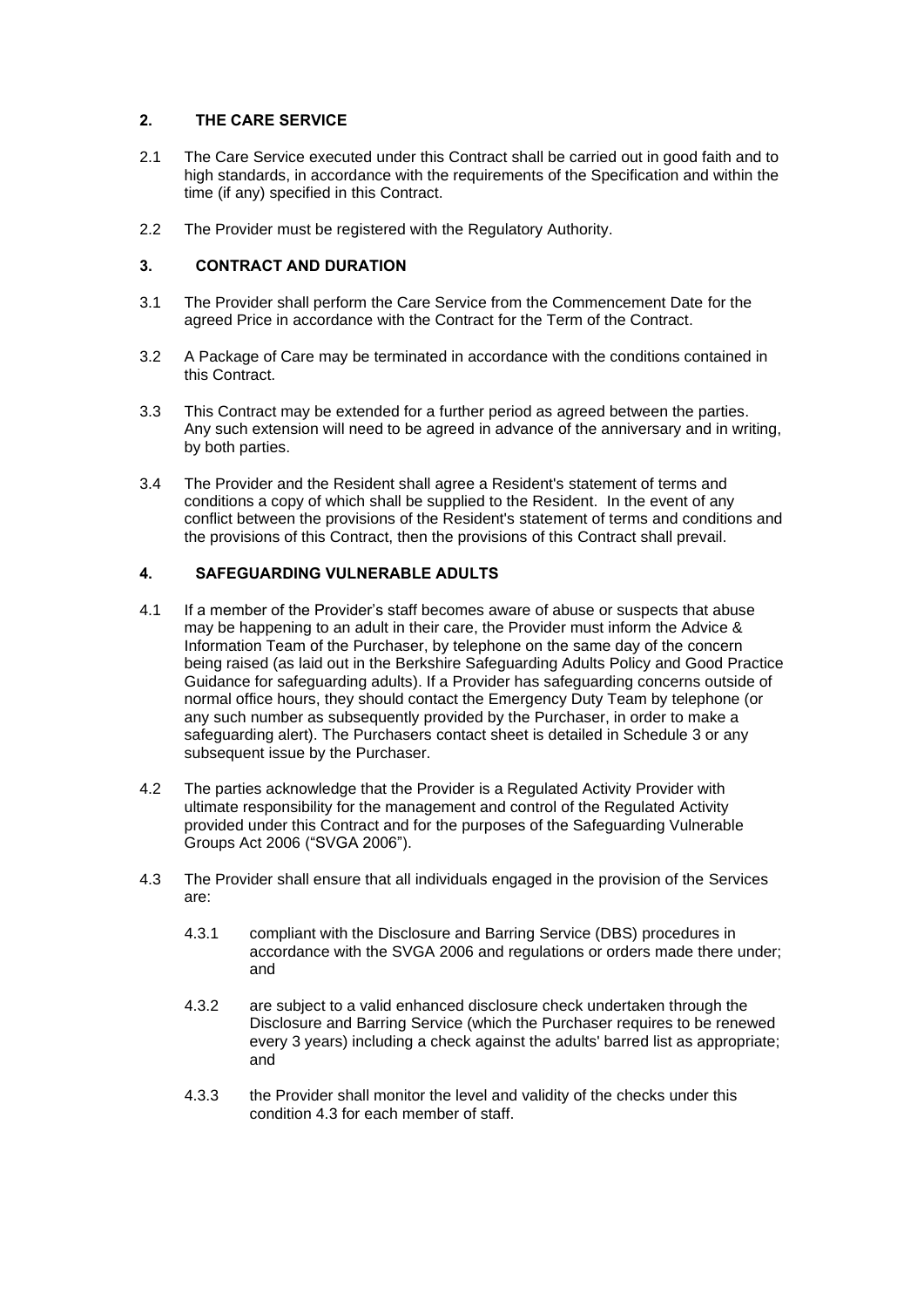## 2. THE CARE SERVICE

2.1 The Care Service executed under this Contract shall be carried out in good faith and to high standards, in accordance with the requirements of the Specification and within the time (if any) specified in this Contract.

2.2 The Provider must be registered with the Regulatory Authority.

## 3. CONTRACT AND DURATION

3.1 The Provider shall perform the Care Service from the Commencement Date for the agreed Price in accordance with the Contract for the Term of the Contract.

3.2 A Package of Care may be terminated in accordance with the conditions contained in this Contract.

3.3 This Contract may be extended for a further period as agreed between the parties. Any such extension will need to be agreed in advance of the anniversary and in writing, by both parties.

3.4 The Provider and the Resident shall agree a Resident's statement of terms and conditions a copy of which shall be supplied to the Resident. In the event of any conflict between the provisions of the Resident's statement of terms and conditions and the provisions of this Contract, then the provisions of this Contract shall prevail.

## 4. SAFEGUARDING VULNERABLE ADULTS

4.1 If a member of the Provider's staff becomes aware of abuse or suspects that abuse may be happening to an adult in their care, the Provider must inform the Advice & Information Team of the Purchaser, by telephone on the same day of the concern being raised (as laid out in the Berkshire Safeguarding Adults Policy and Good Practice Guidance for safeguarding adults). If a Provider has safeguarding concerns outside of normal office hours, they should contact the Emergency Duty Team by telephone (or any such number as subsequently provided by the Purchaser, in order to make a safeguarding alert). The Purchasers contact sheet is detailed in Schedule 3 or any subsequent issue by the Purchaser.

4.2 The parties acknowledge that the Provider is a Regulated Activity Provider with ultimate responsibility for the management and control of the Regulated Activity provided under this Contract and for the purposes of the Safeguarding Vulnerable Groups Act 2006 ("SVGA 2006").

4.3 The Provider shall ensure that all individuals engaged in the provision of the Services are:

4.3.1 compliant with the Disclosure and Barring Service (DBS) procedures in accordance with the SVGA 2006 and regulations or orders made there under; and

4.3.2 are subject to a valid enhanced disclosure check undertaken through the Disclosure and Barring Service (which the Purchaser requires to be renewed every 3 years) including a check against the adults' barred list as appropriate; and

4.3.3 the Provider shall monitor the level and validity of the checks under this condition 4.3 for each member of staff.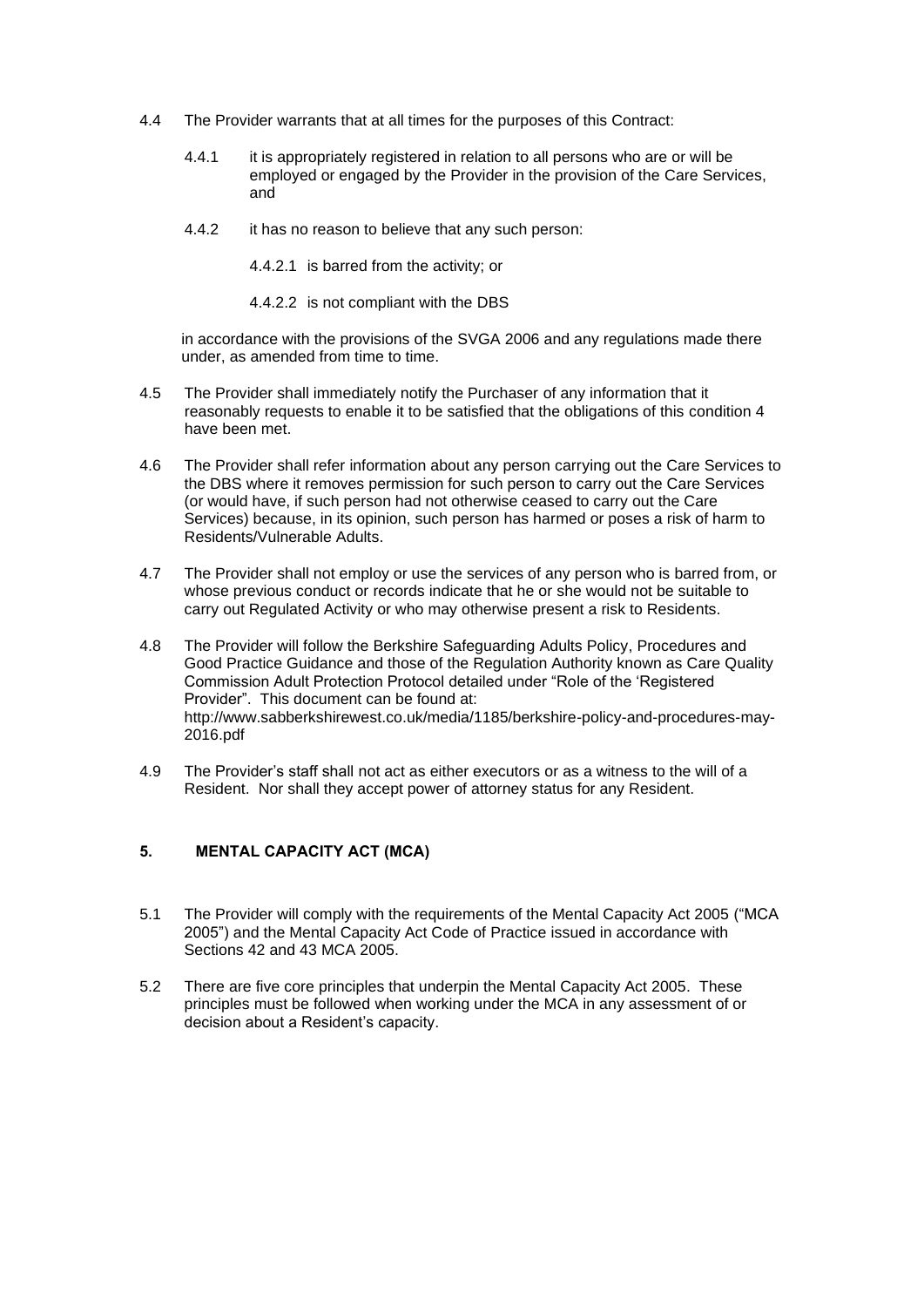4.4 The Provider warrants that at all times for the purposes of this Contract:

4.4.1 it is appropriately registered in relation to all persons who are or will be employed or engaged by the Provider in the provision of the Care Services, and

4.4.2 it has no reason to believe that any such person:

4.4.2.1 is barred from the activity; or

4.4.2.2 is not compliant with the DBS

in accordance with the provisions of the SVGA 2006 and any regulations made there under, as amended from time to time.

4.5 The Provider shall immediately notify the Purchaser of any information that it reasonably requests to enable it to be satisfied that the obligations of this condition 4 have been met.

4.6 The Provider shall refer information about any person carrying out the Care Services to the DBS where it removes permission for such person to carry out the Care Services (or would have, if such person had not otherwise ceased to carry out the Care Services) because, in its opinion, such person has harmed or poses a risk of harm to Residents/Vulnerable Adults.

4.7 The Provider shall not employ or use the services of any person who is barred from, or whose previous conduct or records indicate that he or she would not be suitable to carry out Regulated Activity or who may otherwise present a risk to Residents.

4.8 The Provider will follow the Berkshire Safeguarding Adults Policy, Procedures and Good Practice Guidance and those of the Regulation Authority known as Care Quality Commission Adult Protection Protocol detailed under "Role of the 'Registered Provider". This document can be found at: http://www.sabberkshirewest.co.uk/media/1185/berkshire-policy-and-procedures-may-2016.pdf

4.9 The Provider's staff shall not act as either executors or as a witness to the will of a Resident. Nor shall they accept power of attorney status for any Resident.

## 5. MENTAL CAPACITY ACT (MCA)

5.1 The Provider will comply with the requirements of the Mental Capacity Act 2005 ("MCA 2005") and the Mental Capacity Act Code of Practice issued in accordance with Sections 42 and 43 MCA 2005.

5.2 There are five core principles that underpin the Mental Capacity Act 2005. These principles must be followed when working under the MCA in any assessment of or decision about a Resident's capacity.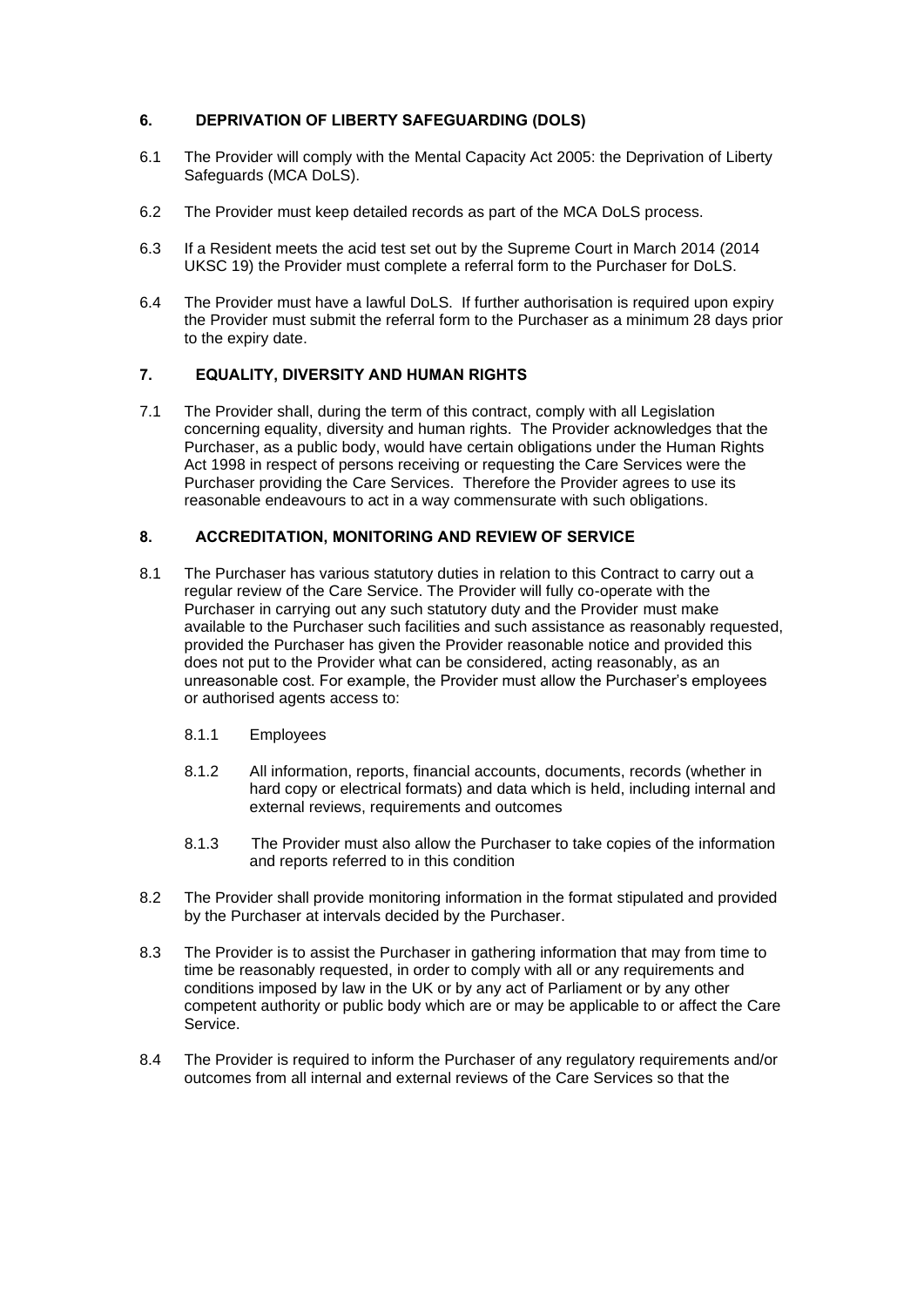## 6. DEPRIVATION OF LIBERTY SAFEGUARDING (DOLS)

6.1 The Provider will comply with the Mental Capacity Act 2005: the Deprivation of Liberty Safeguards (MCA DoLS).

6.2 The Provider must keep detailed records as part of the MCA DoLS process.

6.3 If a Resident meets the acid test set out by the Supreme Court in March 2014 (2014 UKSC 19) the Provider must complete a referral form to the Purchaser for DoLS.

6.4 The Provider must have a lawful DoLS. If further authorisation is required upon expiry the Provider must submit the referral form to the Purchaser as a minimum 28 days prior to the expiry date.

## 7. EQUALITY, DIVERSITY AND HUMAN RIGHTS

7.1 The Provider shall, during the term of this contract, comply with all Legislation concerning equality, diversity and human rights. The Provider acknowledges that the Purchaser, as a public body, would have certain obligations under the Human Rights Act 1998 in respect of persons receiving or requesting the Care Services were the Purchaser providing the Care Services. Therefore the Provider agrees to use its reasonable endeavours to act in a way commensurate with such obligations.

## 8. ACCREDITATION, MONITORING AND REVIEW OF SERVICE

8.1 The Purchaser has various statutory duties in relation to this Contract to carry out a regular review of the Care Service. The Provider will fully co-operate with the Purchaser in carrying out any such statutory duty and the Provider must make available to the Purchaser such facilities and such assistance as reasonably requested, provided the Purchaser has given the Provider reasonable notice and provided this does not put to the Provider what can be considered, acting reasonably, as an unreasonable cost. For example, the Provider must allow the Purchaser's employees or authorised agents access to:

8.1.1 Employees

8.1.2 All information, reports, financial accounts, documents, records (whether in hard copy or electrical formats) and data which is held, including internal and external reviews, requirements and outcomes

8.1.3 The Provider must also allow the Purchaser to take copies of the information and reports referred to in this condition

8.2 The Provider shall provide monitoring information in the format stipulated and provided by the Purchaser at intervals decided by the Purchaser.

8.3 The Provider is to assist the Purchaser in gathering information that may from time to time be reasonably requested, in order to comply with all or any requirements and conditions imposed by law in the UK or by any act of Parliament or by any other competent authority or public body which are or may be applicable to or affect the Care Service.

8.4 The Provider is required to inform the Purchaser of any regulatory requirements and/or outcomes from all internal and external reviews of the Care Services so that the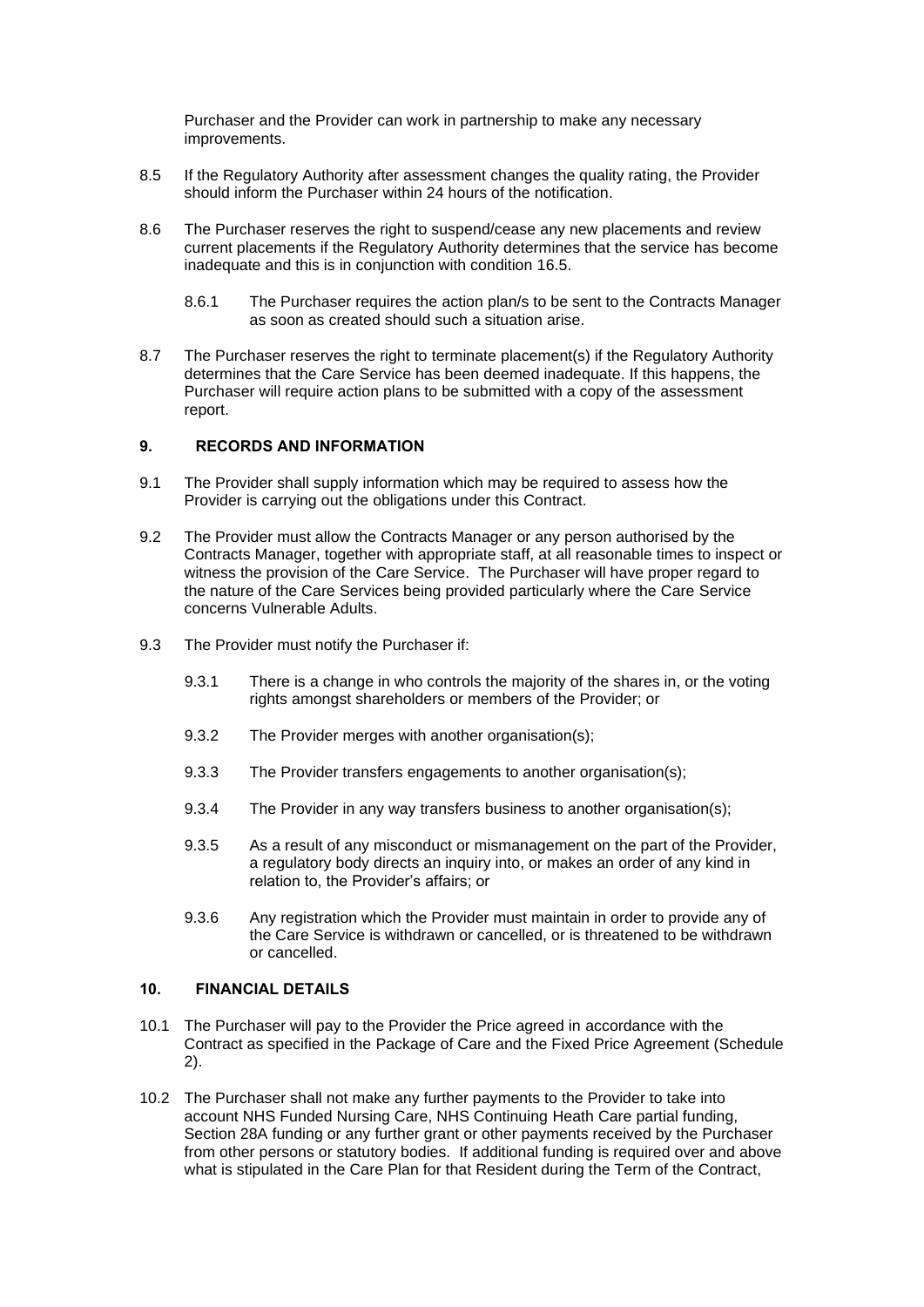Purchaser and the Provider can work in partnership to make any necessary improvements.

8.5 If the Regulatory Authority after assessment changes the quality rating, the Provider should inform the Purchaser within 24 hours of the notification.

8.6 The Purchaser reserves the right to suspend/cease any new placements and review current placements if the Regulatory Authority determines that the service has become inadequate and this is in conjunction with condition 16.5.

8.6.1 The Purchaser requires the action plan/s to be sent to the Contracts Manager as soon as created should such a situation arise.

8.7 The Purchaser reserves the right to terminate placement(s) if the Regulatory Authority determines that the Care Service has been deemed inadequate. If this happens, the Purchaser will require action plans to be submitted with a copy of the assessment report.

## 9. RECORDS AND INFORMATION

9.1 The Provider shall supply information which may be required to assess how the Provider is carrying out the obligations under this Contract.

9.2 The Provider must allow the Contracts Manager or any person authorised by the Contracts Manager, together with appropriate staff, at all reasonable times to inspect or witness the provision of the Care Service. The Purchaser will have proper regard to the nature of the Care Services being provided particularly where the Care Service concerns Vulnerable Adults.

9.3 The Provider must notify the Purchaser if:

9.3.1 There is a change in who controls the majority of the shares in, or the voting rights amongst shareholders or members of the Provider; or

9.3.2 The Provider merges with another organisation(s);

9.3.3 The Provider transfers engagements to another organisation(s);

9.3.4 The Provider in any way transfers business to another organisation(s);

9.3.5 As a result of any misconduct or mismanagement on the part of the Provider, a regulatory body directs an inquiry into, or makes an order of any kind in relation to, the Provider's affairs; or

9.3.6 Any registration which the Provider must maintain in order to provide any of the Care Service is withdrawn or cancelled, or is threatened to be withdrawn or cancelled.

## 10. FINANCIAL DETAILS

10.1 The Purchaser will pay to the Provider the Price agreed in accordance with the Contract as specified in the Package of Care and the Fixed Price Agreement (Schedule 2).

10.2 The Purchaser shall not make any further payments to the Provider to take into account NHS Funded Nursing Care, NHS Continuing Heath Care partial funding, Section 28A funding or any further grant or other payments received by the Purchaser from other persons or statutory bodies. If additional funding is required over and above what is stipulated in the Care Plan for that Resident during the Term of the Contract,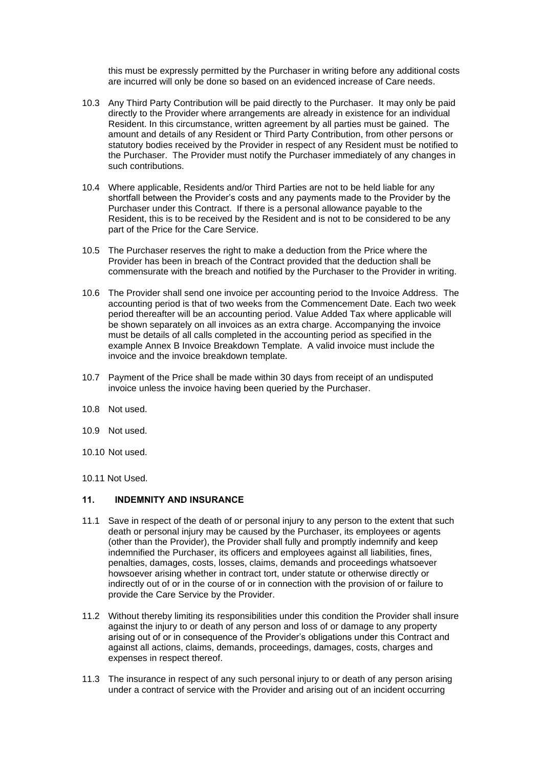this must be expressly permitted by the Purchaser in writing before any additional costs are incurred will only be done so based on an evidenced increase of Care needs.

10.3 Any Third Party Contribution will be paid directly to the Purchaser. It may only be paid directly to the Provider where arrangements are already in existence for an individual Resident. In this circumstance, written agreement by all parties must be gained. The amount and details of any Resident or Third Party Contribution, from other persons or statutory bodies received by the Provider in respect of any Resident must be notified to the Purchaser. The Provider must notify the Purchaser immediately of any changes in such contributions.

10.4 Where applicable, Residents and/or Third Parties are not to be held liable for any shortfall between the Provider's costs and any payments made to the Provider by the Purchaser under this Contract. If there is a personal allowance payable to the Resident, this is to be received by the Resident and is not to be considered to be any part of the Price for the Care Service.

10.5 The Purchaser reserves the right to make a deduction from the Price where the Provider has been in breach of the Contract provided that the deduction shall be commensurate with the breach and notified by the Purchaser to the Provider in writing.

10.6 The Provider shall send one invoice per accounting period to the Invoice Address. The accounting period is that of two weeks from the Commencement Date. Each two week period thereafter will be an accounting period. Value Added Tax where applicable will be shown separately on all invoices as an extra charge. Accompanying the invoice must be details of all calls completed in the accounting period as specified in the example Annex B Invoice Breakdown Template. A valid invoice must include the invoice and the invoice breakdown template.

10.7 Payment of the Price shall be made within 30 days from receipt of an undisputed invoice unless the invoice having been queried by the Purchaser.

10.8 Not used.

10.9 Not used.

10.10 Not used.

10.11 Not Used.

## 11. INDEMNITY AND INSURANCE

11.1 Save in respect of the death of or personal injury to any person to the extent that such death or personal injury may be caused by the Purchaser, its employees or agents (other than the Provider), the Provider shall fully and promptly indemnify and keep indemnified the Purchaser, its officers and employees against all liabilities, fines, penalties, damages, costs, losses, claims, demands and proceedings whatsoever howsoever arising whether in contract tort, under statute or otherwise directly or indirectly out of or in the course of or in connection with the provision of or failure to provide the Care Service by the Provider.

11.2 Without thereby limiting its responsibilities under this condition the Provider shall insure against the injury to or death of any person and loss of or damage to any property arising out of or in consequence of the Provider's obligations under this Contract and against all actions, claims, demands, proceedings, damages, costs, charges and expenses in respect thereof.

11.3 The insurance in respect of any such personal injury to or death of any person arising under a contract of service with the Provider and arising out of an incident occurring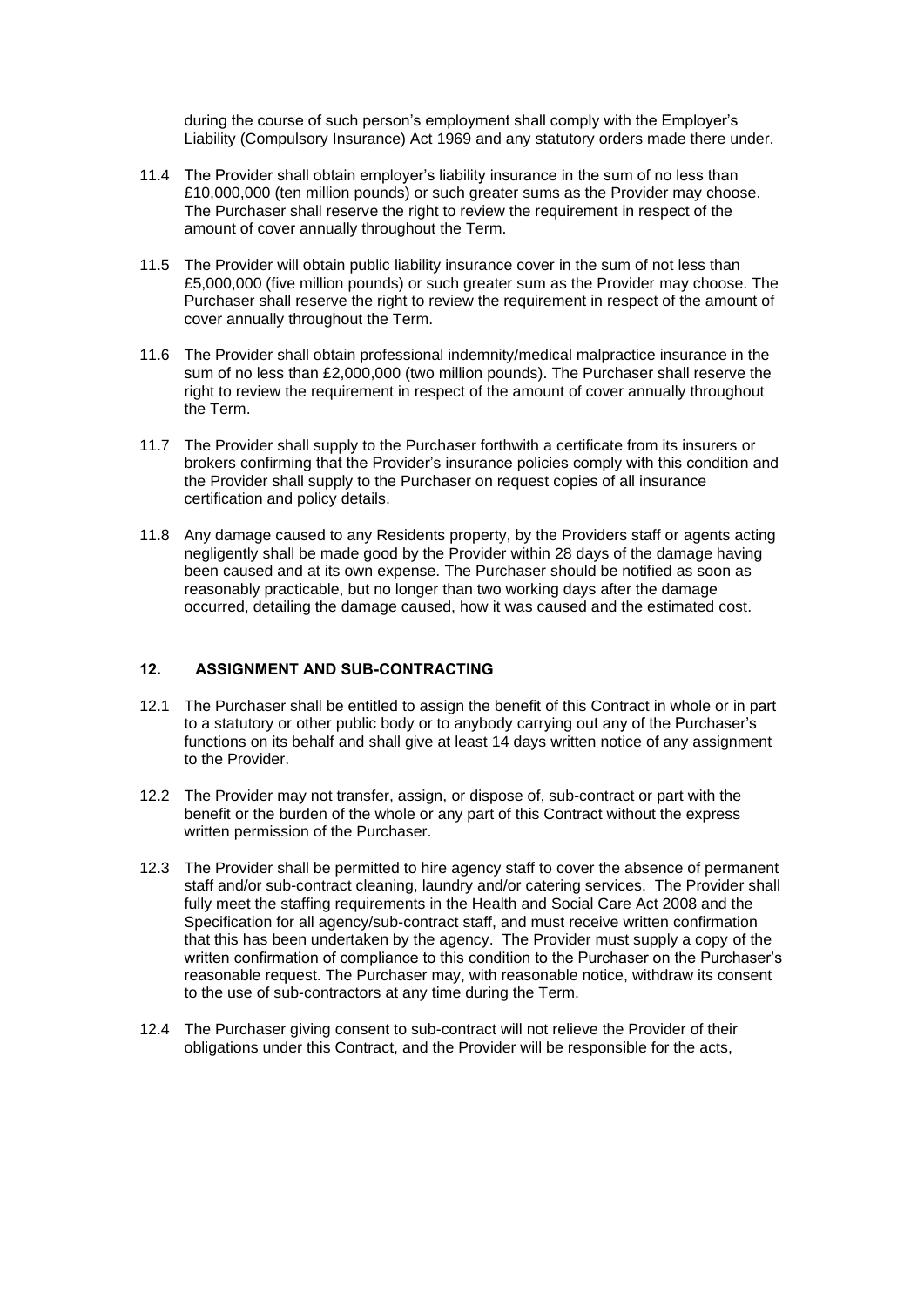during the course of such person's employment shall comply with the Employer's Liability (Compulsory Insurance) Act 1969 and any statutory orders made there under.

11.4 The Provider shall obtain employer's liability insurance in the sum of no less than £10,000,000 (ten million pounds) or such greater sums as the Provider may choose. The Purchaser shall reserve the right to review the requirement in respect of the amount of cover annually throughout the Term.

11.5 The Provider will obtain public liability insurance cover in the sum of not less than £5,000,000 (five million pounds) or such greater sum as the Provider may choose. The Purchaser shall reserve the right to review the requirement in respect of the amount of cover annually throughout the Term.

11.6 The Provider shall obtain professional indemnity/medical malpractice insurance in the sum of no less than £2,000,000 (two million pounds). The Purchaser shall reserve the right to review the requirement in respect of the amount of cover annually throughout the Term.

11.7 The Provider shall supply to the Purchaser forthwith a certificate from its insurers or brokers confirming that the Provider's insurance policies comply with this condition and the Provider shall supply to the Purchaser on request copies of all insurance certification and policy details.

11.8 Any damage caused to any Residents property, by the Providers staff or agents acting negligently shall be made good by the Provider within 28 days of the damage having been caused and at its own expense. The Purchaser should be notified as soon as reasonably practicable, but no longer than two working days after the damage occurred, detailing the damage caused, how it was caused and the estimated cost.

## 12. ASSIGNMENT AND SUB-CONTRACTING

12.1 The Purchaser shall be entitled to assign the benefit of this Contract in whole or in part to a statutory or other public body or to anybody carrying out any of the Purchaser's functions on its behalf and shall give at least 14 days written notice of any assignment to the Provider.

12.2 The Provider may not transfer, assign, or dispose of, sub-contract or part with the benefit or the burden of the whole or any part of this Contract without the express written permission of the Purchaser.

12.3 The Provider shall be permitted to hire agency staff to cover the absence of permanent staff and/or sub-contract cleaning, laundry and/or catering services. The Provider shall fully meet the staffing requirements in the Health and Social Care Act 2008 and the Specification for all agency/sub-contract staff, and must receive written confirmation that this has been undertaken by the agency. The Provider must supply a copy of the written confirmation of compliance to this condition to the Purchaser on the Purchaser's reasonable request. The Purchaser may, with reasonable notice, withdraw its consent to the use of sub-contractors at any time during the Term.

12.4 The Purchaser giving consent to sub-contract will not relieve the Provider of their obligations under this Contract, and the Provider will be responsible for the acts,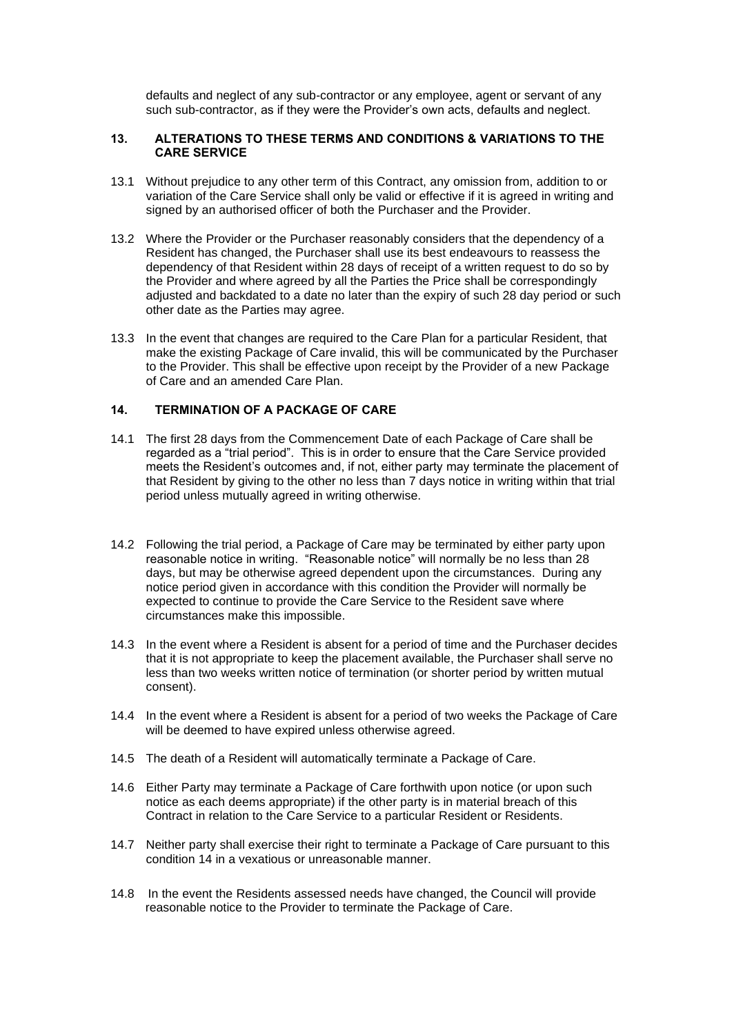defaults and neglect of any sub-contractor or any employee, agent or servant of any such sub-contractor, as if they were the Provider's own acts, defaults and neglect.

## 13. ALTERATIONS TO THESE TERMS AND CONDITIONS & VARIATIONS TO THE CARE SERVICE

13.1 Without prejudice to any other term of this Contract, any omission from, addition to or variation of the Care Service shall only be valid or effective if it is agreed in writing and signed by an authorised officer of both the Purchaser and the Provider.

13.2 Where the Provider or the Purchaser reasonably considers that the dependency of a Resident has changed, the Purchaser shall use its best endeavours to reassess the dependency of that Resident within 28 days of receipt of a written request to do so by the Provider and where agreed by all the Parties the Price shall be correspondingly adjusted and backdated to a date no later than the expiry of such 28 day period or such other date as the Parties may agree.

13.3 In the event that changes are required to the Care Plan for a particular Resident, that make the existing Package of Care invalid, this will be communicated by the Purchaser to the Provider. This shall be effective upon receipt by the Provider of a new Package of Care and an amended Care Plan.

## 14. TERMINATION OF A PACKAGE OF CARE

14.1 The first 28 days from the Commencement Date of each Package of Care shall be regarded as a "trial period". This is in order to ensure that the Care Service provided meets the Resident's outcomes and, if not, either party may terminate the placement of that Resident by giving to the other no less than 7 days notice in writing within that trial period unless mutually agreed in writing otherwise.

14.2 Following the trial period, a Package of Care may be terminated by either party upon reasonable notice in writing. "Reasonable notice" will normally be no less than 28 days, but may be otherwise agreed dependent upon the circumstances. During any notice period given in accordance with this condition the Provider will normally be expected to continue to provide the Care Service to the Resident save where circumstances make this impossible.

14.3 In the event where a Resident is absent for a period of time and the Purchaser decides that it is not appropriate to keep the placement available, the Purchaser shall serve no less than two weeks written notice of termination (or shorter period by written mutual consent).

14.4 In the event where a Resident is absent for a period of two weeks the Package of Care will be deemed to have expired unless otherwise agreed.

14.5 The death of a Resident will automatically terminate a Package of Care.

14.6 Either Party may terminate a Package of Care forthwith upon notice (or upon such notice as each deems appropriate) if the other party is in material breach of this Contract in relation to the Care Service to a particular Resident or Residents.

14.7 Neither party shall exercise their right to terminate a Package of Care pursuant to this condition 14 in a vexatious or unreasonable manner.

14.8 In the event the Residents assessed needs have changed, the Council will provide reasonable notice to the Provider to terminate the Package of Care.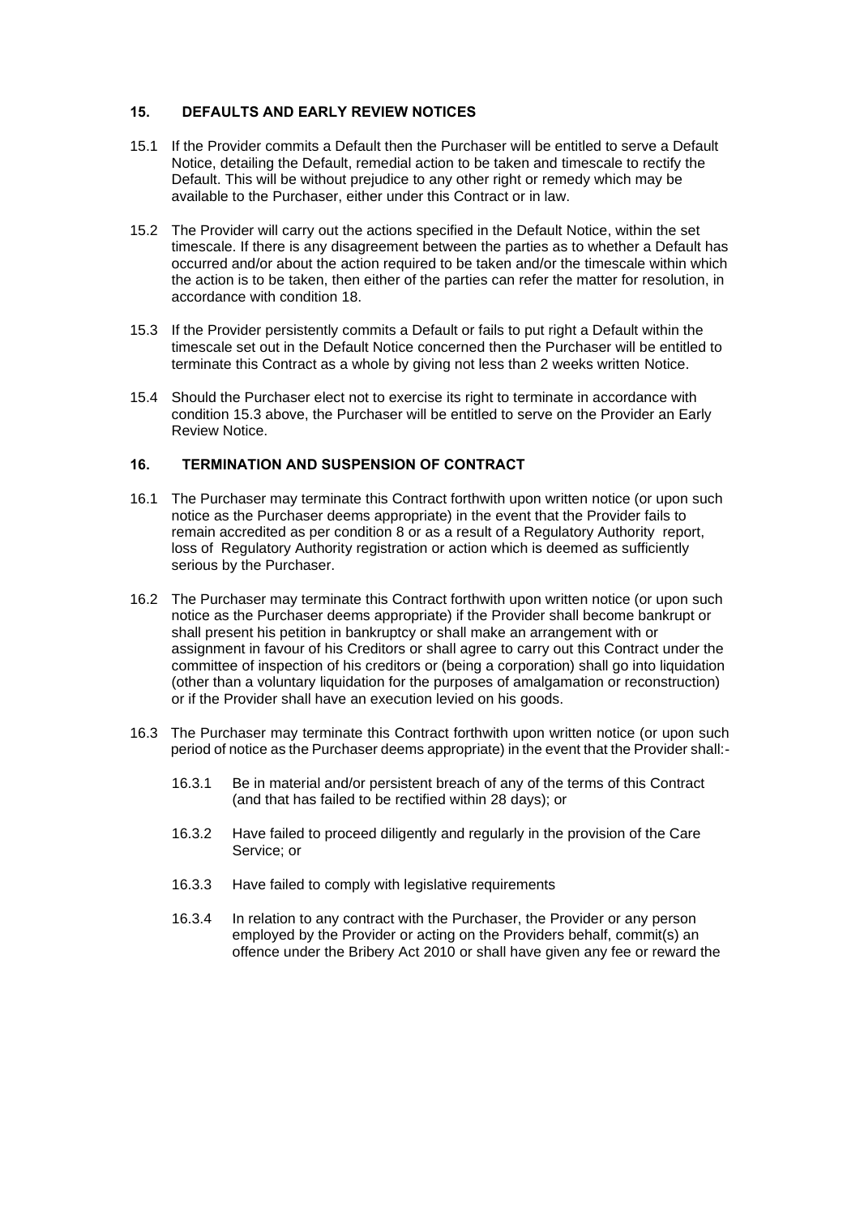## 15. DEFAULTS AND EARLY REVIEW NOTICES

15.1 If the Provider commits a Default then the Purchaser will be entitled to serve a Default Notice, detailing the Default, remedial action to be taken and timescale to rectify the Default. This will be without prejudice to any other right or remedy which may be available to the Purchaser, either under this Contract or in law.

15.2 The Provider will carry out the actions specified in the Default Notice, within the set timescale. If there is any disagreement between the parties as to whether a Default has occurred and/or about the action required to be taken and/or the timescale within which the action is to be taken, then either of the parties can refer the matter for resolution, in accordance with condition 18.

15.3 If the Provider persistently commits a Default or fails to put right a Default within the timescale set out in the Default Notice concerned then the Purchaser will be entitled to terminate this Contract as a whole by giving not less than 2 weeks written Notice.

15.4 Should the Purchaser elect not to exercise its right to terminate in accordance with condition 15.3 above, the Purchaser will be entitled to serve on the Provider an Early Review Notice.

## 16. TERMINATION AND SUSPENSION OF CONTRACT

16.1 The Purchaser may terminate this Contract forthwith upon written notice (or upon such notice as the Purchaser deems appropriate) in the event that the Provider fails to remain accredited as per condition 8 or as a result of a Regulatory Authority report, loss of Regulatory Authority registration or action which is deemed as sufficiently serious by the Purchaser.

16.2 The Purchaser may terminate this Contract forthwith upon written notice (or upon such notice as the Purchaser deems appropriate) if the Provider shall become bankrupt or shall present his petition in bankruptcy or shall make an arrangement with or assignment in favour of his Creditors or shall agree to carry out this Contract under the committee of inspection of his creditors or (being a corporation) shall go into liquidation (other than a voluntary liquidation for the purposes of amalgamation or reconstruction) or if the Provider shall have an execution levied on his goods.

16.3 The Purchaser may terminate this Contract forthwith upon written notice (or upon such period of notice as the Purchaser deems appropriate) in the event that the Provider shall:-

16.3.1 Be in material and/or persistent breach of any of the terms of this Contract (and that has failed to be rectified within 28 days); or

16.3.2 Have failed to proceed diligently and regularly in the provision of the Care Service; or

16.3.3 Have failed to comply with legislative requirements

16.3.4 In relation to any contract with the Purchaser, the Provider or any person employed by the Provider or acting on the Providers behalf, commit(s) an offence under the Bribery Act 2010 or shall have given any fee or reward the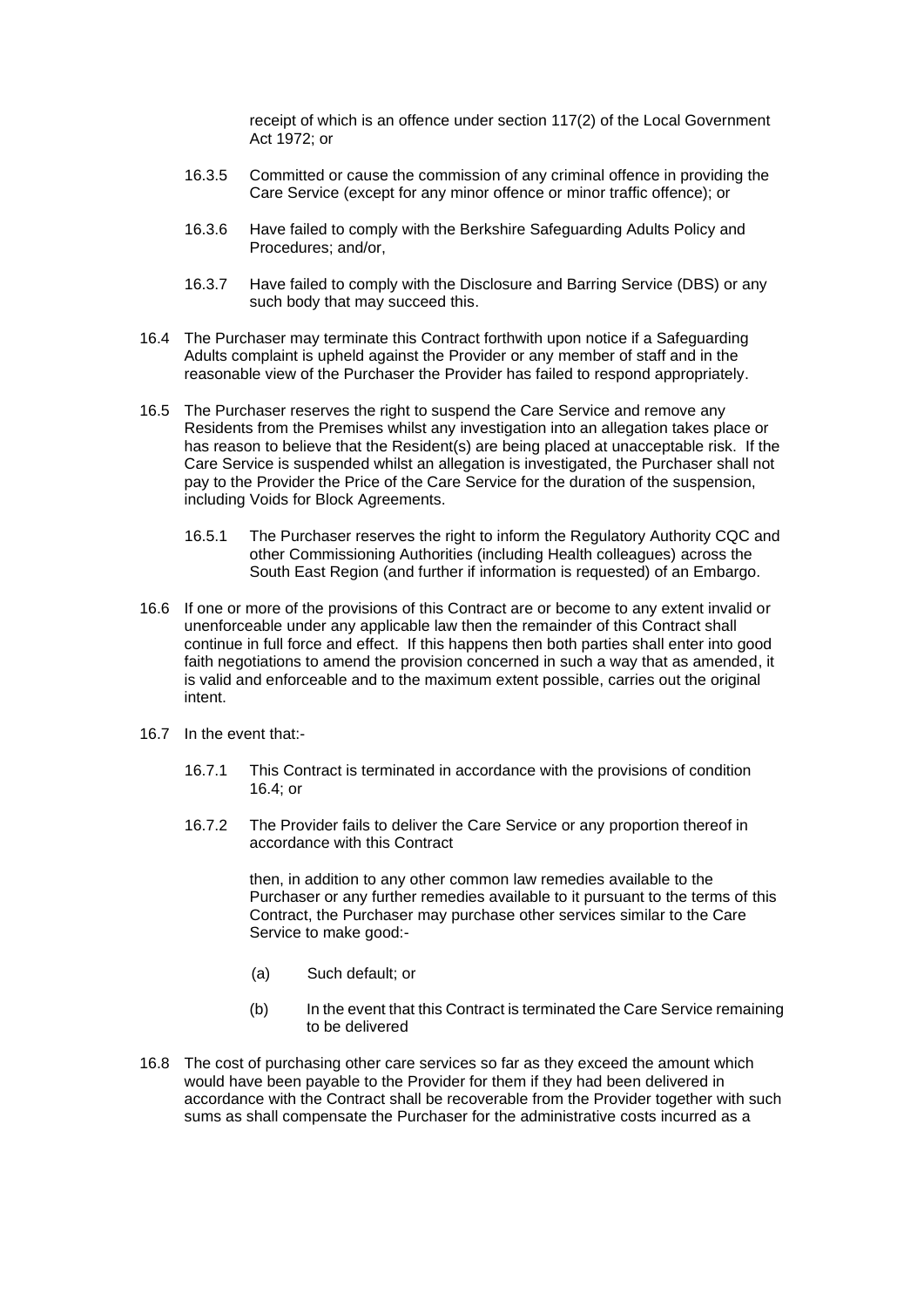receipt of which is an offence under section 117(2) of the Local Government Act 1972; or

16.3.5 Committed or cause the commission of any criminal offence in providing the Care Service (except for any minor offence or minor traffic offence); or

16.3.6 Have failed to comply with the Berkshire Safeguarding Adults Policy and Procedures; and/or,

16.3.7 Have failed to comply with the Disclosure and Barring Service (DBS) or any such body that may succeed this.

16.4 The Purchaser may terminate this Contract forthwith upon notice if a Safeguarding Adults complaint is upheld against the Provider or any member of staff and in the reasonable view of the Purchaser the Provider has failed to respond appropriately.

16.5 The Purchaser reserves the right to suspend the Care Service and remove any Residents from the Premises whilst any investigation into an allegation takes place or has reason to believe that the Resident(s) are being placed at unacceptable risk. If the Care Service is suspended whilst an allegation is investigated, the Purchaser shall not pay to the Provider the Price of the Care Service for the duration of the suspension, including Voids for Block Agreements.

16.5.1 The Purchaser reserves the right to inform the Regulatory Authority CQC and other Commissioning Authorities (including Health colleagues) across the South East Region (and further if information is requested) of an Embargo.

16.6 If one or more of the provisions of this Contract are or become to any extent invalid or unenforceable under any applicable law then the remainder of this Contract shall continue in full force and effect. If this happens then both parties shall enter into good faith negotiations to amend the provision concerned in such a way that as amended, it is valid and enforceable and to the maximum extent possible, carries out the original intent.

16.7 In the event that:-

16.7.1 This Contract is terminated in accordance with the provisions of condition 16.4; or

16.7.2 The Provider fails to deliver the Care Service or any proportion thereof in accordance with this Contract

then, in addition to any other common law remedies available to the Purchaser or any further remedies available to it pursuant to the terms of this Contract, the Purchaser may purchase other services similar to the Care Service to make good:-

(a) Such default; or

(b) In the event that this Contract is terminated the Care Service remaining to be delivered

16.8 The cost of purchasing other care services so far as they exceed the amount which would have been payable to the Provider for them if they had been delivered in accordance with the Contract shall be recoverable from the Provider together with such sums as shall compensate the Purchaser for the administrative costs incurred as a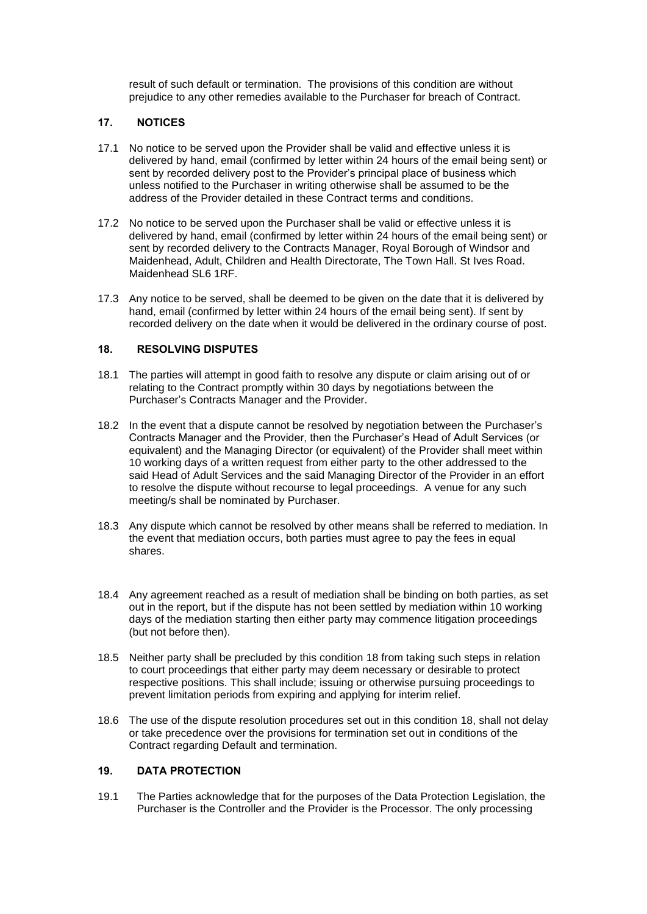result of such default or termination. The provisions of this condition are without prejudice to any other remedies available to the Purchaser for breach of Contract.

## 17. NOTICES

17.1 No notice to be served upon the Provider shall be valid and effective unless it is delivered by hand, email (confirmed by letter within 24 hours of the email being sent) or sent by recorded delivery post to the Provider's principal place of business which unless notified to the Purchaser in writing otherwise shall be assumed to be the address of the Provider detailed in these Contract terms and conditions.

17.2 No notice to be served upon the Purchaser shall be valid or effective unless it is delivered by hand, email (confirmed by letter within 24 hours of the email being sent) or sent by recorded delivery to the Contracts Manager, Royal Borough of Windsor and Maidenhead, Adult, Children and Health Directorate, The Town Hall. St Ives Road. Maidenhead SL6 1RF.

17.3 Any notice to be served, shall be deemed to be given on the date that it is delivered by hand, email (confirmed by letter within 24 hours of the email being sent). If sent by recorded delivery on the date when it would be delivered in the ordinary course of post.

## 18. RESOLVING DISPUTES

18.1 The parties will attempt in good faith to resolve any dispute or claim arising out of or relating to the Contract promptly within 30 days by negotiations between the Purchaser's Contracts Manager and the Provider.

18.2 In the event that a dispute cannot be resolved by negotiation between the Purchaser's Contracts Manager and the Provider, then the Purchaser's Head of Adult Services (or equivalent) and the Managing Director (or equivalent) of the Provider shall meet within 10 working days of a written request from either party to the other addressed to the said Head of Adult Services and the said Managing Director of the Provider in an effort to resolve the dispute without recourse to legal proceedings. A venue for any such meeting/s shall be nominated by Purchaser.

18.3 Any dispute which cannot be resolved by other means shall be referred to mediation. In the event that mediation occurs, both parties must agree to pay the fees in equal shares.

18.4 Any agreement reached as a result of mediation shall be binding on both parties, as set out in the report, but if the dispute has not been settled by mediation within 10 working days of the mediation starting then either party may commence litigation proceedings (but not before then).

18.5 Neither party shall be precluded by this condition 18 from taking such steps in relation to court proceedings that either party may deem necessary or desirable to protect respective positions. This shall include; issuing or otherwise pursuing proceedings to prevent limitation periods from expiring and applying for interim relief.

18.6 The use of the dispute resolution procedures set out in this condition 18, shall not delay or take precedence over the provisions for termination set out in conditions of the Contract regarding Default and termination.

## 19. DATA PROTECTION

19.1 The Parties acknowledge that for the purposes of the Data Protection Legislation, the Purchaser is the Controller and the Provider is the Processor. The only processing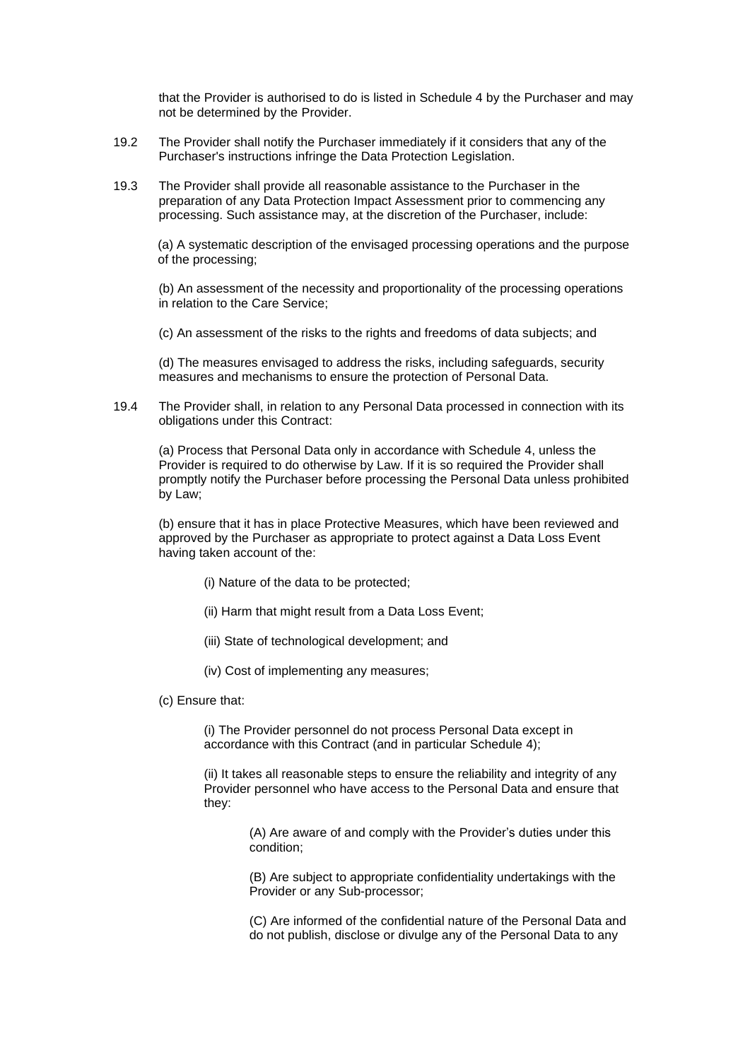that the Provider is authorised to do is listed in Schedule 4 by the Purchaser and may not be determined by the Provider.

19.2 The Provider shall notify the Purchaser immediately if it considers that any of the Purchaser's instructions infringe the Data Protection Legislation.

19.3 The Provider shall provide all reasonable assistance to the Purchaser in the preparation of any Data Protection Impact Assessment prior to commencing any processing. Such assistance may, at the discretion of the Purchaser, include:

(a) A systematic description of the envisaged processing operations and the purpose of the processing;

(b) An assessment of the necessity and proportionality of the processing operations in relation to the Care Service;

(c) An assessment of the risks to the rights and freedoms of data subjects; and

(d) The measures envisaged to address the risks, including safeguards, security measures and mechanisms to ensure the protection of Personal Data.

19.4 The Provider shall, in relation to any Personal Data processed in connection with its obligations under this Contract:

(a) Process that Personal Data only in accordance with Schedule 4, unless the Provider is required to do otherwise by Law. If it is so required the Provider shall promptly notify the Purchaser before processing the Personal Data unless prohibited by Law;

(b) ensure that it has in place Protective Measures, which have been reviewed and approved by the Purchaser as appropriate to protect against a Data Loss Event having taken account of the:

(i) Nature of the data to be protected;

(ii) Harm that might result from a Data Loss Event;

(iii) State of technological development; and

(iv) Cost of implementing any measures;

(c) Ensure that:

(i) The Provider personnel do not process Personal Data except in accordance with this Contract (and in particular Schedule 4);

(ii) It takes all reasonable steps to ensure the reliability and integrity of any Provider personnel who have access to the Personal Data and ensure that they:

(A) Are aware of and comply with the Provider's duties under this condition;

(B) Are subject to appropriate confidentiality undertakings with the Provider or any Sub-processor;

(C) Are informed of the confidential nature of the Personal Data and do not publish, disclose or divulge any of the Personal Data to any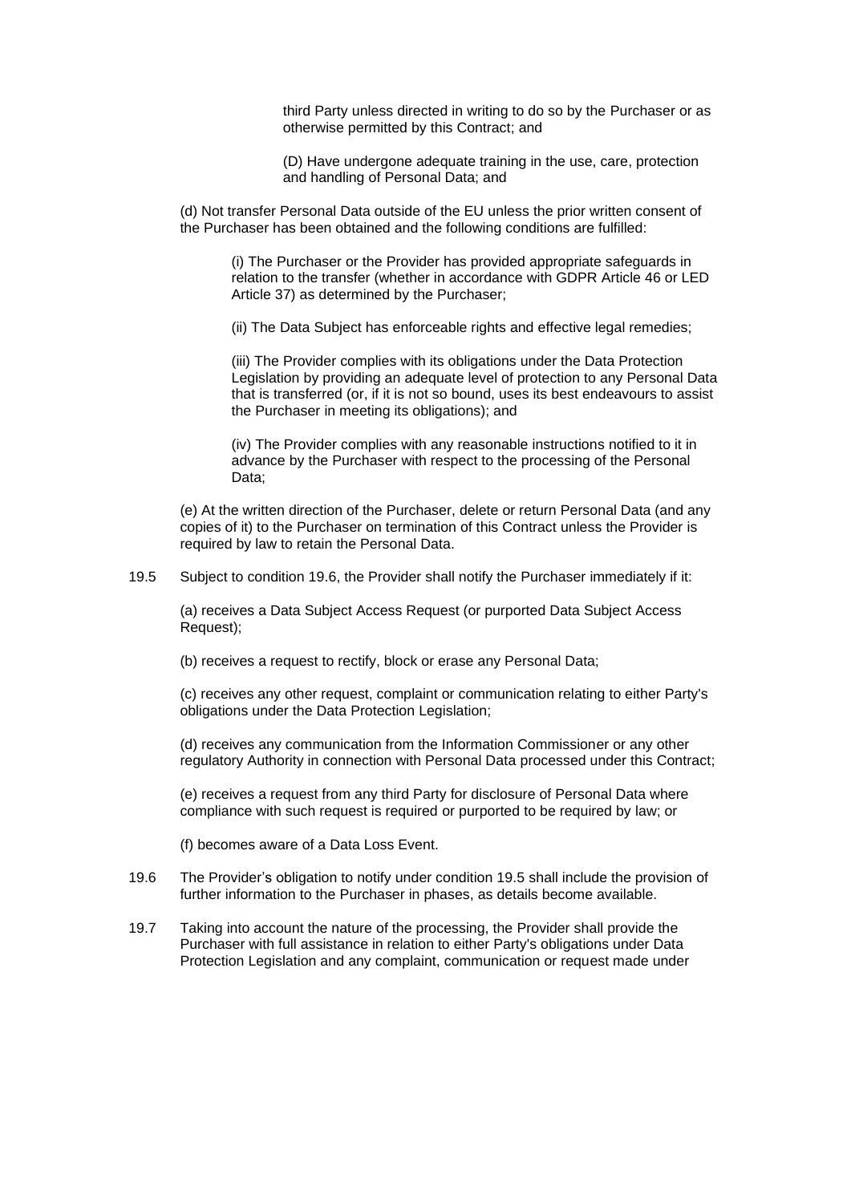third Party unless directed in writing to do so by the Purchaser or as otherwise permitted by this Contract; and

(D) Have undergone adequate training in the use, care, protection and handling of Personal Data; and

(d) Not transfer Personal Data outside of the EU unless the prior written consent of the Purchaser has been obtained and the following conditions are fulfilled:

(i) The Purchaser or the Provider has provided appropriate safeguards in relation to the transfer (whether in accordance with GDPR Article 46 or LED Article 37) as determined by the Purchaser;

(ii) The Data Subject has enforceable rights and effective legal remedies;

(iii) The Provider complies with its obligations under the Data Protection Legislation by providing an adequate level of protection to any Personal Data that is transferred (or, if it is not so bound, uses its best endeavours to assist the Purchaser in meeting its obligations); and

(iv) The Provider complies with any reasonable instructions notified to it in advance by the Purchaser with respect to the processing of the Personal Data;

(e) At the written direction of the Purchaser, delete or return Personal Data (and any copies of it) to the Purchaser on termination of this Contract unless the Provider is required by law to retain the Personal Data.

19.5 Subject to condition 19.6, the Provider shall notify the Purchaser immediately if it:

(a) receives a Data Subject Access Request (or purported Data Subject Access Request);

(b) receives a request to rectify, block or erase any Personal Data;

(c) receives any other request, complaint or communication relating to either Party's obligations under the Data Protection Legislation;

(d) receives any communication from the Information Commissioner or any other regulatory Authority in connection with Personal Data processed under this Contract;

(e) receives a request from any third Party for disclosure of Personal Data where compliance with such request is required or purported to be required by law; or

(f) becomes aware of a Data Loss Event.

19.6 The Provider's obligation to notify under condition 19.5 shall include the provision of further information to the Purchaser in phases, as details become available.

19.7 Taking into account the nature of the processing, the Provider shall provide the Purchaser with full assistance in relation to either Party's obligations under Data Protection Legislation and any complaint, communication or request made under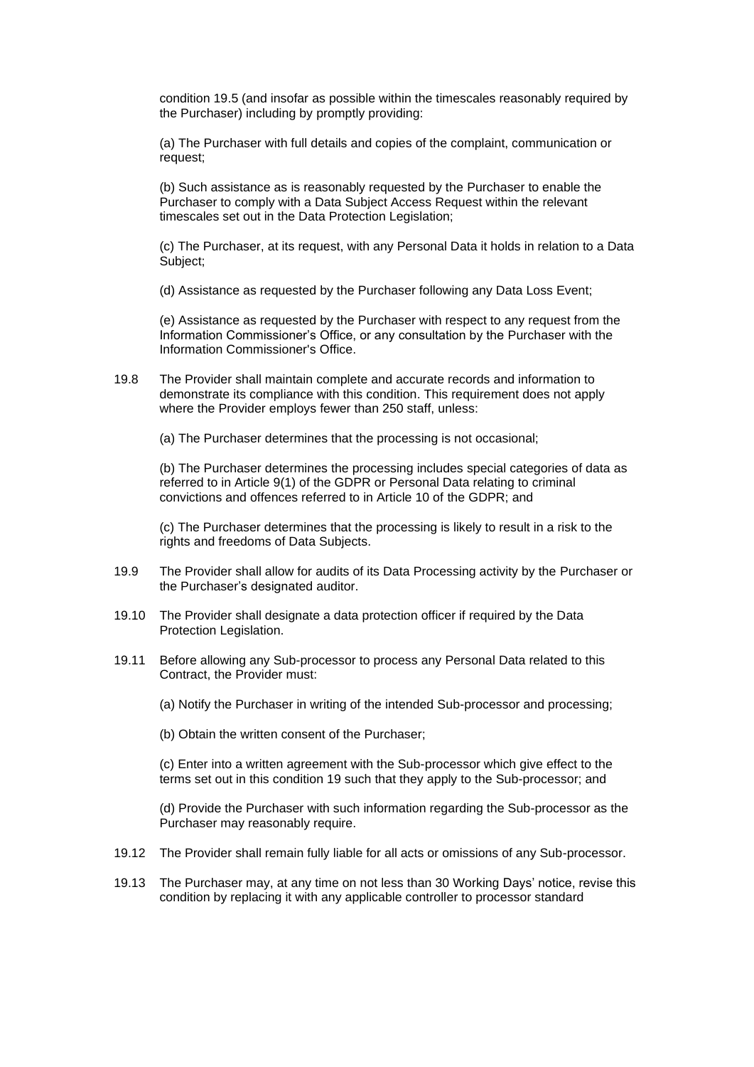condition 19.5 (and insofar as possible within the timescales reasonably required by the Purchaser) including by promptly providing:

(a) The Purchaser with full details and copies of the complaint, communication or request;

(b) Such assistance as is reasonably requested by the Purchaser to enable the Purchaser to comply with a Data Subject Access Request within the relevant timescales set out in the Data Protection Legislation;

(c) The Purchaser, at its request, with any Personal Data it holds in relation to a Data Subject;

(d) Assistance as requested by the Purchaser following any Data Loss Event;

(e) Assistance as requested by the Purchaser with respect to any request from the Information Commissioner's Office, or any consultation by the Purchaser with the Information Commissioner's Office.

19.8 The Provider shall maintain complete and accurate records and information to demonstrate its compliance with this condition. This requirement does not apply where the Provider employs fewer than 250 staff, unless:

(a) The Purchaser determines that the processing is not occasional;

(b) The Purchaser determines the processing includes special categories of data as referred to in Article 9(1) of the GDPR or Personal Data relating to criminal convictions and offences referred to in Article 10 of the GDPR; and

(c) The Purchaser determines that the processing is likely to result in a risk to the rights and freedoms of Data Subjects.

19.9 The Provider shall allow for audits of its Data Processing activity by the Purchaser or the Purchaser's designated auditor.

19.10 The Provider shall designate a data protection officer if required by the Data Protection Legislation.

19.11 Before allowing any Sub-processor to process any Personal Data related to this Contract, the Provider must:

(a) Notify the Purchaser in writing of the intended Sub-processor and processing;

(b) Obtain the written consent of the Purchaser;

(c) Enter into a written agreement with the Sub-processor which give effect to the terms set out in this condition 19 such that they apply to the Sub-processor; and

(d) Provide the Purchaser with such information regarding the Sub-processor as the Purchaser may reasonably require.

19.12 The Provider shall remain fully liable for all acts or omissions of any Sub-processor.

19.13 The Purchaser may, at any time on not less than 30 Working Days' notice, revise this condition by replacing it with any applicable controller to processor standard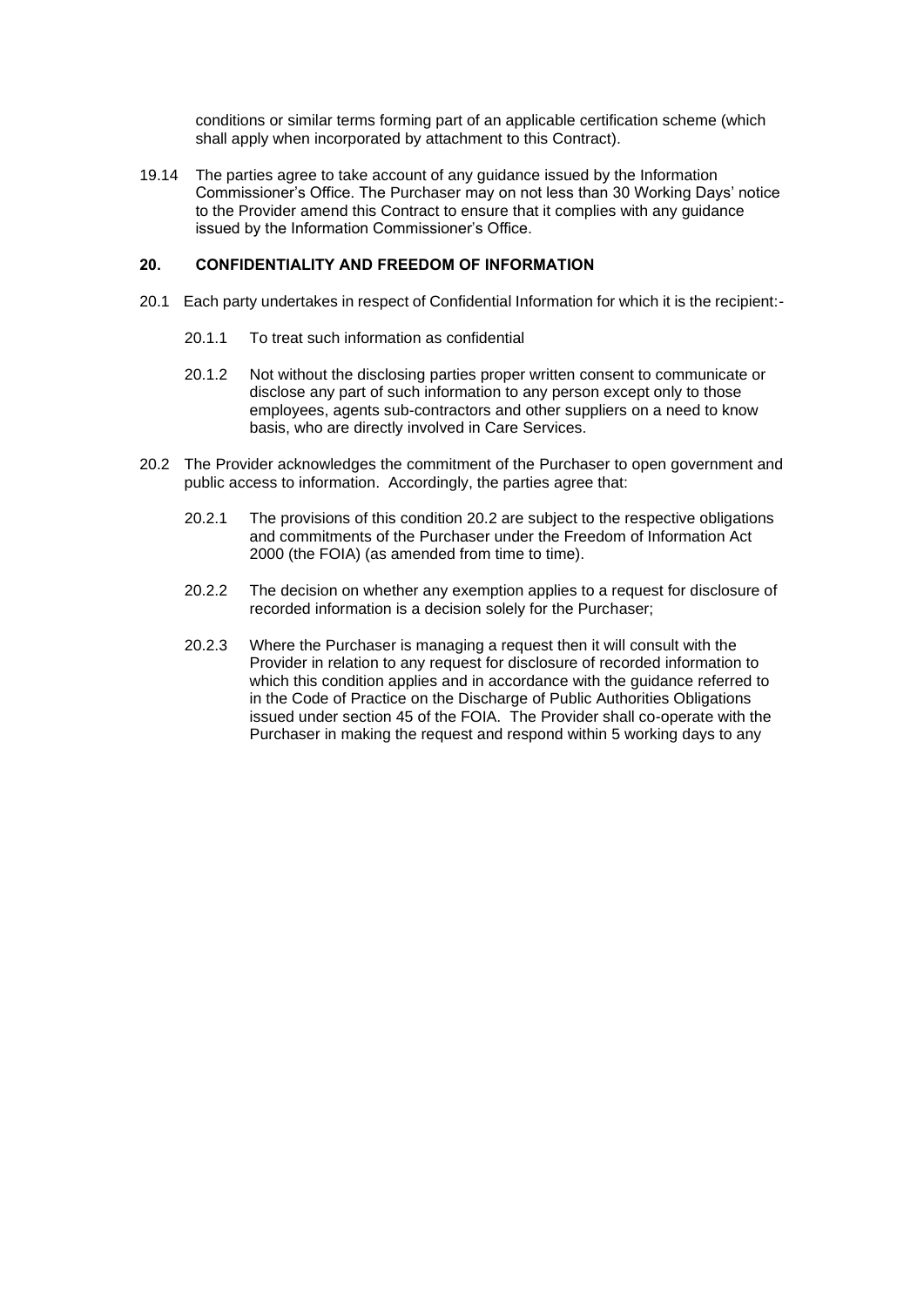conditions or similar terms forming part of an applicable certification scheme (which shall apply when incorporated by attachment to this Contract).

19.14 The parties agree to take account of any guidance issued by the Information Commissioner's Office. The Purchaser may on not less than 30 Working Days' notice to the Provider amend this Contract to ensure that it complies with any guidance issued by the Information Commissioner's Office.

## 20. CONFIDENTIALITY AND FREEDOM OF INFORMATION

20.1 Each party undertakes in respect of Confidential Information for which it is the recipient:-

20.1.1 To treat such information as confidential

20.1.2 Not without the disclosing parties proper written consent to communicate or disclose any part of such information to any person except only to those employees, agents sub-contractors and other suppliers on a need to know basis, who are directly involved in Care Services.

20.2 The Provider acknowledges the commitment of the Purchaser to open government and public access to information. Accordingly, the parties agree that:

20.2.1 The provisions of this condition 20.2 are subject to the respective obligations and commitments of the Purchaser under the Freedom of Information Act 2000 (the FOIA) (as amended from time to time).

20.2.2 The decision on whether any exemption applies to a request for disclosure of recorded information is a decision solely for the Purchaser;

20.2.3 Where the Purchaser is managing a request then it will consult with the Provider in relation to any request for disclosure of recorded information to which this condition applies and in accordance with the guidance referred to in the Code of Practice on the Discharge of Public Authorities Obligations issued under section 45 of the FOIA. The Provider shall co-operate with the Purchaser in making the request and respond within 5 working days to any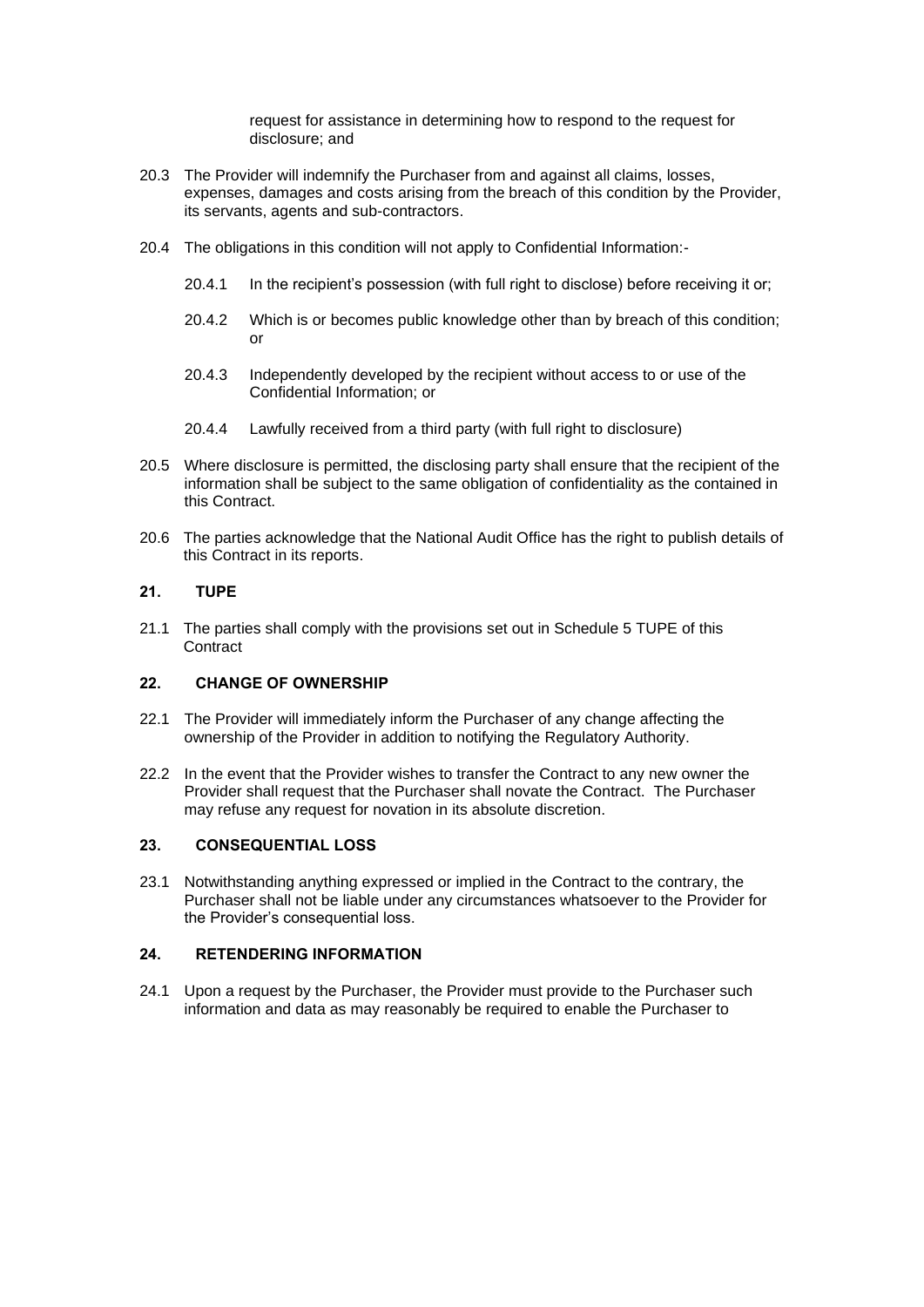request for assistance in determining how to respond to the request for disclosure; and

20.3 The Provider will indemnify the Purchaser from and against all claims, losses, expenses, damages and costs arising from the breach of this condition by the Provider, its servants, agents and sub-contractors.

20.4 The obligations in this condition will not apply to Confidential Information:-

20.4.1 In the recipient's possession (with full right to disclose) before receiving it or;

20.4.2 Which is or becomes public knowledge other than by breach of this condition; or

20.4.3 Independently developed by the recipient without access to or use of the Confidential Information; or

20.4.4 Lawfully received from a third party (with full right to disclosure)

20.5 Where disclosure is permitted, the disclosing party shall ensure that the recipient of the information shall be subject to the same obligation of confidentiality as the contained in this Contract.

20.6 The parties acknowledge that the National Audit Office has the right to publish details of this Contract in its reports.

## 21. TUPE

21.1 The parties shall comply with the provisions set out in Schedule 5 TUPE of this Contract

## 22. CHANGE OF OWNERSHIP

22.1 The Provider will immediately inform the Purchaser of any change affecting the ownership of the Provider in addition to notifying the Regulatory Authority.

22.2 In the event that the Provider wishes to transfer the Contract to any new owner the Provider shall request that the Purchaser shall novate the Contract. The Purchaser may refuse any request for novation in its absolute discretion.

## 23. CONSEQUENTIAL LOSS

23.1 Notwithstanding anything expressed or implied in the Contract to the contrary, the Purchaser shall not be liable under any circumstances whatsoever to the Provider for the Provider's consequential loss.

## 24. RETENDERING INFORMATION

24.1 Upon a request by the Purchaser, the Provider must provide to the Purchaser such information and data as may reasonably be required to enable the Purchaser to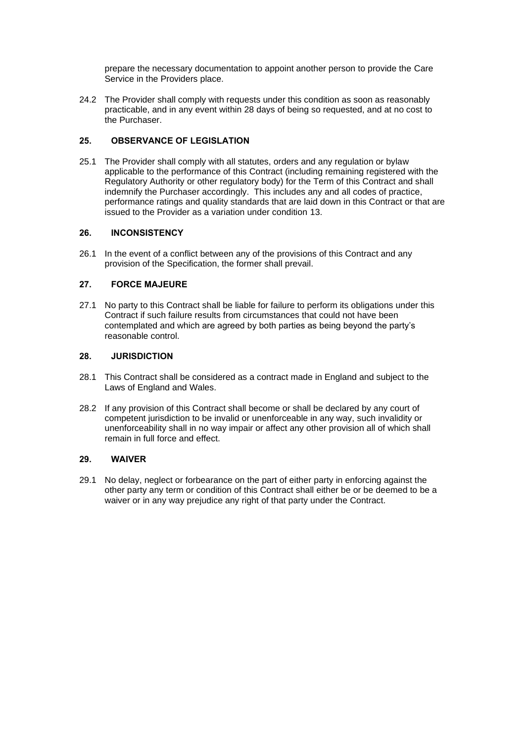prepare the necessary documentation to appoint another person to provide the Care Service in the Providers place.

24.2 The Provider shall comply with requests under this condition as soon as reasonably practicable, and in any event within 28 days of being so requested, and at no cost to the Purchaser.

## 25. OBSERVANCE OF LEGISLATION

25.1 The Provider shall comply with all statutes, orders and any regulation or bylaw applicable to the performance of this Contract (including remaining registered with the Regulatory Authority or other regulatory body) for the Term of this Contract and shall indemnify the Purchaser accordingly. This includes any and all codes of practice, performance ratings and quality standards that are laid down in this Contract or that are issued to the Provider as a variation under condition 13.

## 26. INCONSISTENCY

26.1 In the event of a conflict between any of the provisions of this Contract and any provision of the Specification, the former shall prevail.

## 27. FORCE MAJEURE

27.1 No party to this Contract shall be liable for failure to perform its obligations under this Contract if such failure results from circumstances that could not have been contemplated and which are agreed by both parties as being beyond the party's reasonable control.

## 28. JURISDICTION

28.1 This Contract shall be considered as a contract made in England and subject to the Laws of England and Wales.

28.2 If any provision of this Contract shall become or shall be declared by any court of competent jurisdiction to be invalid or unenforceable in any way, such invalidity or unenforceability shall in no way impair or affect any other provision all of which shall remain in full force and effect.

## 29. WAIVER

29.1 No delay, neglect or forbearance on the part of either party in enforcing against the other party any term or condition of this Contract shall either be or be deemed to be a waiver or in any way prejudice any right of that party under the Contract.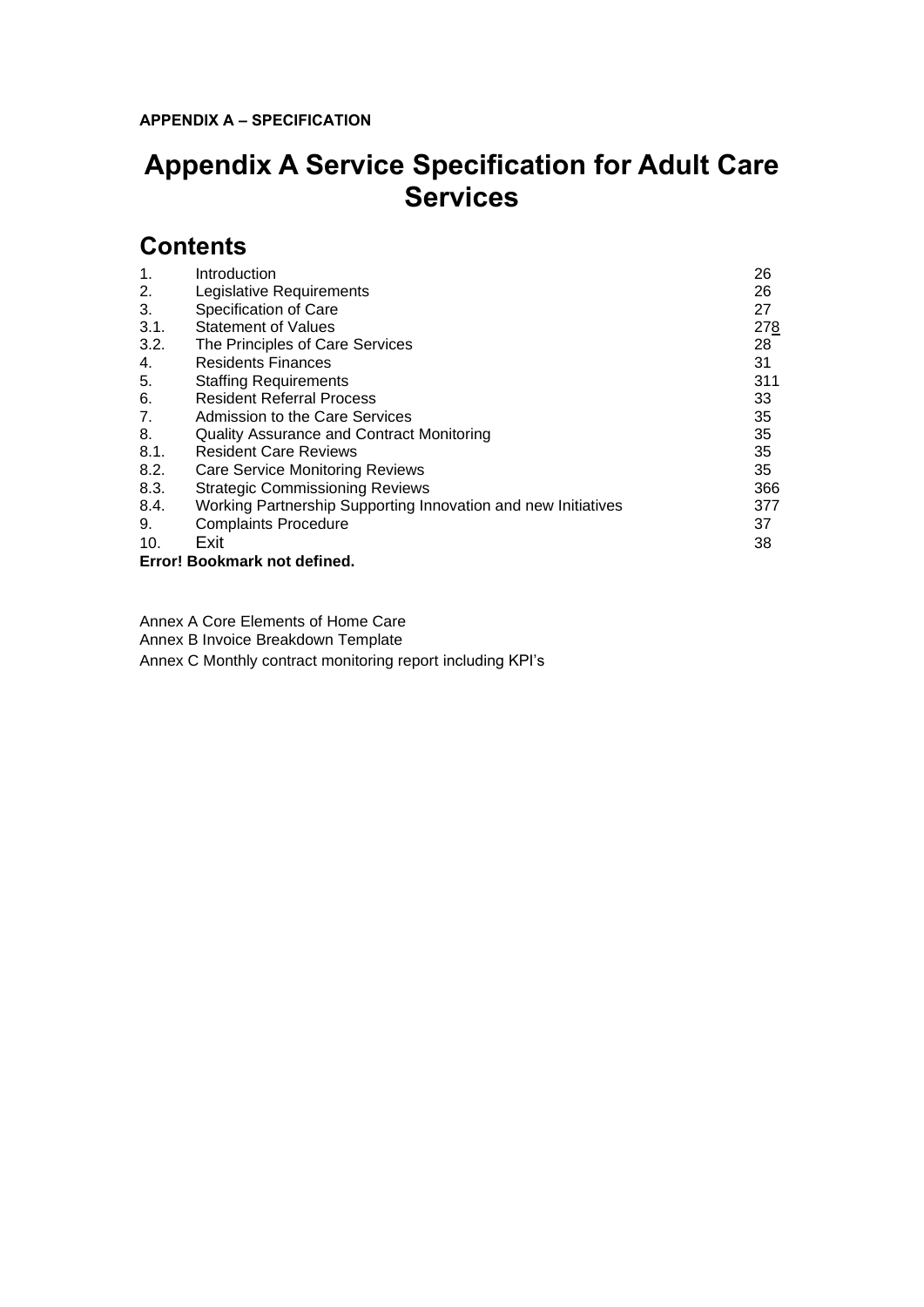**APPENDIX A – SPECIFICATION**

# Appendix A Service Specification for Adult Care Services

## Contents

| | | |
|---|---|---|
| 1. | Introduction | 26 |
| 2. | Legislative Requirements | 26 |
| 3. | Specification of Care | 27 |
| 3.1. | Statement of Values | 278 |
| 3.2. | The Principles of Care Services | 28 |
| 4. | Residents Finances | 31 |
| 5. | Staffing Requirements | 311 |
| 6. | Resident Referral Process | 33 |
| 7. | Admission to the Care Services | 35 |
| 8. | Quality Assurance and Contract Monitoring | 35 |
| 8.1. | Resident Care Reviews | 35 |
| 8.2. | Care Service Monitoring Reviews | 35 |
| 8.3. | Strategic Commissioning Reviews | 366 |
| 8.4. | Working Partnership Supporting Innovation and new Initiatives | 377 |
| 9. | Complaints Procedure | 37 |
| 10. | Exit | 38 |

**Error! Bookmark not defined.**

Annex A Core Elements of Home Care
Annex B Invoice Breakdown Template
Annex C Monthly contract monitoring report including KPI's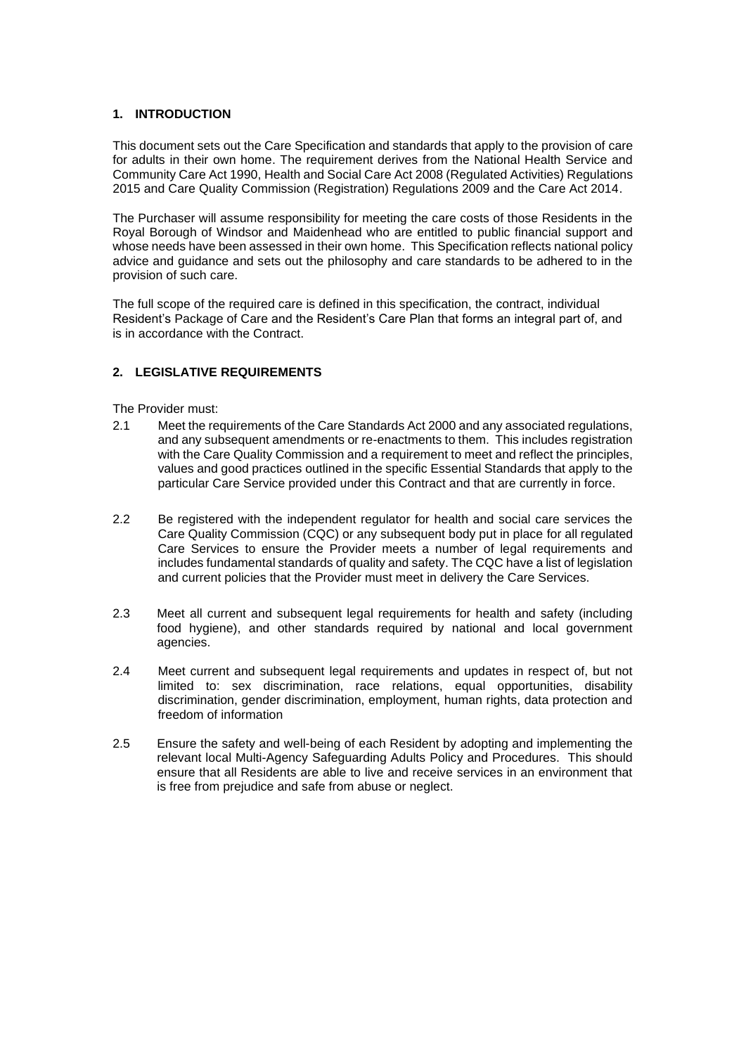## 1. INTRODUCTION

This document sets out the Care Specification and standards that apply to the provision of care for adults in their own home. The requirement derives from the National Health Service and Community Care Act 1990, Health and Social Care Act 2008 (Regulated Activities) Regulations 2015 and Care Quality Commission (Registration) Regulations 2009 and the Care Act 2014.

The Purchaser will assume responsibility for meeting the care costs of those Residents in the Royal Borough of Windsor and Maidenhead who are entitled to public financial support and whose needs have been assessed in their own home. This Specification reflects national policy advice and guidance and sets out the philosophy and care standards to be adhered to in the provision of such care.

The full scope of the required care is defined in this specification, the contract, individual Resident's Package of Care and the Resident's Care Plan that forms an integral part of, and is in accordance with the Contract.

## 2. LEGISLATIVE REQUIREMENTS

The Provider must:

2.1 Meet the requirements of the Care Standards Act 2000 and any associated regulations, and any subsequent amendments or re-enactments to them. This includes registration with the Care Quality Commission and a requirement to meet and reflect the principles, values and good practices outlined in the specific Essential Standards that apply to the particular Care Service provided under this Contract and that are currently in force.

2.2 Be registered with the independent regulator for health and social care services the Care Quality Commission (CQC) or any subsequent body put in place for all regulated Care Services to ensure the Provider meets a number of legal requirements and includes fundamental standards of quality and safety. The CQC have a list of legislation and current policies that the Provider must meet in delivery the Care Services.

2.3 Meet all current and subsequent legal requirements for health and safety (including food hygiene), and other standards required by national and local government agencies.

2.4 Meet current and subsequent legal requirements and updates in respect of, but not limited to: sex discrimination, race relations, equal opportunities, disability discrimination, gender discrimination, employment, human rights, data protection and freedom of information

2.5 Ensure the safety and well-being of each Resident by adopting and implementing the relevant local Multi-Agency Safeguarding Adults Policy and Procedures. This should ensure that all Residents are able to live and receive services in an environment that is free from prejudice and safe from abuse or neglect.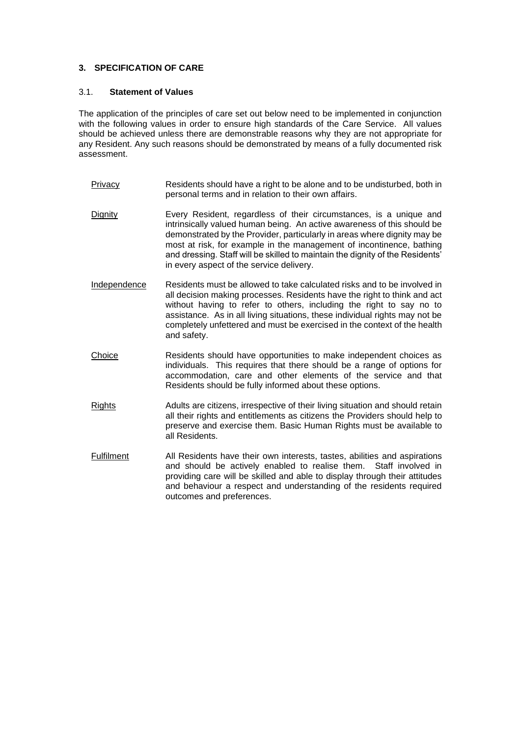## 3. SPECIFICATION OF CARE

### 3.1. Statement of Values

The application of the principles of care set out below need to be implemented in conjunction with the following values in order to ensure high standards of the Care Service. All values should be achieved unless there are demonstrable reasons why they are not appropriate for any Resident. Any such reasons should be demonstrated by means of a fully documented risk assessment.

| | |
|---|---|
| Privacy | Residents should have a right to be alone and to be undisturbed, both in personal terms and in relation to their own affairs. |
| Dignity | Every Resident, regardless of their circumstances, is a unique and intrinsically valued human being. An active awareness of this should be demonstrated by the Provider, particularly in areas where dignity may be most at risk, for example in the management of incontinence, bathing and dressing. Staff will be skilled to maintain the dignity of the Residents' in every aspect of the service delivery. |
| Independence | Residents must be allowed to take calculated risks and to be involved in all decision making processes. Residents have the right to think and act without having to refer to others, including the right to say no to assistance. As in all living situations, these individual rights may not be completely unfettered and must be exercised in the context of the health and safety. |
| Choice | Residents should have opportunities to make independent choices as individuals. This requires that there should be a range of options for accommodation, care and other elements of the service and that Residents should be fully informed about these options. |
| Rights | Adults are citizens, irrespective of their living situation and should retain all their rights and entitlements as citizens the Providers should help to preserve and exercise them. Basic Human Rights must be available to all Residents. |
| Fulfilment | All Residents have their own interests, tastes, abilities and aspirations and should be actively enabled to realise them. Staff involved in providing care will be skilled and able to display through their attitudes and behaviour a respect and understanding of the residents required outcomes and preferences. |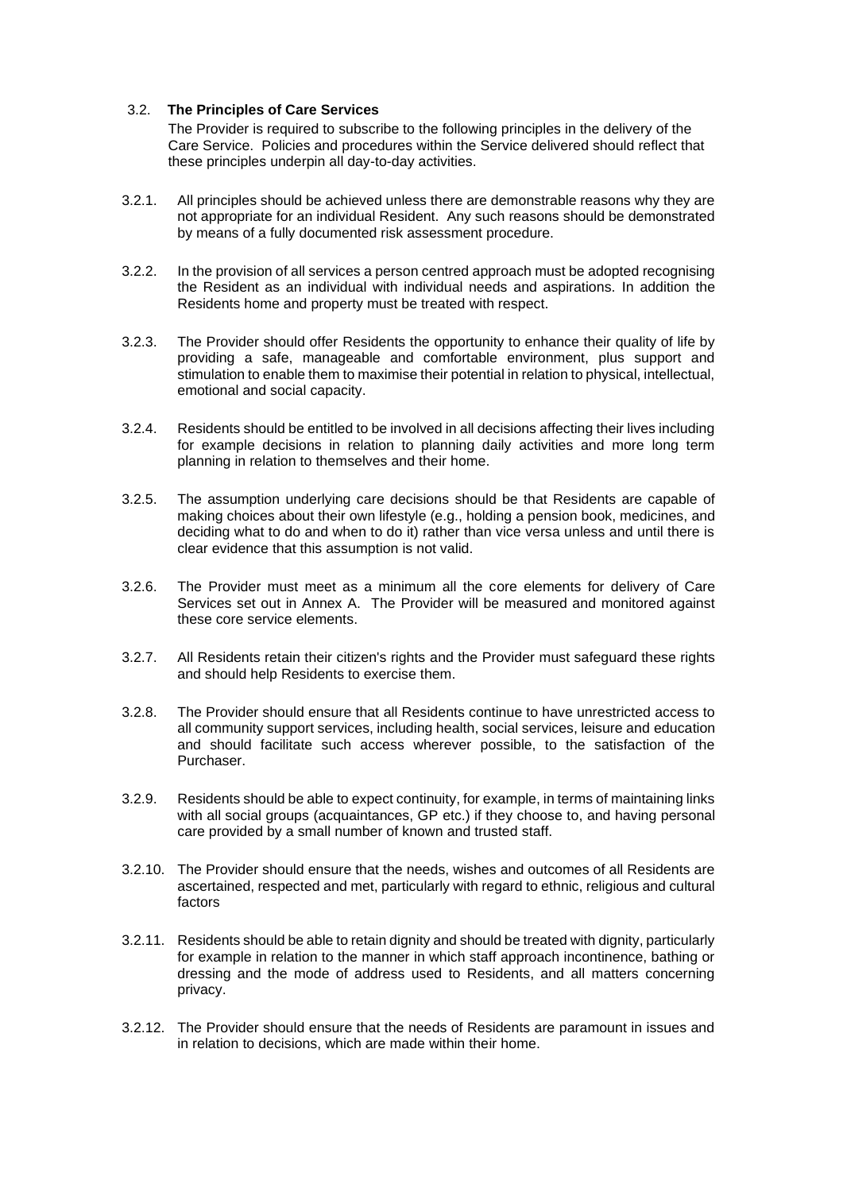### 3.2. The Principles of Care Services

The Provider is required to subscribe to the following principles in the delivery of the Care Service. Policies and procedures within the Service delivered should reflect that these principles underpin all day-to-day activities.

3.2.1. All principles should be achieved unless there are demonstrable reasons why they are not appropriate for an individual Resident. Any such reasons should be demonstrated by means of a fully documented risk assessment procedure.

3.2.2. In the provision of all services a person centred approach must be adopted recognising the Resident as an individual with individual needs and aspirations. In addition the Residents home and property must be treated with respect.

3.2.3. The Provider should offer Residents the opportunity to enhance their quality of life by providing a safe, manageable and comfortable environment, plus support and stimulation to enable them to maximise their potential in relation to physical, intellectual, emotional and social capacity.

3.2.4. Residents should be entitled to be involved in all decisions affecting their lives including for example decisions in relation to planning daily activities and more long term planning in relation to themselves and their home.

3.2.5. The assumption underlying care decisions should be that Residents are capable of making choices about their own lifestyle (e.g., holding a pension book, medicines, and deciding what to do and when to do it) rather than vice versa unless and until there is clear evidence that this assumption is not valid.

3.2.6. The Provider must meet as a minimum all the core elements for delivery of Care Services set out in Annex A. The Provider will be measured and monitored against these core service elements.

3.2.7. All Residents retain their citizen's rights and the Provider must safeguard these rights and should help Residents to exercise them.

3.2.8. The Provider should ensure that all Residents continue to have unrestricted access to all community support services, including health, social services, leisure and education and should facilitate such access wherever possible, to the satisfaction of the Purchaser.

3.2.9. Residents should be able to expect continuity, for example, in terms of maintaining links with all social groups (acquaintances, GP etc.) if they choose to, and having personal care provided by a small number of known and trusted staff.

3.2.10. The Provider should ensure that the needs, wishes and outcomes of all Residents are ascertained, respected and met, particularly with regard to ethnic, religious and cultural factors

3.2.11. Residents should be able to retain dignity and should be treated with dignity, particularly for example in relation to the manner in which staff approach incontinence, bathing or dressing and the mode of address used to Residents, and all matters concerning privacy.

3.2.12. The Provider should ensure that the needs of Residents are paramount in issues and in relation to decisions, which are made within their home.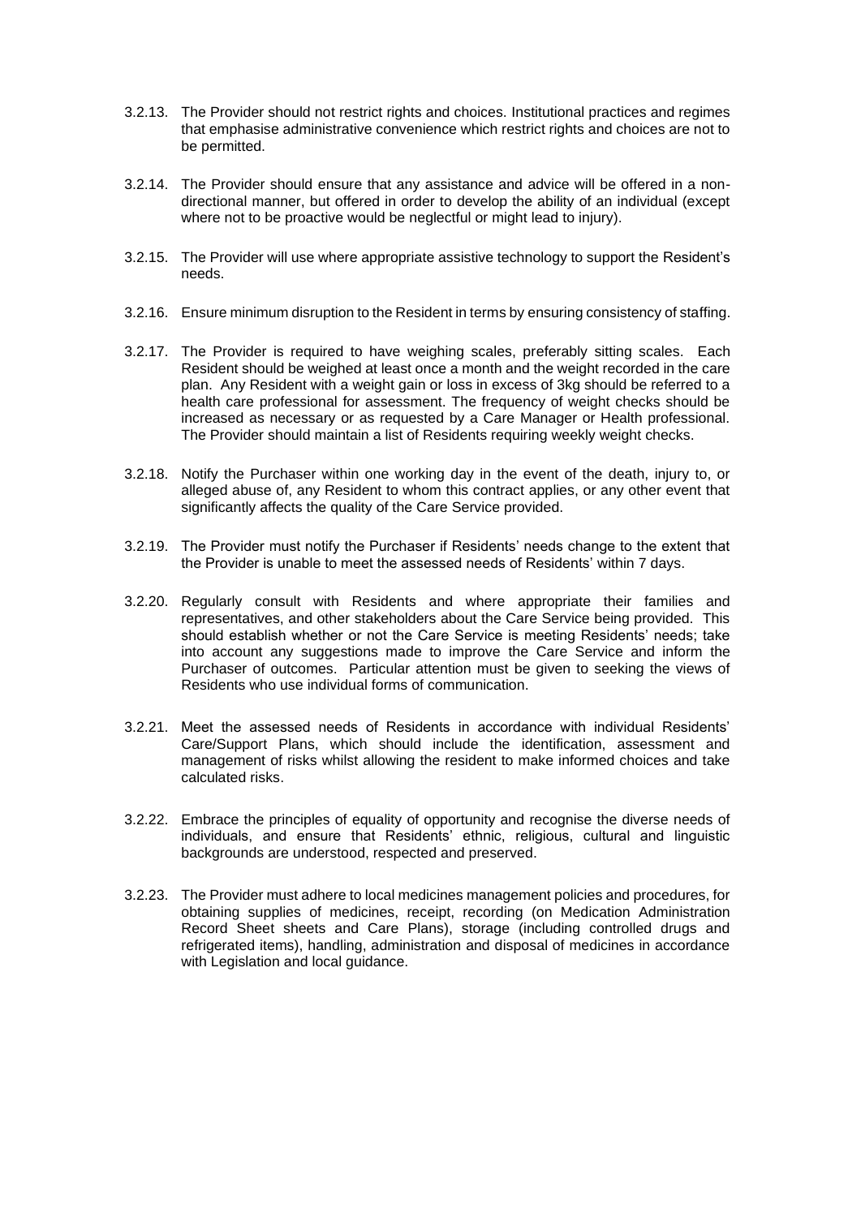3.2.13. The Provider should not restrict rights and choices. Institutional practices and regimes that emphasise administrative convenience which restrict rights and choices are not to be permitted.

3.2.14. The Provider should ensure that any assistance and advice will be offered in a non-directional manner, but offered in order to develop the ability of an individual (except where not to be proactive would be neglectful or might lead to injury).

3.2.15. The Provider will use where appropriate assistive technology to support the Resident's needs.

3.2.16. Ensure minimum disruption to the Resident in terms by ensuring consistency of staffing.

3.2.17. The Provider is required to have weighing scales, preferably sitting scales. Each Resident should be weighed at least once a month and the weight recorded in the care plan. Any Resident with a weight gain or loss in excess of 3kg should be referred to a health care professional for assessment. The frequency of weight checks should be increased as necessary or as requested by a Care Manager or Health professional. The Provider should maintain a list of Residents requiring weekly weight checks.

3.2.18. Notify the Purchaser within one working day in the event of the death, injury to, or alleged abuse of, any Resident to whom this contract applies, or any other event that significantly affects the quality of the Care Service provided.

3.2.19. The Provider must notify the Purchaser if Residents' needs change to the extent that the Provider is unable to meet the assessed needs of Residents' within 7 days.

3.2.20. Regularly consult with Residents and where appropriate their families and representatives, and other stakeholders about the Care Service being provided. This should establish whether or not the Care Service is meeting Residents' needs; take into account any suggestions made to improve the Care Service and inform the Purchaser of outcomes. Particular attention must be given to seeking the views of Residents who use individual forms of communication.

3.2.21. Meet the assessed needs of Residents in accordance with individual Residents' Care/Support Plans, which should include the identification, assessment and management of risks whilst allowing the resident to make informed choices and take calculated risks.

3.2.22. Embrace the principles of equality of opportunity and recognise the diverse needs of individuals, and ensure that Residents' ethnic, religious, cultural and linguistic backgrounds are understood, respected and preserved.

3.2.23. The Provider must adhere to local medicines management policies and procedures, for obtaining supplies of medicines, receipt, recording (on Medication Administration Record Sheet sheets and Care Plans), storage (including controlled drugs and refrigerated items), handling, administration and disposal of medicines in accordance with Legislation and local guidance.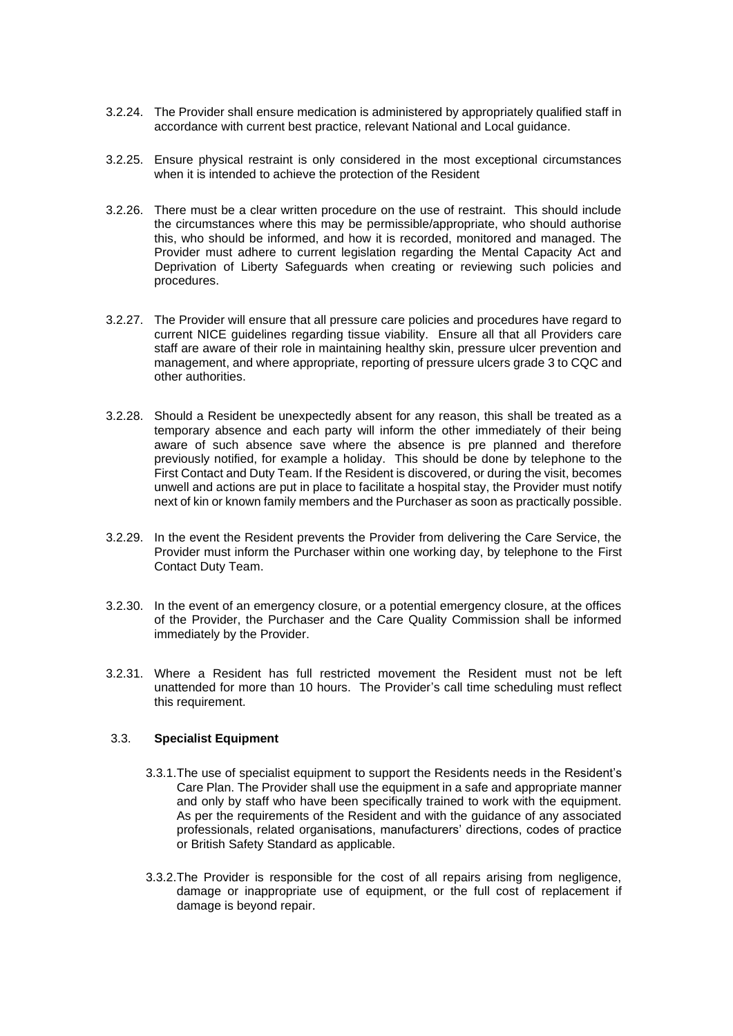3.2.24. The Provider shall ensure medication is administered by appropriately qualified staff in accordance with current best practice, relevant National and Local guidance.

3.2.25. Ensure physical restraint is only considered in the most exceptional circumstances when it is intended to achieve the protection of the Resident

3.2.26. There must be a clear written procedure on the use of restraint. This should include the circumstances where this may be permissible/appropriate, who should authorise this, who should be informed, and how it is recorded, monitored and managed. The Provider must adhere to current legislation regarding the Mental Capacity Act and Deprivation of Liberty Safeguards when creating or reviewing such policies and procedures.

3.2.27. The Provider will ensure that all pressure care policies and procedures have regard to current NICE guidelines regarding tissue viability. Ensure all that all Providers care staff are aware of their role in maintaining healthy skin, pressure ulcer prevention and management, and where appropriate, reporting of pressure ulcers grade 3 to CQC and other authorities.

3.2.28. Should a Resident be unexpectedly absent for any reason, this shall be treated as a temporary absence and each party will inform the other immediately of their being aware of such absence save where the absence is pre planned and therefore previously notified, for example a holiday. This should be done by telephone to the First Contact and Duty Team. If the Resident is discovered, or during the visit, becomes unwell and actions are put in place to facilitate a hospital stay, the Provider must notify next of kin or known family members and the Purchaser as soon as practically possible.

3.2.29. In the event the Resident prevents the Provider from delivering the Care Service, the Provider must inform the Purchaser within one working day, by telephone to the First Contact Duty Team.

3.2.30. In the event of an emergency closure, or a potential emergency closure, at the offices of the Provider, the Purchaser and the Care Quality Commission shall be informed immediately by the Provider.

3.2.31. Where a Resident has full restricted movement the Resident must not be left unattended for more than 10 hours. The Provider's call time scheduling must reflect this requirement.

### 3.3. Specialist Equipment

3.3.1. The use of specialist equipment to support the Residents needs in the Resident's Care Plan. The Provider shall use the equipment in a safe and appropriate manner and only by staff who have been specifically trained to work with the equipment. As per the requirements of the Resident and with the guidance of any associated professionals, related organisations, manufacturers' directions, codes of practice or British Safety Standard as applicable.

3.3.2. The Provider is responsible for the cost of all repairs arising from negligence, damage or inappropriate use of equipment, or the full cost of replacement if damage is beyond repair.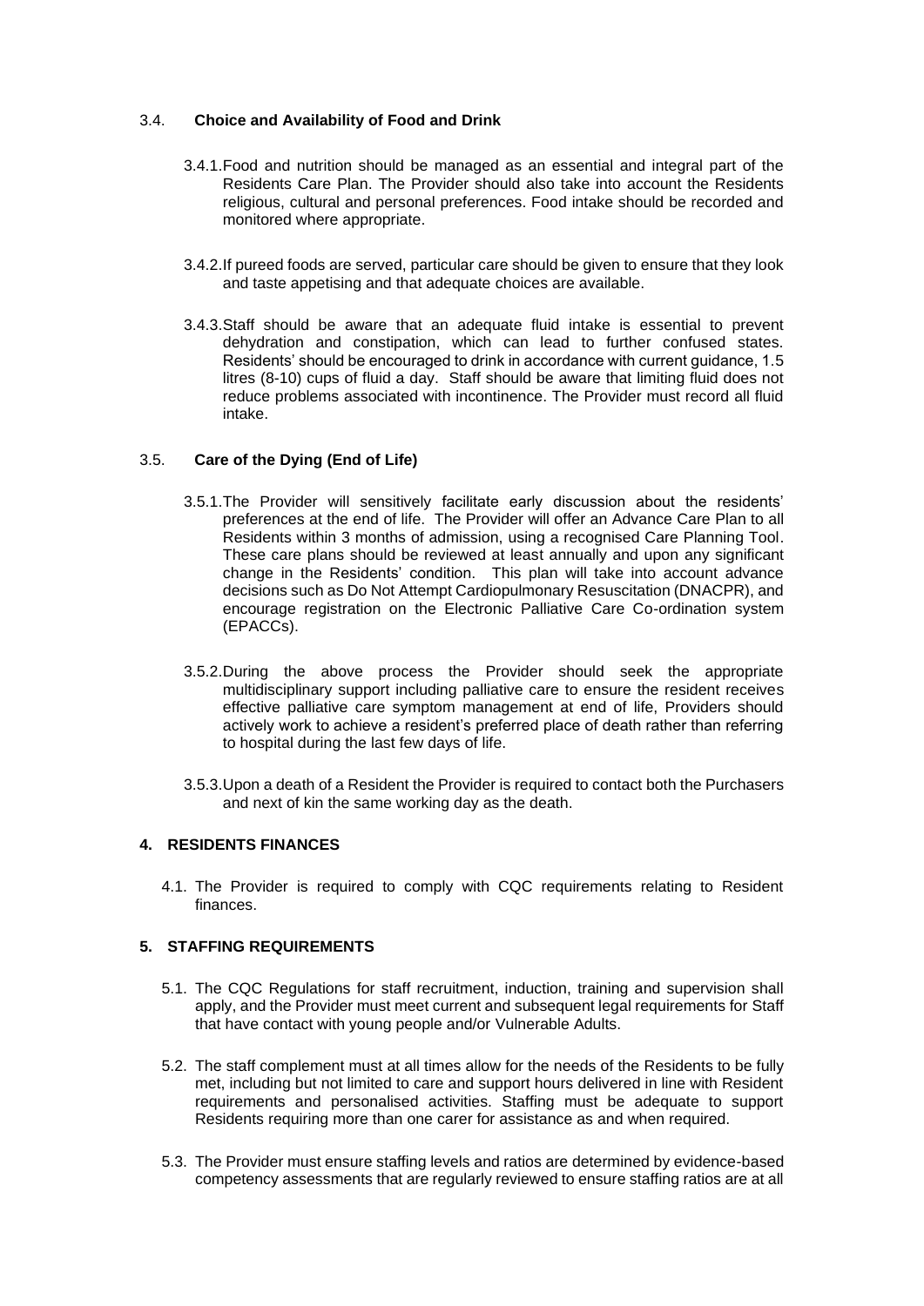### 3.4. **Choice and Availability of Food and Drink**

3.4.1. Food and nutrition should be managed as an essential and integral part of the Residents Care Plan. The Provider should also take into account the Residents religious, cultural and personal preferences. Food intake should be recorded and monitored where appropriate.

3.4.2. If pureed foods are served, particular care should be given to ensure that they look and taste appetising and that adequate choices are available.

3.4.3. Staff should be aware that an adequate fluid intake is essential to prevent dehydration and constipation, which can lead to further confused states. Residents' should be encouraged to drink in accordance with current guidance, 1.5 litres (8-10) cups of fluid a day. Staff should be aware that limiting fluid does not reduce problems associated with incontinence. The Provider must record all fluid intake.

### 3.5. **Care of the Dying (End of Life)**

3.5.1. The Provider will sensitively facilitate early discussion about the residents' preferences at the end of life. The Provider will offer an Advance Care Plan to all Residents within 3 months of admission, using a recognised Care Planning Tool. These care plans should be reviewed at least annually and upon any significant change in the Residents' condition. This plan will take into account advance decisions such as Do Not Attempt Cardiopulmonary Resuscitation (DNACPR), and encourage registration on the Electronic Palliative Care Co-ordination system (EPACCs).

3.5.2. During the above process the Provider should seek the appropriate multidisciplinary support including palliative care to ensure the resident receives effective palliative care symptom management at end of life, Providers should actively work to achieve a resident's preferred place of death rather than referring to hospital during the last few days of life.

3.5.3. Upon a death of a Resident the Provider is required to contact both the Purchasers and next of kin the same working day as the death.

## 4. RESIDENTS FINANCES

4.1. The Provider is required to comply with CQC requirements relating to Resident finances.

## 5. STAFFING REQUIREMENTS

5.1. The CQC Regulations for staff recruitment, induction, training and supervision shall apply, and the Provider must meet current and subsequent legal requirements for Staff that have contact with young people and/or Vulnerable Adults.

5.2. The staff complement must at all times allow for the needs of the Residents to be fully met, including but not limited to care and support hours delivered in line with Resident requirements and personalised activities. Staffing must be adequate to support Residents requiring more than one carer for assistance as and when required.

5.3. The Provider must ensure staffing levels and ratios are determined by evidence-based competency assessments that are regularly reviewed to ensure staffing ratios are at all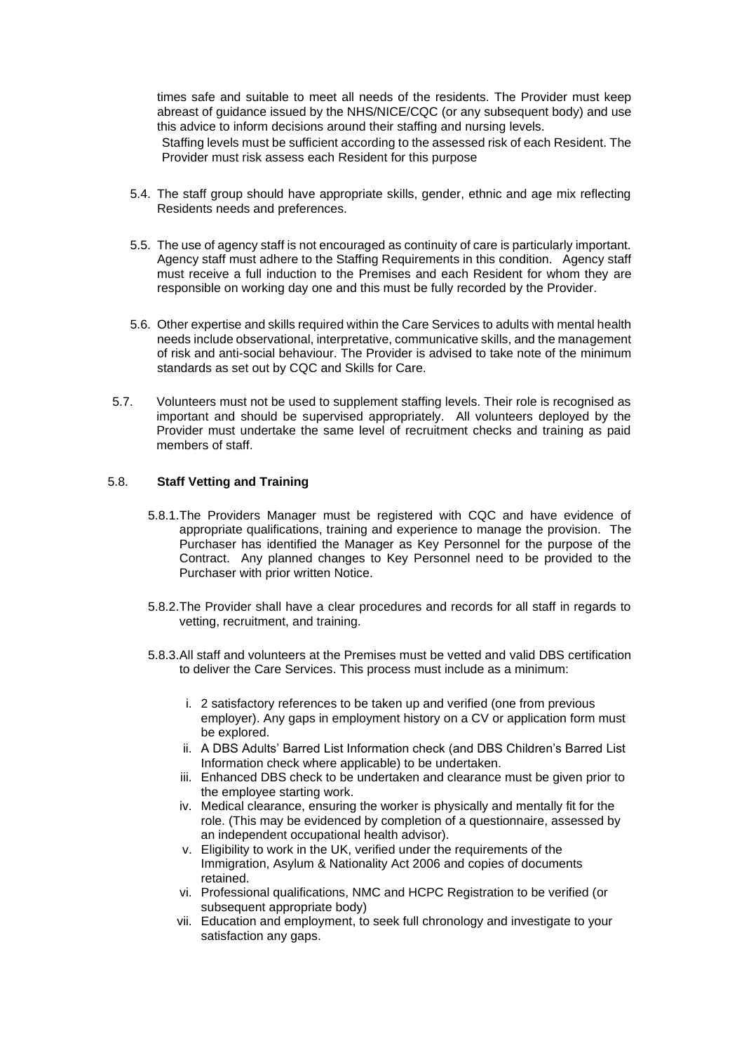times safe and suitable to meet all needs of the residents. The Provider must keep abreast of guidance issued by the NHS/NICE/CQC (or any subsequent body) and use this advice to inform decisions around their staffing and nursing levels.

Staffing levels must be sufficient according to the assessed risk of each Resident. The Provider must risk assess each Resident for this purpose

5.4. The staff group should have appropriate skills, gender, ethnic and age mix reflecting Residents needs and preferences.

5.5. The use of agency staff is not encouraged as continuity of care is particularly important. Agency staff must adhere to the Staffing Requirements in this condition. Agency staff must receive a full induction to the Premises and each Resident for whom they are responsible on working day one and this must be fully recorded by the Provider.

5.6. Other expertise and skills required within the Care Services to adults with mental health needs include observational, interpretative, communicative skills, and the management of risk and anti-social behaviour. The Provider is advised to take note of the minimum standards as set out by CQC and Skills for Care.

5.7. Volunteers must not be used to supplement staffing levels. Their role is recognised as important and should be supervised appropriately. All volunteers deployed by the Provider must undertake the same level of recruitment checks and training as paid members of staff.

5.8. **Staff Vetting and Training**

5.8.1. The Providers Manager must be registered with CQC and have evidence of appropriate qualifications, training and experience to manage the provision. The Purchaser has identified the Manager as Key Personnel for the purpose of the Contract. Any planned changes to Key Personnel need to be provided to the Purchaser with prior written Notice.

5.8.2. The Provider shall have a clear procedures and records for all staff in regards to vetting, recruitment, and training.

5.8.3. All staff and volunteers at the Premises must be vetted and valid DBS certification to deliver the Care Services. This process must include as a minimum:

i. 2 satisfactory references to be taken up and verified (one from previous employer). Any gaps in employment history on a CV or application form must be explored.
ii. A DBS Adults' Barred List Information check (and DBS Children's Barred List Information check where applicable) to be undertaken.
iii. Enhanced DBS check to be undertaken and clearance must be given prior to the employee starting work.
iv. Medical clearance, ensuring the worker is physically and mentally fit for the role. (This may be evidenced by completion of a questionnaire, assessed by an independent occupational health advisor).
v. Eligibility to work in the UK, verified under the requirements of the Immigration, Asylum & Nationality Act 2006 and copies of documents retained.
vi. Professional qualifications, NMC and HCPC Registration to be verified (or subsequent appropriate body)
vii. Education and employment, to seek full chronology and investigate to your satisfaction any gaps.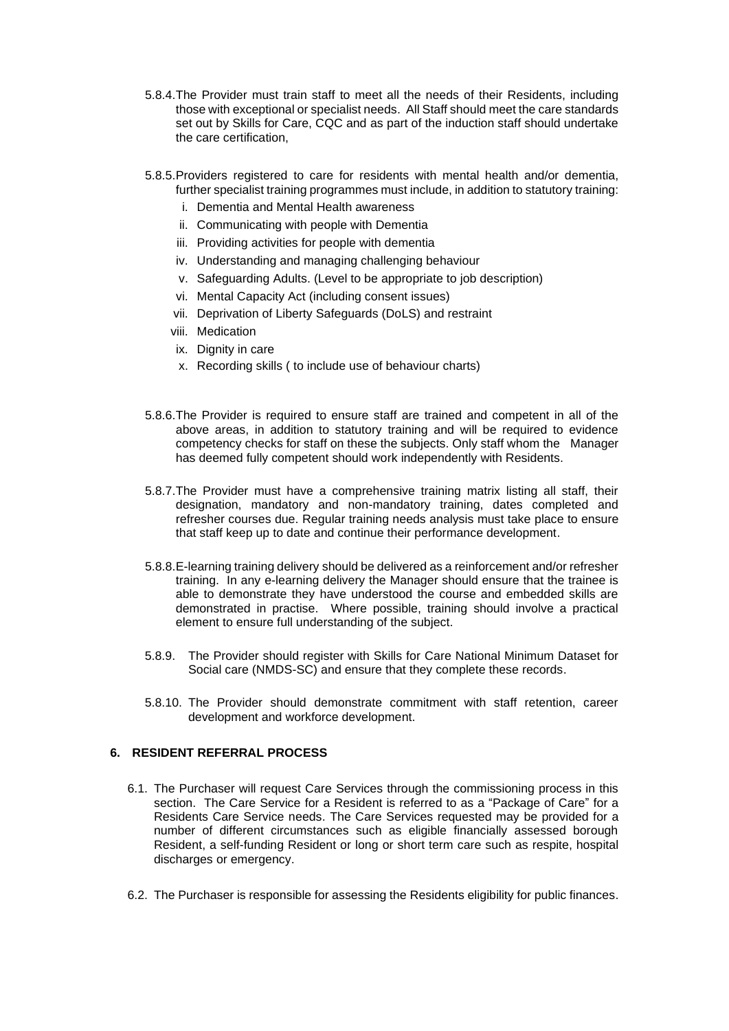5.8.4. The Provider must train staff to meet all the needs of their Residents, including those with exceptional or specialist needs. All Staff should meet the care standards set out by Skills for Care, CQC and as part of the induction staff should undertake the care certification,

5.8.5. Providers registered to care for residents with mental health and/or dementia, further specialist training programmes must include, in addition to statutory training:

- i. Dementia and Mental Health awareness
- ii. Communicating with people with Dementia
- iii. Providing activities for people with dementia
- iv. Understanding and managing challenging behaviour
- v. Safeguarding Adults. (Level to be appropriate to job description)
- vi. Mental Capacity Act (including consent issues)
- vii. Deprivation of Liberty Safeguards (DoLS) and restraint
- viii. Medication
- ix. Dignity in care
- x. Recording skills ( to include use of behaviour charts)

5.8.6. The Provider is required to ensure staff are trained and competent in all of the above areas, in addition to statutory training and will be required to evidence competency checks for staff on these the subjects. Only staff whom the Manager has deemed fully competent should work independently with Residents.

5.8.7. The Provider must have a comprehensive training matrix listing all staff, their designation, mandatory and non-mandatory training, dates completed and refresher courses due. Regular training needs analysis must take place to ensure that staff keep up to date and continue their performance development.

5.8.8. E-learning training delivery should be delivered as a reinforcement and/or refresher training. In any e-learning delivery the Manager should ensure that the trainee is able to demonstrate they have understood the course and embedded skills are demonstrated in practise. Where possible, training should involve a practical element to ensure full understanding of the subject.

5.8.9. The Provider should register with Skills for Care National Minimum Dataset for Social care (NMDS-SC) and ensure that they complete these records.

5.8.10. The Provider should demonstrate commitment with staff retention, career development and workforce development.

## 6. RESIDENT REFERRAL PROCESS

6.1. The Purchaser will request Care Services through the commissioning process in this section. The Care Service for a Resident is referred to as a "Package of Care" for a Residents Care Service needs. The Care Services requested may be provided for a number of different circumstances such as eligible financially assessed borough Resident, a self-funding Resident or long or short term care such as respite, hospital discharges or emergency.

6.2. The Purchaser is responsible for assessing the Residents eligibility for public finances.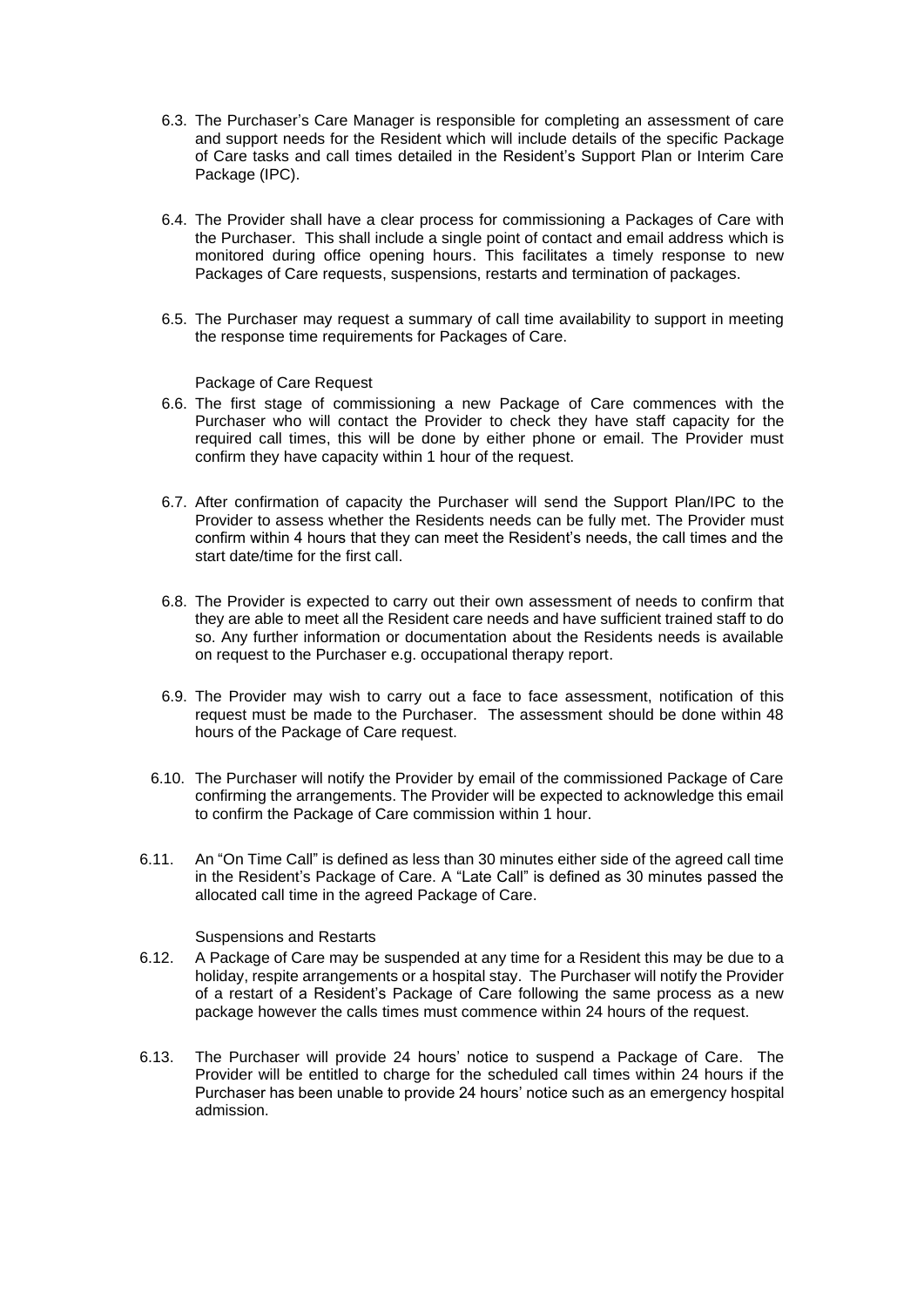6.3. The Purchaser's Care Manager is responsible for completing an assessment of care and support needs for the Resident which will include details of the specific Package of Care tasks and call times detailed in the Resident's Support Plan or Interim Care Package (IPC).

6.4. The Provider shall have a clear process for commissioning a Packages of Care with the Purchaser. This shall include a single point of contact and email address which is monitored during office opening hours. This facilitates a timely response to new Packages of Care requests, suspensions, restarts and termination of packages.

6.5. The Purchaser may request a summary of call time availability to support in meeting the response time requirements for Packages of Care.

Package of Care Request

6.6. The first stage of commissioning a new Package of Care commences with the Purchaser who will contact the Provider to check they have staff capacity for the required call times, this will be done by either phone or email. The Provider must confirm they have capacity within 1 hour of the request.

6.7. After confirmation of capacity the Purchaser will send the Support Plan/IPC to the Provider to assess whether the Residents needs can be fully met. The Provider must confirm within 4 hours that they can meet the Resident's needs, the call times and the start date/time for the first call.

6.8. The Provider is expected to carry out their own assessment of needs to confirm that they are able to meet all the Resident care needs and have sufficient trained staff to do so. Any further information or documentation about the Residents needs is available on request to the Purchaser e.g. occupational therapy report.

6.9. The Provider may wish to carry out a face to face assessment, notification of this request must be made to the Purchaser. The assessment should be done within 48 hours of the Package of Care request.

6.10. The Purchaser will notify the Provider by email of the commissioned Package of Care confirming the arrangements. The Provider will be expected to acknowledge this email to confirm the Package of Care commission within 1 hour.

6.11. An "On Time Call" is defined as less than 30 minutes either side of the agreed call time in the Resident's Package of Care. A "Late Call" is defined as 30 minutes passed the allocated call time in the agreed Package of Care.

Suspensions and Restarts

6.12. A Package of Care may be suspended at any time for a Resident this may be due to a holiday, respite arrangements or a hospital stay. The Purchaser will notify the Provider of a restart of a Resident's Package of Care following the same process as a new package however the calls times must commence within 24 hours of the request.

6.13. The Purchaser will provide 24 hours' notice to suspend a Package of Care. The Provider will be entitled to charge for the scheduled call times within 24 hours if the Purchaser has been unable to provide 24 hours' notice such as an emergency hospital admission.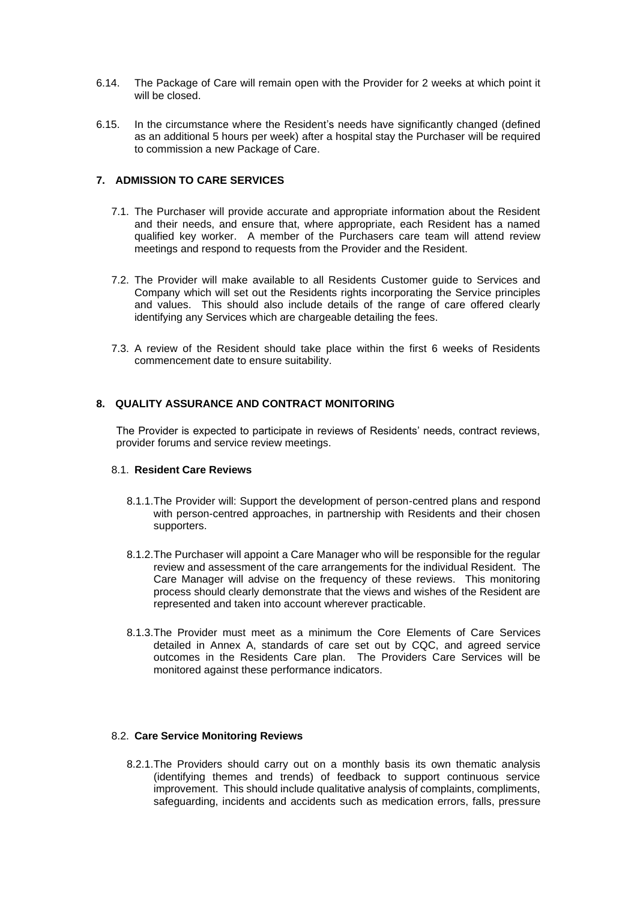6.14. The Package of Care will remain open with the Provider for 2 weeks at which point it will be closed.

6.15. In the circumstance where the Resident's needs have significantly changed (defined as an additional 5 hours per week) after a hospital stay the Purchaser will be required to commission a new Package of Care.

## 7. ADMISSION TO CARE SERVICES

7.1. The Purchaser will provide accurate and appropriate information about the Resident and their needs, and ensure that, where appropriate, each Resident has a named qualified key worker. A member of the Purchasers care team will attend review meetings and respond to requests from the Provider and the Resident.

7.2. The Provider will make available to all Residents Customer guide to Services and Company which will set out the Residents rights incorporating the Service principles and values. This should also include details of the range of care offered clearly identifying any Services which are chargeable detailing the fees.

7.3. A review of the Resident should take place within the first 6 weeks of Residents commencement date to ensure suitability.

## 8. QUALITY ASSURANCE AND CONTRACT MONITORING

The Provider is expected to participate in reviews of Residents' needs, contract reviews, provider forums and service review meetings.

### 8.1. Resident Care Reviews

8.1.1. The Provider will: Support the development of person-centred plans and respond with person-centred approaches, in partnership with Residents and their chosen supporters.

8.1.2. The Purchaser will appoint a Care Manager who will be responsible for the regular review and assessment of the care arrangements for the individual Resident. The Care Manager will advise on the frequency of these reviews. This monitoring process should clearly demonstrate that the views and wishes of the Resident are represented and taken into account wherever practicable.

8.1.3. The Provider must meet as a minimum the Core Elements of Care Services detailed in Annex A, standards of care set out by CQC, and agreed service outcomes in the Residents Care plan. The Providers Care Services will be monitored against these performance indicators.

### 8.2. Care Service Monitoring Reviews

8.2.1. The Providers should carry out on a monthly basis its own thematic analysis (identifying themes and trends) of feedback to support continuous service improvement. This should include qualitative analysis of complaints, compliments, safeguarding, incidents and accidents such as medication errors, falls, pressure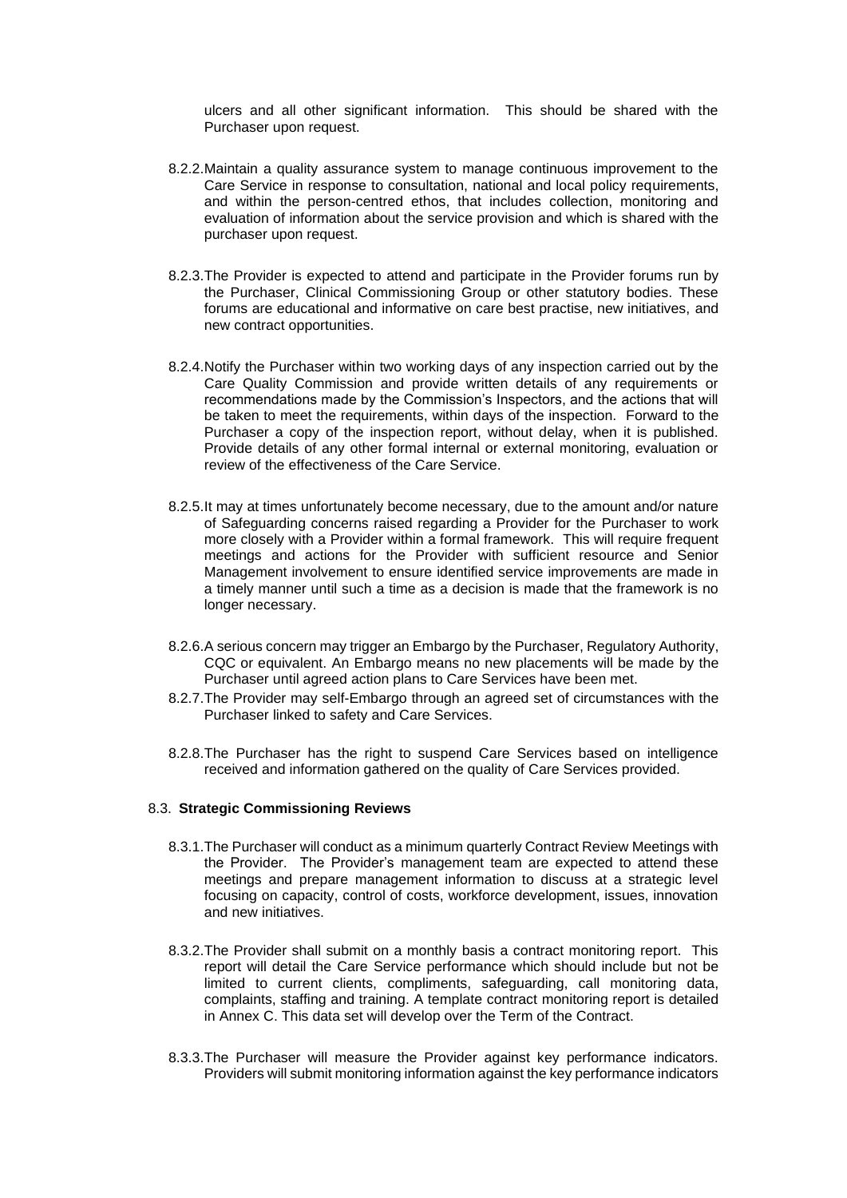ulcers and all other significant information. This should be shared with the Purchaser upon request.

8.2.2. Maintain a quality assurance system to manage continuous improvement to the Care Service in response to consultation, national and local policy requirements, and within the person-centred ethos, that includes collection, monitoring and evaluation of information about the service provision and which is shared with the purchaser upon request.

8.2.3. The Provider is expected to attend and participate in the Provider forums run by the Purchaser, Clinical Commissioning Group or other statutory bodies. These forums are educational and informative on care best practise, new initiatives, and new contract opportunities.

8.2.4. Notify the Purchaser within two working days of any inspection carried out by the Care Quality Commission and provide written details of any requirements or recommendations made by the Commission's Inspectors, and the actions that will be taken to meet the requirements, within days of the inspection. Forward to the Purchaser a copy of the inspection report, without delay, when it is published. Provide details of any other formal internal or external monitoring, evaluation or review of the effectiveness of the Care Service.

8.2.5. It may at times unfortunately become necessary, due to the amount and/or nature of Safeguarding concerns raised regarding a Provider for the Purchaser to work more closely with a Provider within a formal framework. This will require frequent meetings and actions for the Provider with sufficient resource and Senior Management involvement to ensure identified service improvements are made in a timely manner until such a time as a decision is made that the framework is no longer necessary.

8.2.6. A serious concern may trigger an Embargo by the Purchaser, Regulatory Authority, CQC or equivalent. An Embargo means no new placements will be made by the Purchaser until agreed action plans to Care Services have been met.

8.2.7. The Provider may self-Embargo through an agreed set of circumstances with the Purchaser linked to safety and Care Services.

8.2.8. The Purchaser has the right to suspend Care Services based on intelligence received and information gathered on the quality of Care Services provided.

### 8.3. Strategic Commissioning Reviews

8.3.1. The Purchaser will conduct as a minimum quarterly Contract Review Meetings with the Provider. The Provider's management team are expected to attend these meetings and prepare management information to discuss at a strategic level focusing on capacity, control of costs, workforce development, issues, innovation and new initiatives.

8.3.2. The Provider shall submit on a monthly basis a contract monitoring report. This report will detail the Care Service performance which should include but not be limited to current clients, compliments, safeguarding, call monitoring data, complaints, staffing and training. A template contract monitoring report is detailed in Annex C. This data set will develop over the Term of the Contract.

8.3.3. The Purchaser will measure the Provider against key performance indicators. Providers will submit monitoring information against the key performance indicators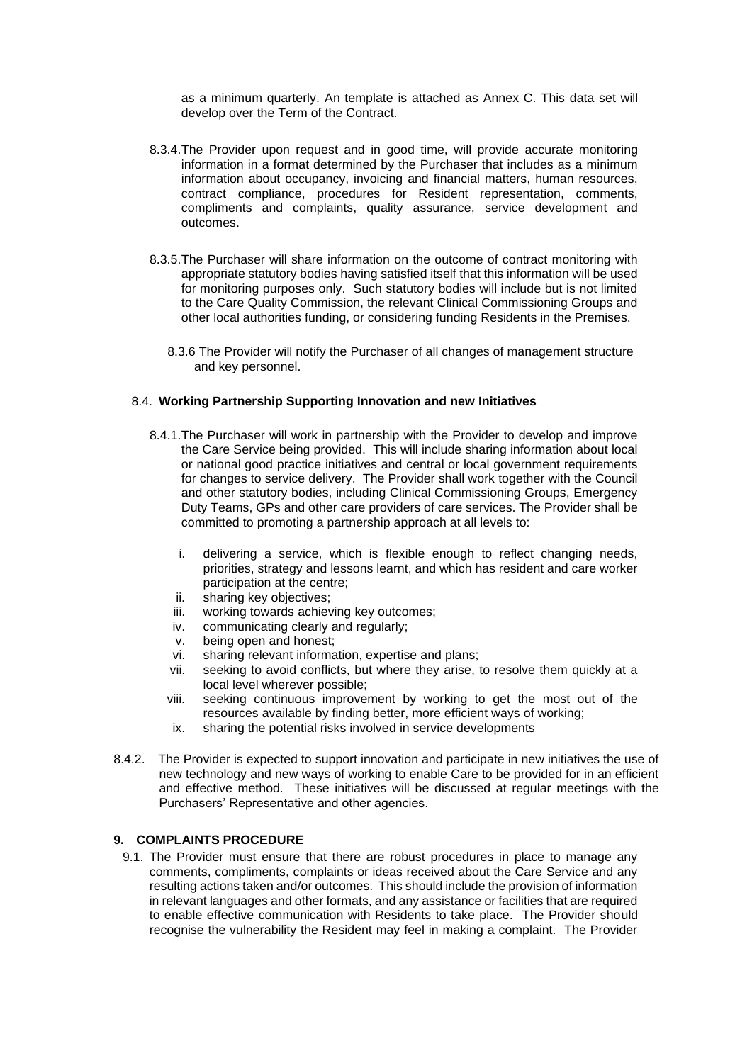as a minimum quarterly. An template is attached as Annex C. This data set will develop over the Term of the Contract.

8.3.4. The Provider upon request and in good time, will provide accurate monitoring information in a format determined by the Purchaser that includes as a minimum information about occupancy, invoicing and financial matters, human resources, contract compliance, procedures for Resident representation, comments, compliments and complaints, quality assurance, service development and outcomes.

8.3.5. The Purchaser will share information on the outcome of contract monitoring with appropriate statutory bodies having satisfied itself that this information will be used for monitoring purposes only. Such statutory bodies will include but is not limited to the Care Quality Commission, the relevant Clinical Commissioning Groups and other local authorities funding, or considering funding Residents in the Premises.

8.3.6 The Provider will notify the Purchaser of all changes of management structure and key personnel.

8.4. **Working Partnership Supporting Innovation and new Initiatives**

8.4.1. The Purchaser will work in partnership with the Provider to develop and improve the Care Service being provided. This will include sharing information about local or national good practice initiatives and central or local government requirements for changes to service delivery. The Provider shall work together with the Council and other statutory bodies, including Clinical Commissioning Groups, Emergency Duty Teams, GPs and other care providers of care services. The Provider shall be committed to promoting a partnership approach at all levels to:

i. delivering a service, which is flexible enough to reflect changing needs, priorities, strategy and lessons learnt, and which has resident and care worker participation at the centre;
ii. sharing key objectives;
iii. working towards achieving key outcomes;
iv. communicating clearly and regularly;
v. being open and honest;
vi. sharing relevant information, expertise and plans;
vii. seeking to avoid conflicts, but where they arise, to resolve them quickly at a local level wherever possible;
viii. seeking continuous improvement by working to get the most out of the resources available by finding better, more efficient ways of working;
ix. sharing the potential risks involved in service developments

8.4.2. The Provider is expected to support innovation and participate in new initiatives the use of new technology and new ways of working to enable Care to be provided for in an efficient and effective method. These initiatives will be discussed at regular meetings with the Purchasers' Representative and other agencies.

## 9. COMPLAINTS PROCEDURE

9.1. The Provider must ensure that there are robust procedures in place to manage any comments, compliments, complaints or ideas received about the Care Service and any resulting actions taken and/or outcomes. This should include the provision of information in relevant languages and other formats, and any assistance or facilities that are required to enable effective communication with Residents to take place. The Provider should recognise the vulnerability the Resident may feel in making a complaint. The Provider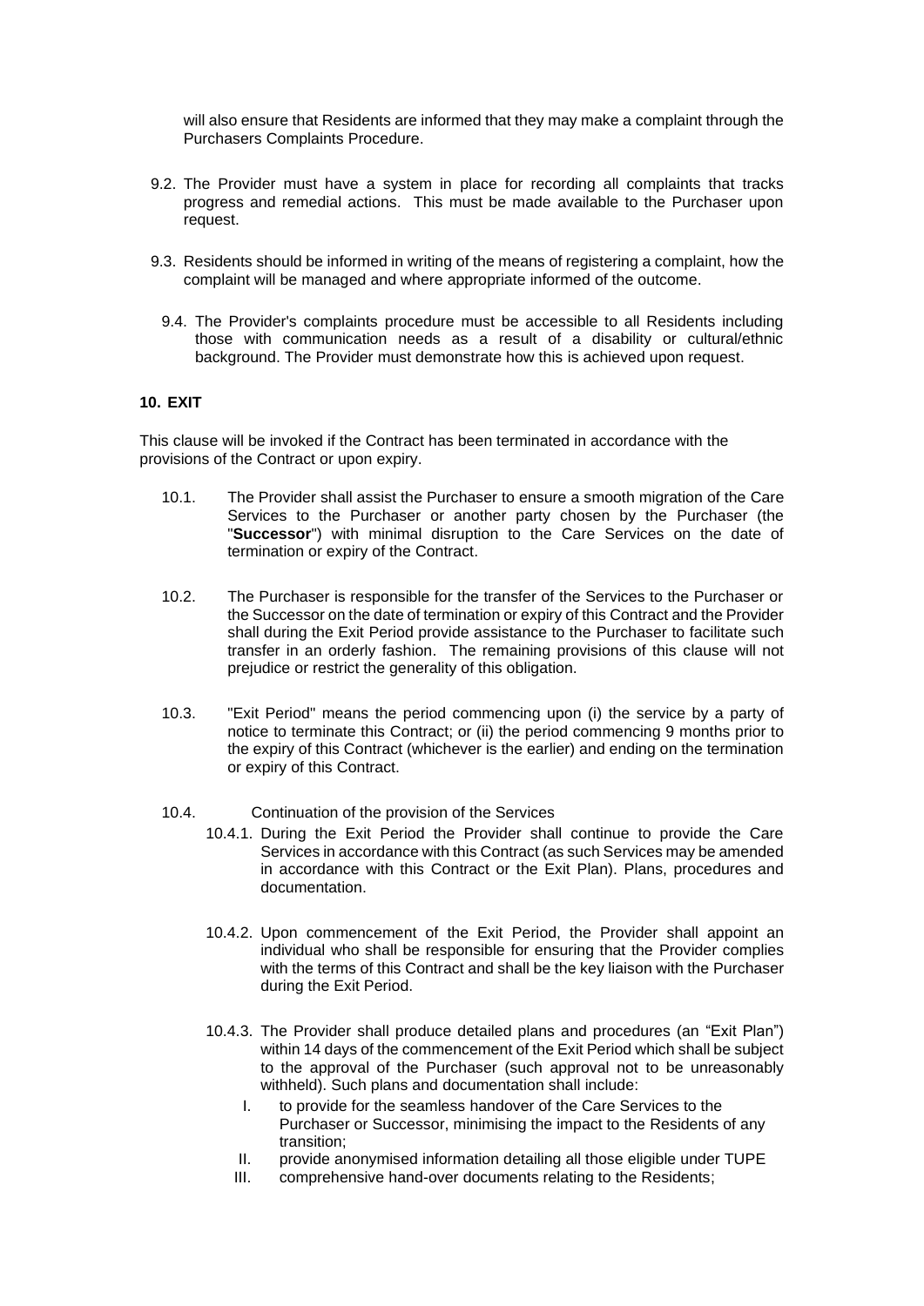will also ensure that Residents are informed that they may make a complaint through the Purchasers Complaints Procedure.

9.2. The Provider must have a system in place for recording all complaints that tracks progress and remedial actions. This must be made available to the Purchaser upon request.

9.3. Residents should be informed in writing of the means of registering a complaint, how the complaint will be managed and where appropriate informed of the outcome.

9.4. The Provider's complaints procedure must be accessible to all Residents including those with communication needs as a result of a disability or cultural/ethnic background. The Provider must demonstrate how this is achieved upon request.

**10. EXIT**

This clause will be invoked if the Contract has been terminated in accordance with the provisions of the Contract or upon expiry.

10.1. The Provider shall assist the Purchaser to ensure a smooth migration of the Care Services to the Purchaser or another party chosen by the Purchaser (the "**Successor**") with minimal disruption to the Care Services on the date of termination or expiry of the Contract.

10.2. The Purchaser is responsible for the transfer of the Services to the Purchaser or the Successor on the date of termination or expiry of this Contract and the Provider shall during the Exit Period provide assistance to the Purchaser to facilitate such transfer in an orderly fashion. The remaining provisions of this clause will not prejudice or restrict the generality of this obligation.

10.3. "Exit Period" means the period commencing upon (i) the service by a party of notice to terminate this Contract; or (ii) the period commencing 9 months prior to the expiry of this Contract (whichever is the earlier) and ending on the termination or expiry of this Contract.

10.4. Continuation of the provision of the Services

10.4.1. During the Exit Period the Provider shall continue to provide the Care Services in accordance with this Contract (as such Services may be amended in accordance with this Contract or the Exit Plan). Plans, procedures and documentation.

10.4.2. Upon commencement of the Exit Period, the Provider shall appoint an individual who shall be responsible for ensuring that the Provider complies with the terms of this Contract and shall be the key liaison with the Purchaser during the Exit Period.

10.4.3. The Provider shall produce detailed plans and procedures (an "Exit Plan") within 14 days of the commencement of the Exit Period which shall be subject to the approval of the Purchaser (such approval not to be unreasonably withheld). Such plans and documentation shall include:

I. to provide for the seamless handover of the Care Services to the Purchaser or Successor, minimising the impact to the Residents of any transition;

II. provide anonymised information detailing all those eligible under TUPE

III. comprehensive hand-over documents relating to the Residents;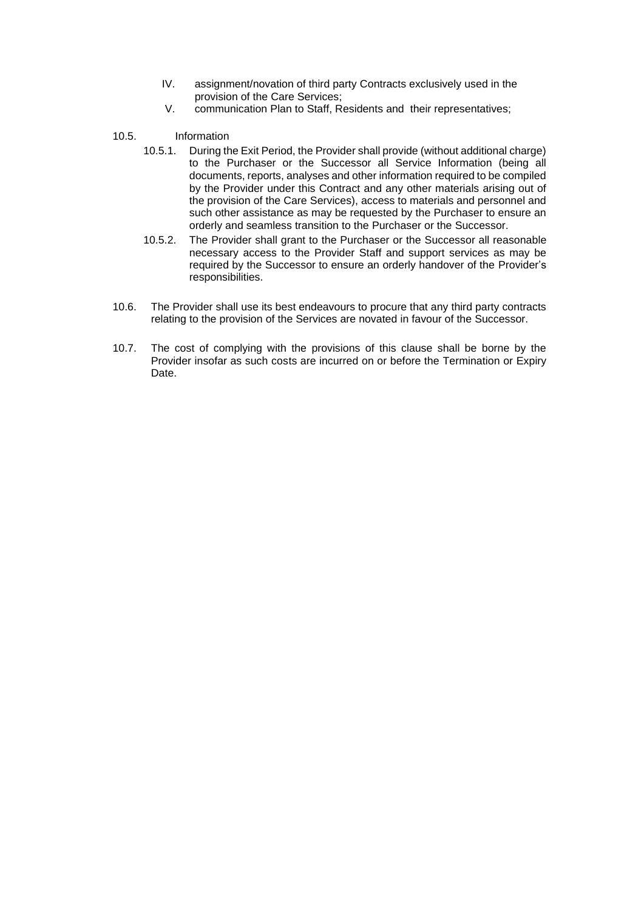IV. assignment/novation of third party Contracts exclusively used in the provision of the Care Services;

V. communication Plan to Staff, Residents and their representatives;

10.5. Information

10.5.1. During the Exit Period, the Provider shall provide (without additional charge) to the Purchaser or the Successor all Service Information (being all documents, reports, analyses and other information required to be compiled by the Provider under this Contract and any other materials arising out of the provision of the Care Services), access to materials and personnel and such other assistance as may be requested by the Purchaser to ensure an orderly and seamless transition to the Purchaser or the Successor.

10.5.2. The Provider shall grant to the Purchaser or the Successor all reasonable necessary access to the Provider Staff and support services as may be required by the Successor to ensure an orderly handover of the Provider's responsibilities.

10.6. The Provider shall use its best endeavours to procure that any third party contracts relating to the provision of the Services are novated in favour of the Successor.

10.7. The cost of complying with the provisions of this clause shall be borne by the Provider insofar as such costs are incurred on or before the Termination or Expiry Date.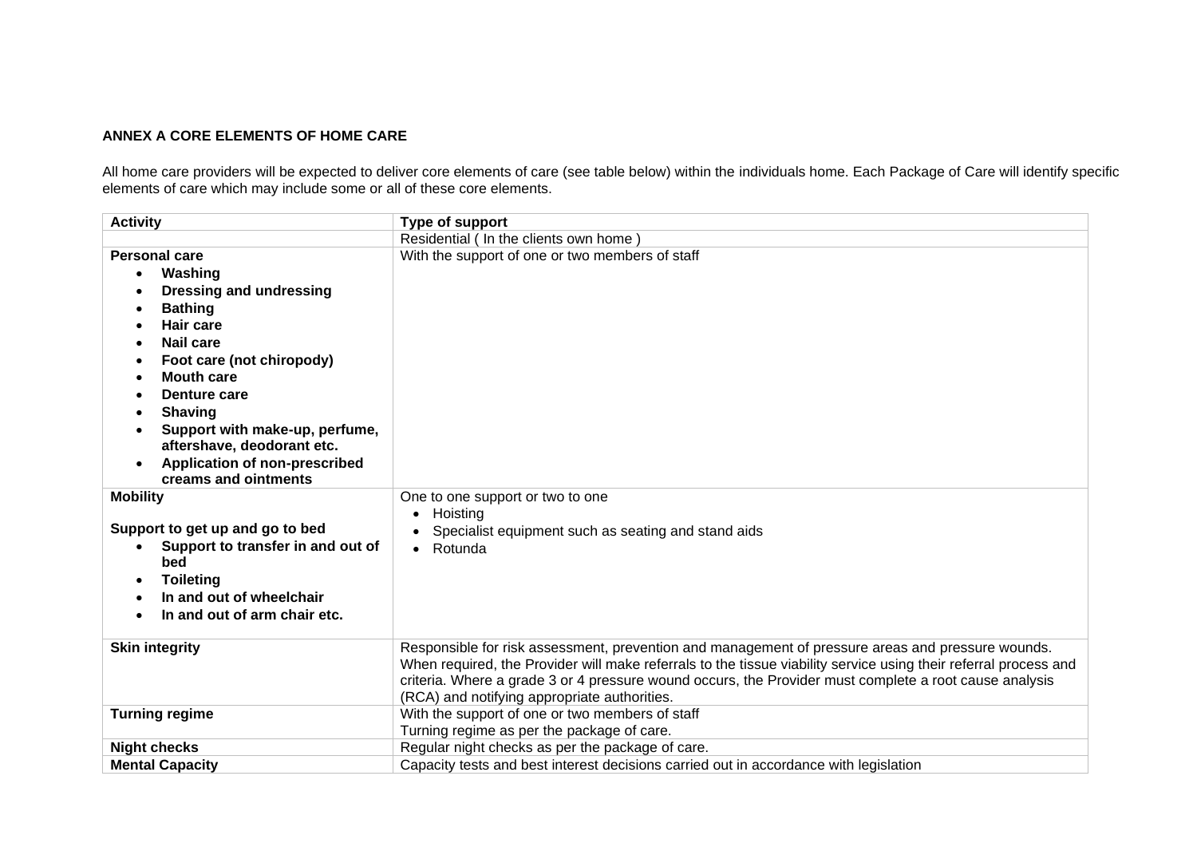**ANNEX A CORE ELEMENTS OF HOME CARE**

All home care providers will be expected to deliver core elements of care (see table below) within the individuals home. Each Package of Care will identify specific elements of care which may include some or all of these core elements.

| Activity | Type of support |
|---|---|
| | Residential ( In the clients own home ) |
| **Personal care**<br>• **Washing**<br>• **Dressing and undressing**<br>• **Bathing**<br>• **Hair care**<br>• **Nail care**<br>• **Foot care (not chiropody)**<br>• **Mouth care**<br>• **Denture care**<br>• **Shaving**<br>• **Support with make-up, perfume, aftershave, deodorant etc.**<br>• **Application of non-prescribed creams and ointments** | With the support of one or two members of staff |
| **Mobility**<br><br>**Support to get up and go to bed**<br>• **Support to transfer in and out of bed**<br>• **Toileting**<br>• **In and out of wheelchair**<br>• **In and out of arm chair etc.** | One to one support or two to one<br>• Hoisting<br>• Specialist equipment such as seating and stand aids<br>• Rotunda |
| **Skin integrity** | Responsible for risk assessment, prevention and management of pressure areas and pressure wounds. When required, the Provider will make referrals to the tissue viability service using their referral process and criteria. Where a grade 3 or 4 pressure wound occurs, the Provider must complete a root cause analysis (RCA) and notifying appropriate authorities. |
| **Turning regime** | With the support of one or two members of staff<br>Turning regime as per the package of care. |
| **Night checks** | Regular night checks as per the package of care. |
| **Mental Capacity** | Capacity tests and best interest decisions carried out in accordance with legislation |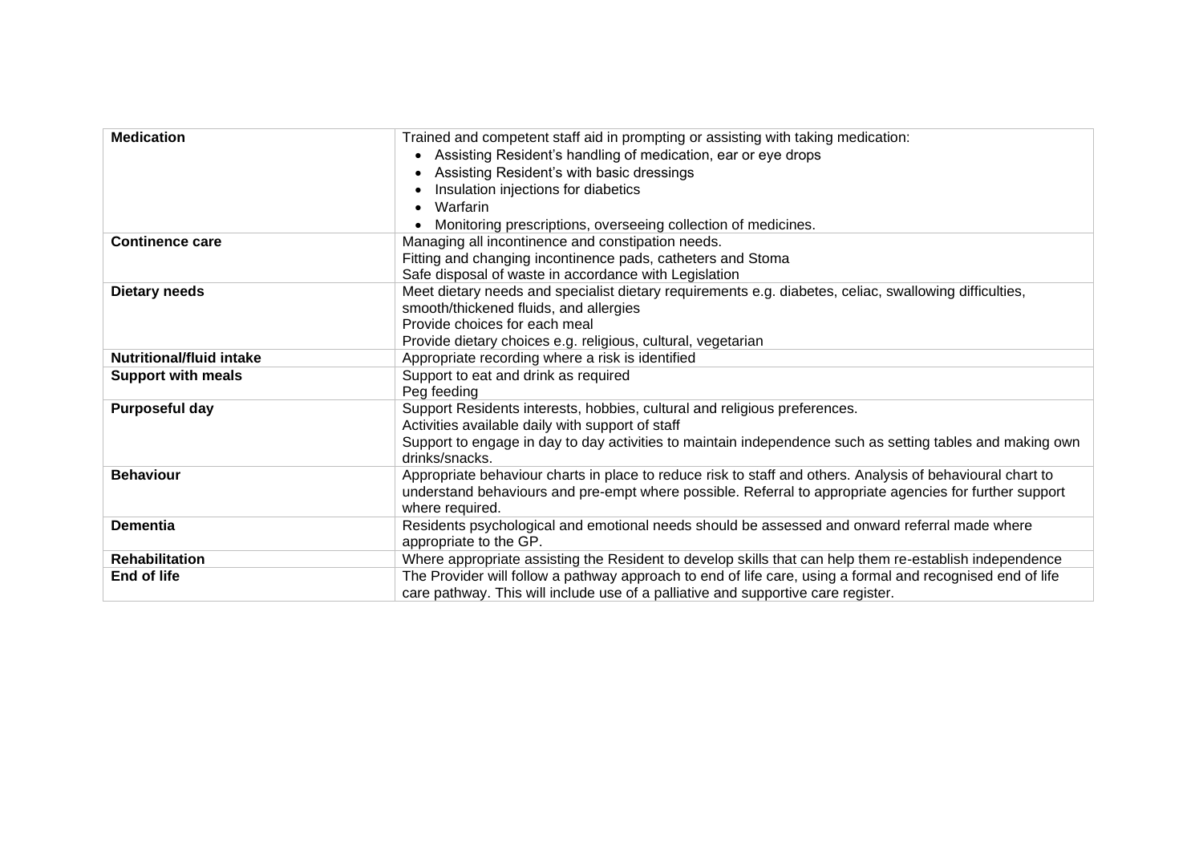| | |
|---|---|
| **Medication** | Trained and competent staff aid in prompting or assisting with taking medication:<br>• Assisting Resident's handling of medication, ear or eye drops<br>• Assisting Resident's with basic dressings<br>• Insulation injections for diabetics<br>• Warfarin<br>• Monitoring prescriptions, overseeing collection of medicines. |
| **Continence care** | Managing all incontinence and constipation needs.<br>Fitting and changing incontinence pads, catheters and Stoma<br>Safe disposal of waste in accordance with Legislation |
| **Dietary needs** | Meet dietary needs and specialist dietary requirements e.g. diabetes, celiac, swallowing difficulties, smooth/thickened fluids, and allergies<br>Provide choices for each meal<br>Provide dietary choices e.g. religious, cultural, vegetarian |
| **Nutritional/fluid intake** | Appropriate recording where a risk is identified |
| **Support with meals** | Support to eat and drink as required<br>Peg feeding |
| **Purposeful day** | Support Residents interests, hobbies, cultural and religious preferences.<br>Activities available daily with support of staff<br>Support to engage in day to day activities to maintain independence such as setting tables and making own drinks/snacks. |
| **Behaviour** | Appropriate behaviour charts in place to reduce risk to staff and others. Analysis of behavioural chart to understand behaviours and pre-empt where possible. Referral to appropriate agencies for further support where required. |
| **Dementia** | Residents psychological and emotional needs should be assessed and onward referral made where appropriate to the GP. |
| **Rehabilitation** | Where appropriate assisting the Resident to develop skills that can help them re-establish independence |
| **End of life** | The Provider will follow a pathway approach to end of life care, using a formal and recognised end of life care pathway. This will include use of a palliative and supportive care register. |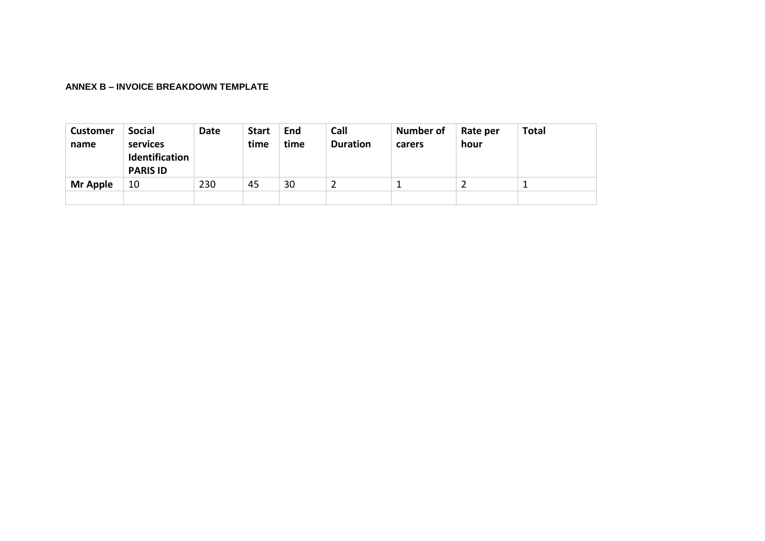**ANNEX B – INVOICE BREAKDOWN TEMPLATE**

| Customer name | Social services Identification PARIS ID | Date | Start time | End time | Call Duration | Number of carers | Rate per hour | Total |
|---|---|---|---|---|---|---|---|---|
| **Mr Apple** | 10 | 230 | 45 | 30 | 2 | 1 | 2 | 1 |
| | | | | | | | | |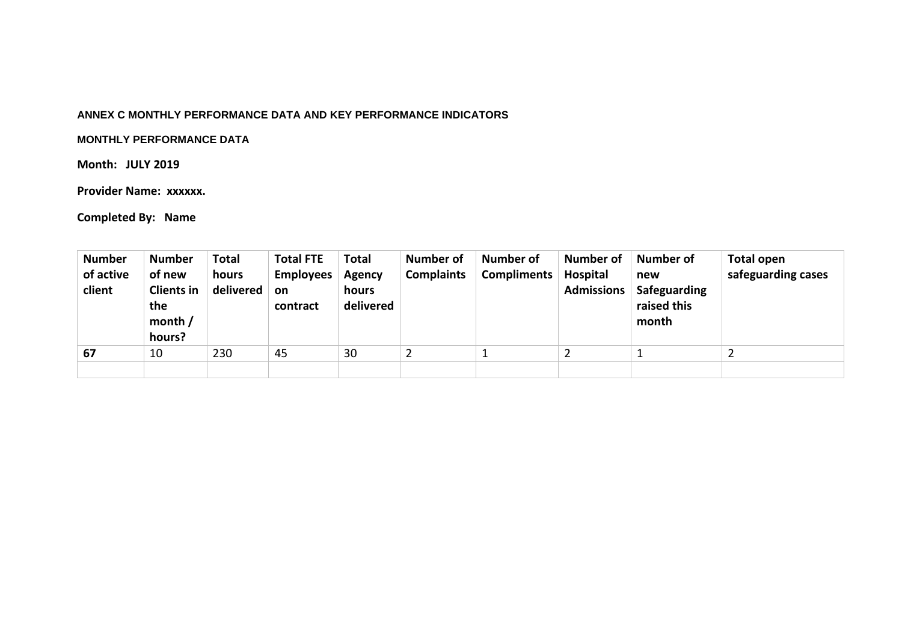**ANNEX C MONTHLY PERFORMANCE DATA AND KEY PERFORMANCE INDICATORS**

**MONTHLY PERFORMANCE DATA**

**Month: JULY 2019**

**Provider Name: xxxxxx.**

**Completed By: Name**

| Number of active client | Number of new Clients in the month / hours? | Total hours delivered | Total FTE Employees on contract | Total Agency hours delivered | Number of Complaints | Number of Compliments | Number of Hospital Admissions | Number of new Safeguarding raised this month | Total open safeguarding cases |
|---|---|---|---|---|---|---|---|---|---|
| **67** | 10 | 230 | 45 | 30 | 2 | 1 | 2 | 1 | 2 |
| | | | | | | | | | |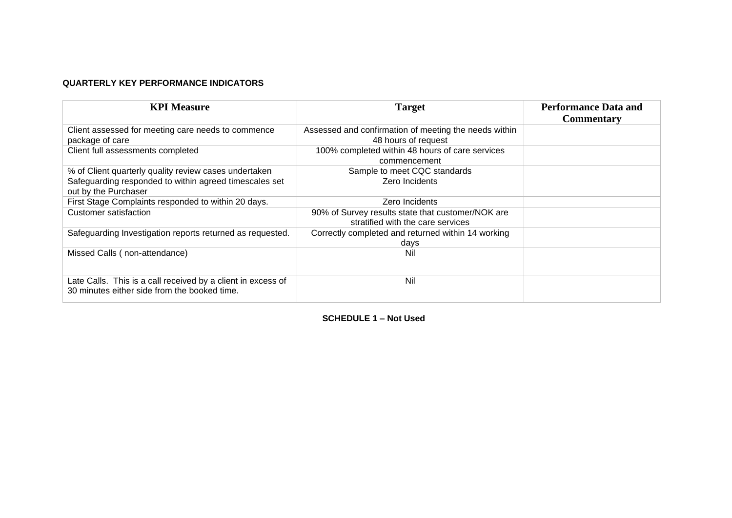**QUARTERLY KEY PERFORMANCE INDICATORS**

| KPI Measure | Target | Performance Data and Commentary |
|---|---|---|
| Client assessed for meeting care needs to commence package of care | Assessed and confirmation of meeting the needs within 48 hours of request | |
| Client full assessments completed | 100% completed within 48 hours of care services commencement | |
| % of Client quarterly quality review cases undertaken | Sample to meet CQC standards | |
| Safeguarding responded to within agreed timescales set out by the Purchaser | Zero Incidents | |
| First Stage Complaints responded to within 20 days. | Zero Incidents | |
| Customer satisfaction | 90% of Survey results state that customer/NOK are stratified with the care services | |
| Safeguarding Investigation reports returned as requested. | Correctly completed and returned within 14 working days | |
| Missed Calls ( non-attendance) | Nil | |
| Late Calls. This is a call received by a client in excess of 30 minutes either side from the booked time. | Nil | |

**SCHEDULE 1 – Not Used**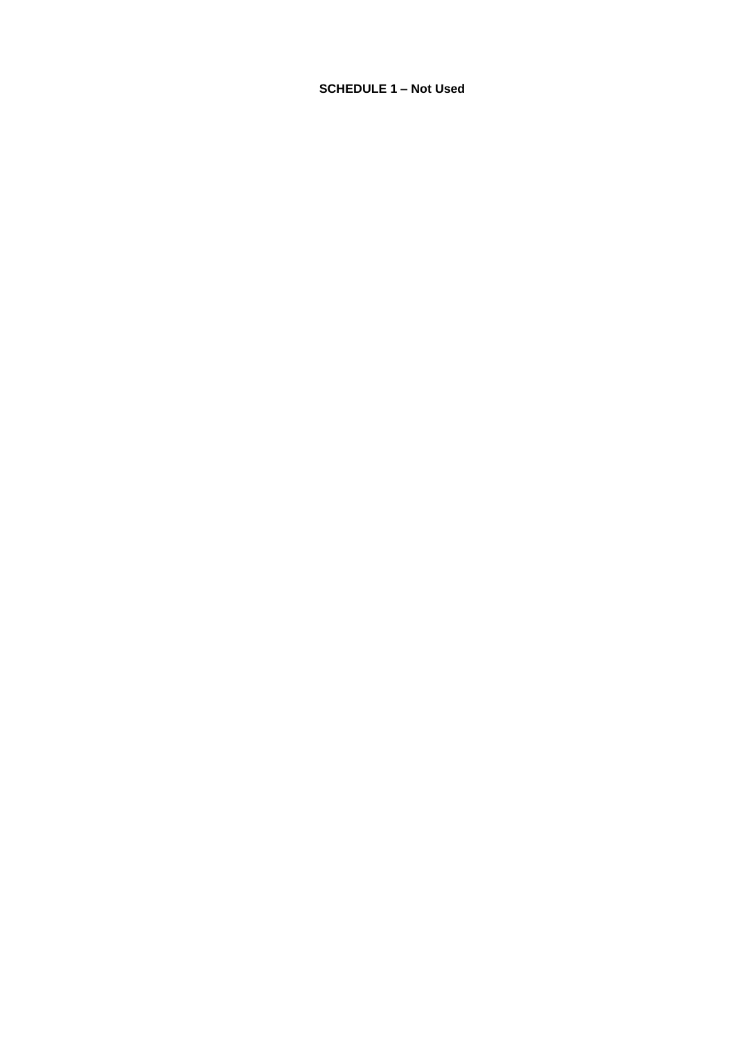**SCHEDULE 1 – Not Used**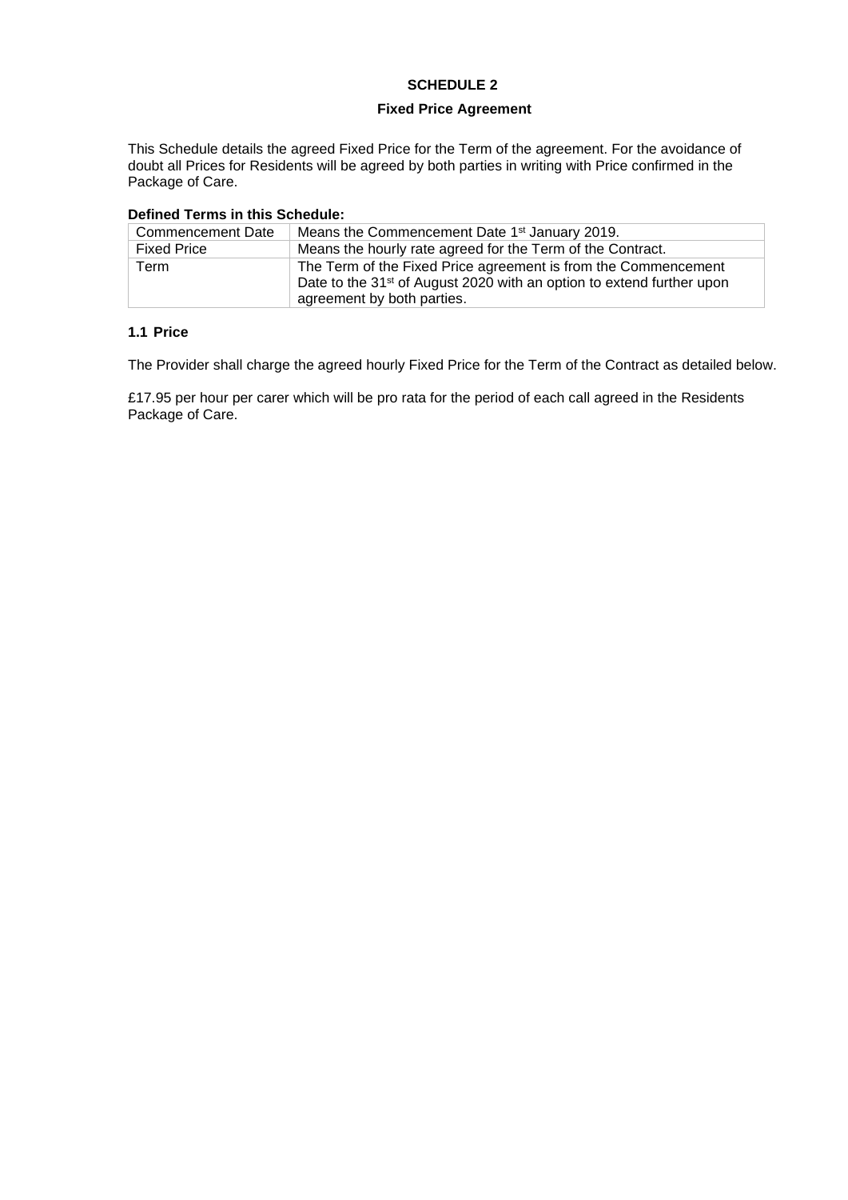**SCHEDULE 2**

**Fixed Price Agreement**

This Schedule details the agreed Fixed Price for the Term of the agreement. For the avoidance of doubt all Prices for Residents will be agreed by both parties in writing with Price confirmed in the Package of Care.

**Defined Terms in this Schedule:**

| | |
|---|---|
| Commencement Date | Means the Commencement Date 1st January 2019. |
| Fixed Price | Means the hourly rate agreed for the Term of the Contract. |
| Term | The Term of the Fixed Price agreement is from the Commencement Date to the 31st of August 2020 with an option to extend further upon agreement by both parties. |

**1.1 Price**

The Provider shall charge the agreed hourly Fixed Price for the Term of the Contract as detailed below.

£17.95 per hour per carer which will be pro rata for the period of each call agreed in the Residents Package of Care.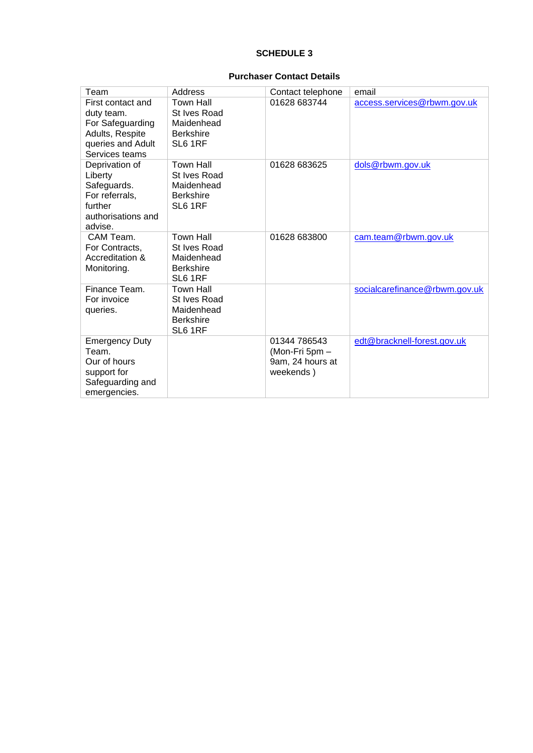**SCHEDULE 3**

**Purchaser Contact Details**

| Team | Address | Contact telephone | email |
|---|---|---|---|
| First contact and duty team. For Safeguarding Adults, Respite queries and Adult Services teams | Town Hall St Ives Road Maidenhead Berkshire SL6 1RF | 01628 683744 | access.services@rbwm.gov.uk |
| Deprivation of Liberty Safeguards. For referrals, further authorisations and advise. | Town Hall St Ives Road Maidenhead Berkshire SL6 1RF | 01628 683625 | dols@rbwm.gov.uk |
| CAM Team. For Contracts, Accreditation & Monitoring. | Town Hall St Ives Road Maidenhead Berkshire SL6 1RF | 01628 683800 | cam.team@rbwm.gov.uk |
| Finance Team. For invoice queries. | Town Hall St Ives Road Maidenhead Berkshire SL6 1RF | | socialcarefinance@rbwm.gov.uk |
| Emergency Duty Team. Our of hours support for Safeguarding and emergencies. | | 01344 786543 (Mon-Fri 5pm – 9am, 24 hours at weekends ) | edt@bracknell-forest.gov.uk |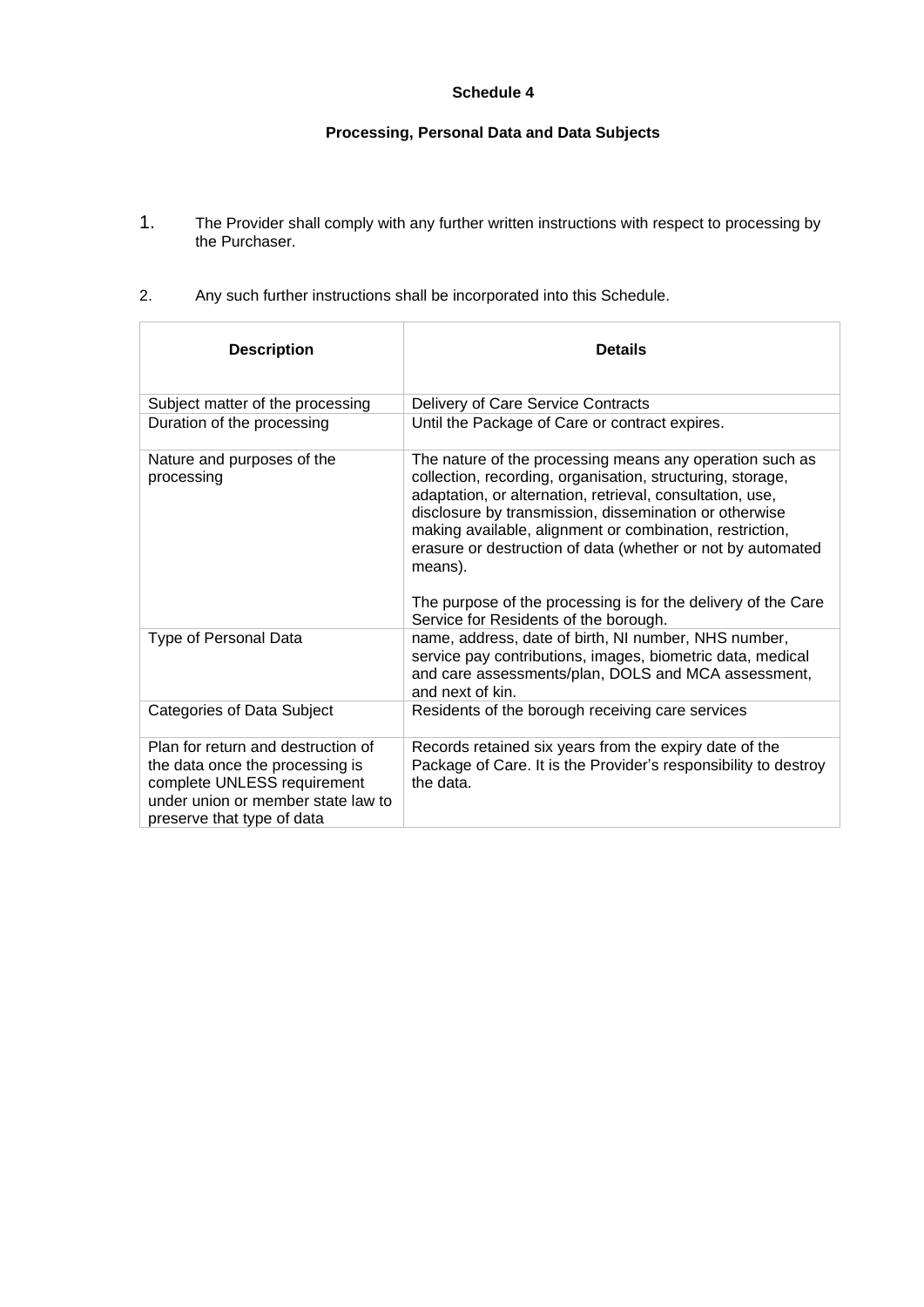**Schedule 4**

**Processing, Personal Data and Data Subjects**

1. The Provider shall comply with any further written instructions with respect to processing by the Purchaser.

2. Any such further instructions shall be incorporated into this Schedule.

| **Description** | **Details** |
|---|---|
| Subject matter of the processing | Delivery of Care Service Contracts |
| Duration of the processing | Until the Package of Care or contract expires. |
| Nature and purposes of the processing | The nature of the processing means any operation such as collection, recording, organisation, structuring, storage, adaptation, or alternation, retrieval, consultation, use, disclosure by transmission, dissemination or otherwise making available, alignment or combination, restriction, erasure or destruction of data (whether or not by automated means).<br><br>The purpose of the processing is for the delivery of the Care Service for Residents of the borough. |
| Type of Personal Data | name, address, date of birth, NI number, NHS number, service pay contributions, images, biometric data, medical and care assessments/plan, DOLS and MCA assessment, and next of kin. |
| Categories of Data Subject | Residents of the borough receiving care services |
| Plan for return and destruction of the data once the processing is complete UNLESS requirement under union or member state law to preserve that type of data | Records retained six years from the expiry date of the Package of Care. It is the Provider's responsibility to destroy the data. |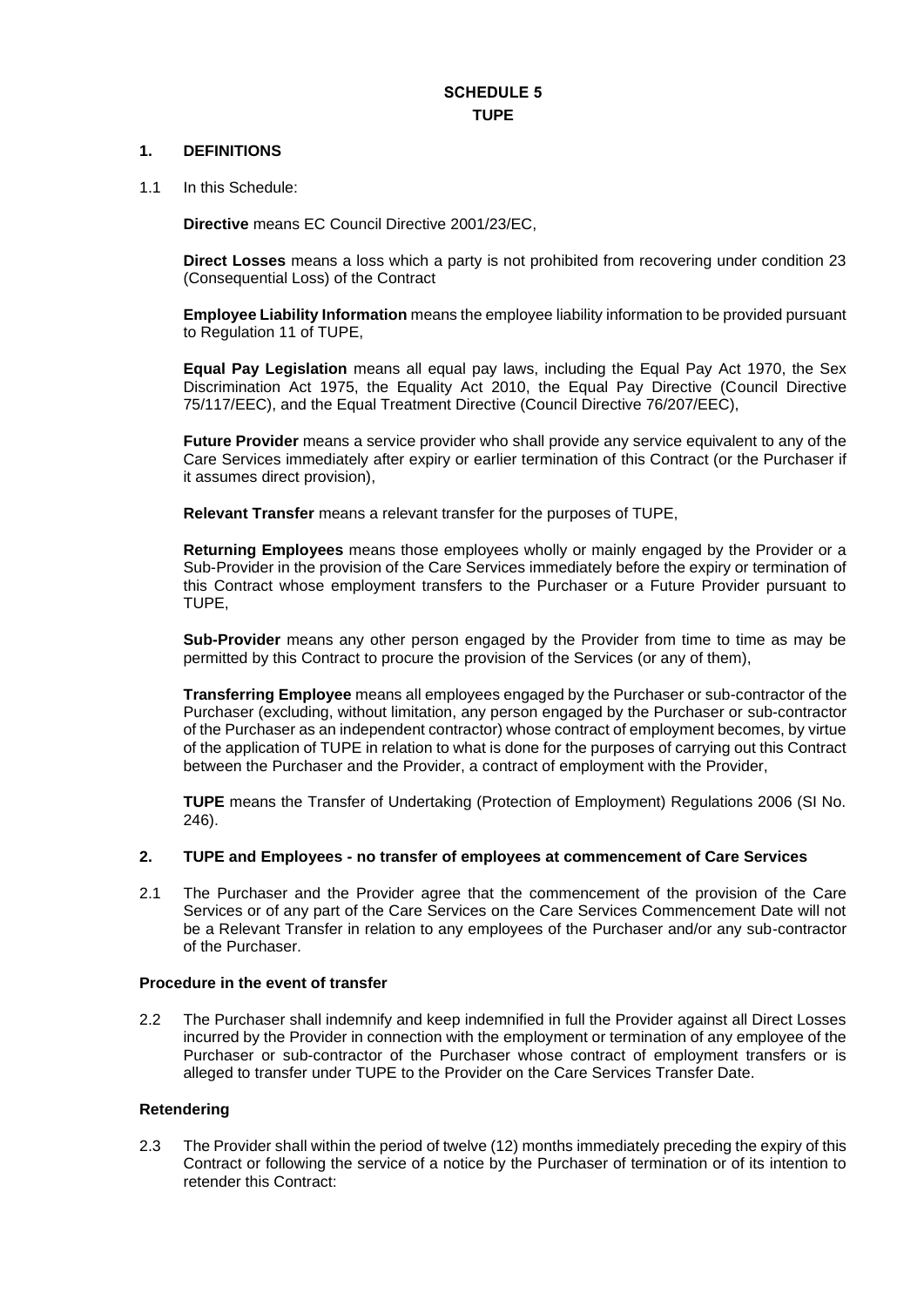# SCHEDULE 5
## TUPE

### 1. DEFINITIONS

1.1 In this Schedule:

**Directive** means EC Council Directive 2001/23/EC,

**Direct Losses** means a loss which a party is not prohibited from recovering under condition 23 (Consequential Loss) of the Contract

**Employee Liability Information** means the employee liability information to be provided pursuant to Regulation 11 of TUPE,

**Equal Pay Legislation** means all equal pay laws, including the Equal Pay Act 1970, the Sex Discrimination Act 1975, the Equality Act 2010, the Equal Pay Directive (Council Directive 75/117/EEC), and the Equal Treatment Directive (Council Directive 76/207/EEC),

**Future Provider** means a service provider who shall provide any service equivalent to any of the Care Services immediately after expiry or earlier termination of this Contract (or the Purchaser if it assumes direct provision),

**Relevant Transfer** means a relevant transfer for the purposes of TUPE,

**Returning Employees** means those employees wholly or mainly engaged by the Provider or a Sub-Provider in the provision of the Care Services immediately before the expiry or termination of this Contract whose employment transfers to the Purchaser or a Future Provider pursuant to TUPE,

**Sub-Provider** means any other person engaged by the Provider from time to time as may be permitted by this Contract to procure the provision of the Services (or any of them),

**Transferring Employee** means all employees engaged by the Purchaser or sub-contractor of the Purchaser (excluding, without limitation, any person engaged by the Purchaser or sub-contractor of the Purchaser as an independent contractor) whose contract of employment becomes, by virtue of the application of TUPE in relation to what is done for the purposes of carrying out this Contract between the Purchaser and the Provider, a contract of employment with the Provider,

**TUPE** means the Transfer of Undertaking (Protection of Employment) Regulations 2006 (SI No. 246).

### 2. TUPE and Employees - no transfer of employees at commencement of Care Services

2.1 The Purchaser and the Provider agree that the commencement of the provision of the Care Services or of any part of the Care Services on the Care Services Commencement Date will not be a Relevant Transfer in relation to any employees of the Purchaser and/or any sub-contractor of the Purchaser.

#### Procedure in the event of transfer

2.2 The Purchaser shall indemnify and keep indemnified in full the Provider against all Direct Losses incurred by the Provider in connection with the employment or termination of any employee of the Purchaser or sub-contractor of the Purchaser whose contract of employment transfers or is alleged to transfer under TUPE to the Provider on the Care Services Transfer Date.

#### Retendering

2.3 The Provider shall within the period of twelve (12) months immediately preceding the expiry of this Contract or following the service of a notice by the Purchaser of termination or of its intention to retender this Contract: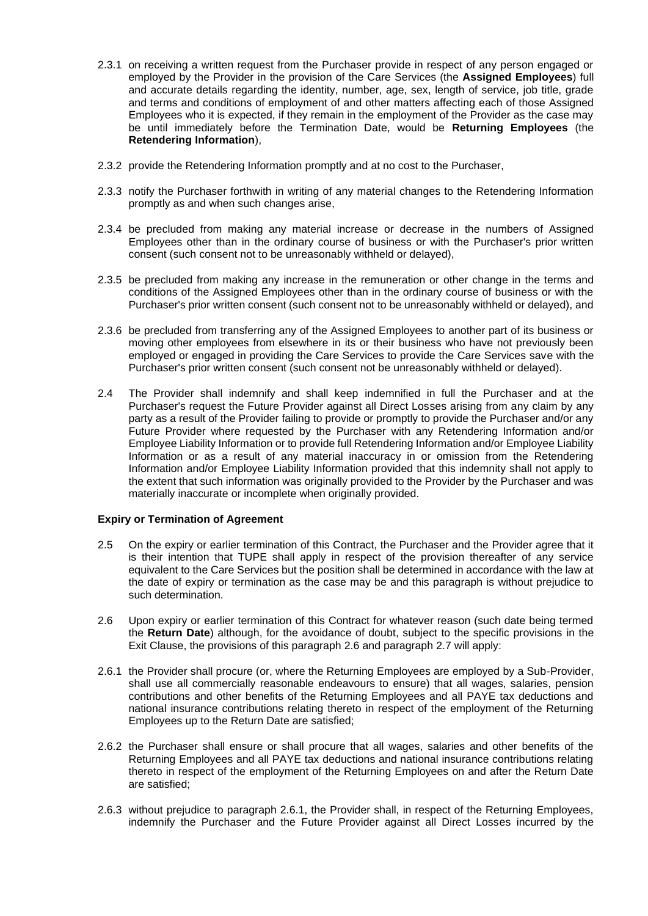2.3.1 on receiving a written request from the Purchaser provide in respect of any person engaged or employed by the Provider in the provision of the Care Services (the **Assigned Employees**) full and accurate details regarding the identity, number, age, sex, length of service, job title, grade and terms and conditions of employment of and other matters affecting each of those Assigned Employees who it is expected, if they remain in the employment of the Provider as the case may be until immediately before the Termination Date, would be **Returning Employees** (the **Retendering Information**),

2.3.2 provide the Retendering Information promptly and at no cost to the Purchaser,

2.3.3 notify the Purchaser forthwith in writing of any material changes to the Retendering Information promptly as and when such changes arise,

2.3.4 be precluded from making any material increase or decrease in the numbers of Assigned Employees other than in the ordinary course of business or with the Purchaser's prior written consent (such consent not to be unreasonably withheld or delayed),

2.3.5 be precluded from making any increase in the remuneration or other change in the terms and conditions of the Assigned Employees other than in the ordinary course of business or with the Purchaser's prior written consent (such consent not to be unreasonably withheld or delayed), and

2.3.6 be precluded from transferring any of the Assigned Employees to another part of its business or moving other employees from elsewhere in its or their business who have not previously been employed or engaged in providing the Care Services to provide the Care Services save with the Purchaser's prior written consent (such consent not be unreasonably withheld or delayed).

2.4 The Provider shall indemnify and shall keep indemnified in full the Purchaser and at the Purchaser's request the Future Provider against all Direct Losses arising from any claim by any party as a result of the Provider failing to provide or promptly to provide the Purchaser and/or any Future Provider where requested by the Purchaser with any Retendering Information and/or Employee Liability Information or to provide full Retendering Information and/or Employee Liability Information or as a result of any material inaccuracy in or omission from the Retendering Information and/or Employee Liability Information provided that this indemnity shall not apply to the extent that such information was originally provided to the Provider by the Purchaser and was materially inaccurate or incomplete when originally provided.

**Expiry or Termination of Agreement**

2.5 On the expiry or earlier termination of this Contract, the Purchaser and the Provider agree that it is their intention that TUPE shall apply in respect of the provision thereafter of any service equivalent to the Care Services but the position shall be determined in accordance with the law at the date of expiry or termination as the case may be and this paragraph is without prejudice to such determination.

2.6 Upon expiry or earlier termination of this Contract for whatever reason (such date being termed the **Return Date**) although, for the avoidance of doubt, subject to the specific provisions in the Exit Clause, the provisions of this paragraph 2.6 and paragraph 2.7 will apply:

2.6.1 the Provider shall procure (or, where the Returning Employees are employed by a Sub-Provider, shall use all commercially reasonable endeavours to ensure) that all wages, salaries, pension contributions and other benefits of the Returning Employees and all PAYE tax deductions and national insurance contributions relating thereto in respect of the employment of the Returning Employees up to the Return Date are satisfied;

2.6.2 the Purchaser shall ensure or shall procure that all wages, salaries and other benefits of the Returning Employees and all PAYE tax deductions and national insurance contributions relating thereto in respect of the employment of the Returning Employees on and after the Return Date are satisfied;

2.6.3 without prejudice to paragraph 2.6.1, the Provider shall, in respect of the Returning Employees, indemnify the Purchaser and the Future Provider against all Direct Losses incurred by the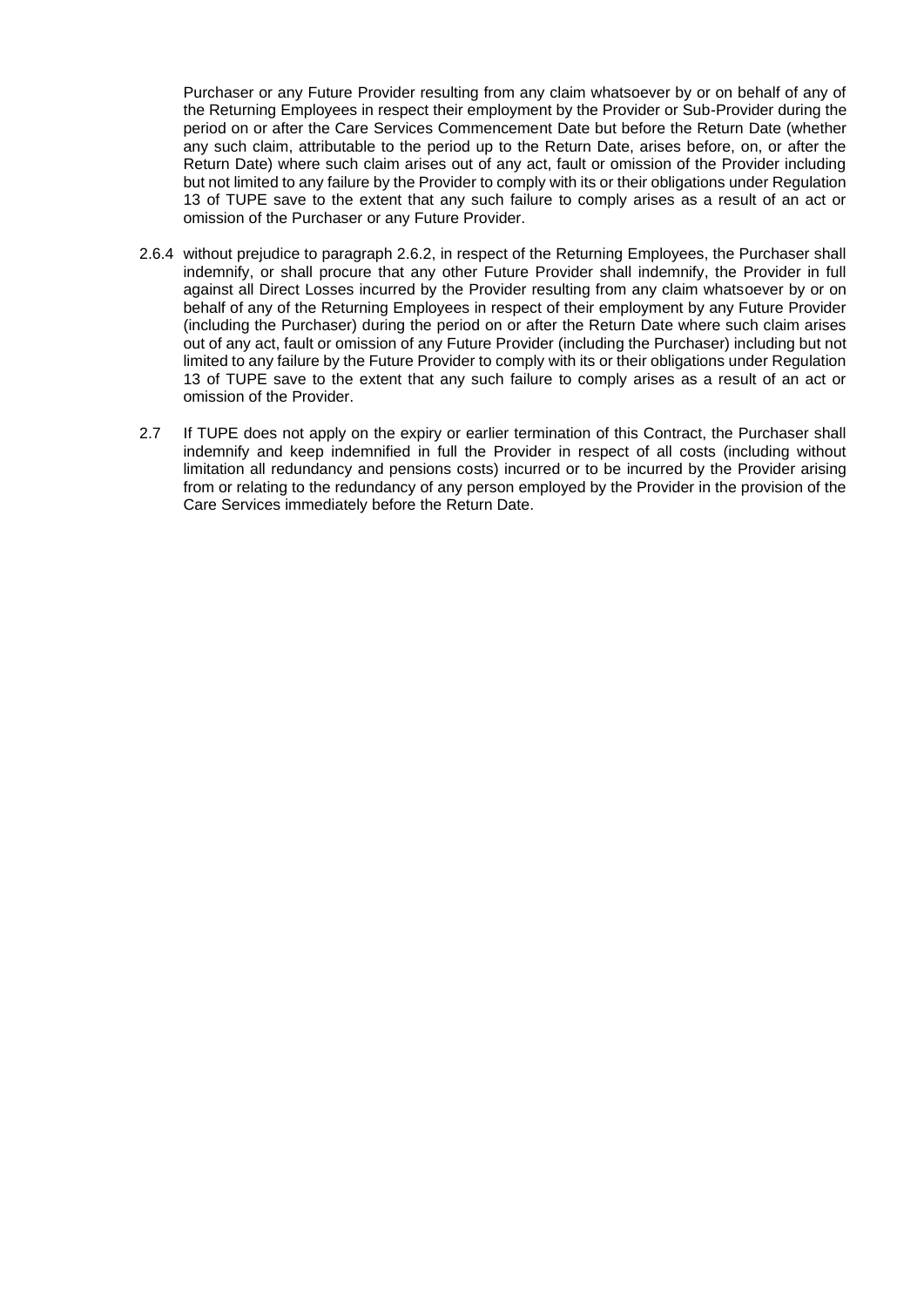Purchaser or any Future Provider resulting from any claim whatsoever by or on behalf of any of the Returning Employees in respect their employment by the Provider or Sub-Provider during the period on or after the Care Services Commencement Date but before the Return Date (whether any such claim, attributable to the period up to the Return Date, arises before, on, or after the Return Date) where such claim arises out of any act, fault or omission of the Provider including but not limited to any failure by the Provider to comply with its or their obligations under Regulation 13 of TUPE save to the extent that any such failure to comply arises as a result of an act or omission of the Purchaser or any Future Provider.

2.6.4 without prejudice to paragraph 2.6.2, in respect of the Returning Employees, the Purchaser shall indemnify, or shall procure that any other Future Provider shall indemnify, the Provider in full against all Direct Losses incurred by the Provider resulting from any claim whatsoever by or on behalf of any of the Returning Employees in respect of their employment by any Future Provider (including the Purchaser) during the period on or after the Return Date where such claim arises out of any act, fault or omission of any Future Provider (including the Purchaser) including but not limited to any failure by the Future Provider to comply with its or their obligations under Regulation 13 of TUPE save to the extent that any such failure to comply arises as a result of an act or omission of the Provider.

2.7 If TUPE does not apply on the expiry or earlier termination of this Contract, the Purchaser shall indemnify and keep indemnified in full the Provider in respect of all costs (including without limitation all redundancy and pensions costs) incurred or to be incurred by the Provider arising from or relating to the redundancy of any person employed by the Provider in the provision of the Care Services immediately before the Return Date.